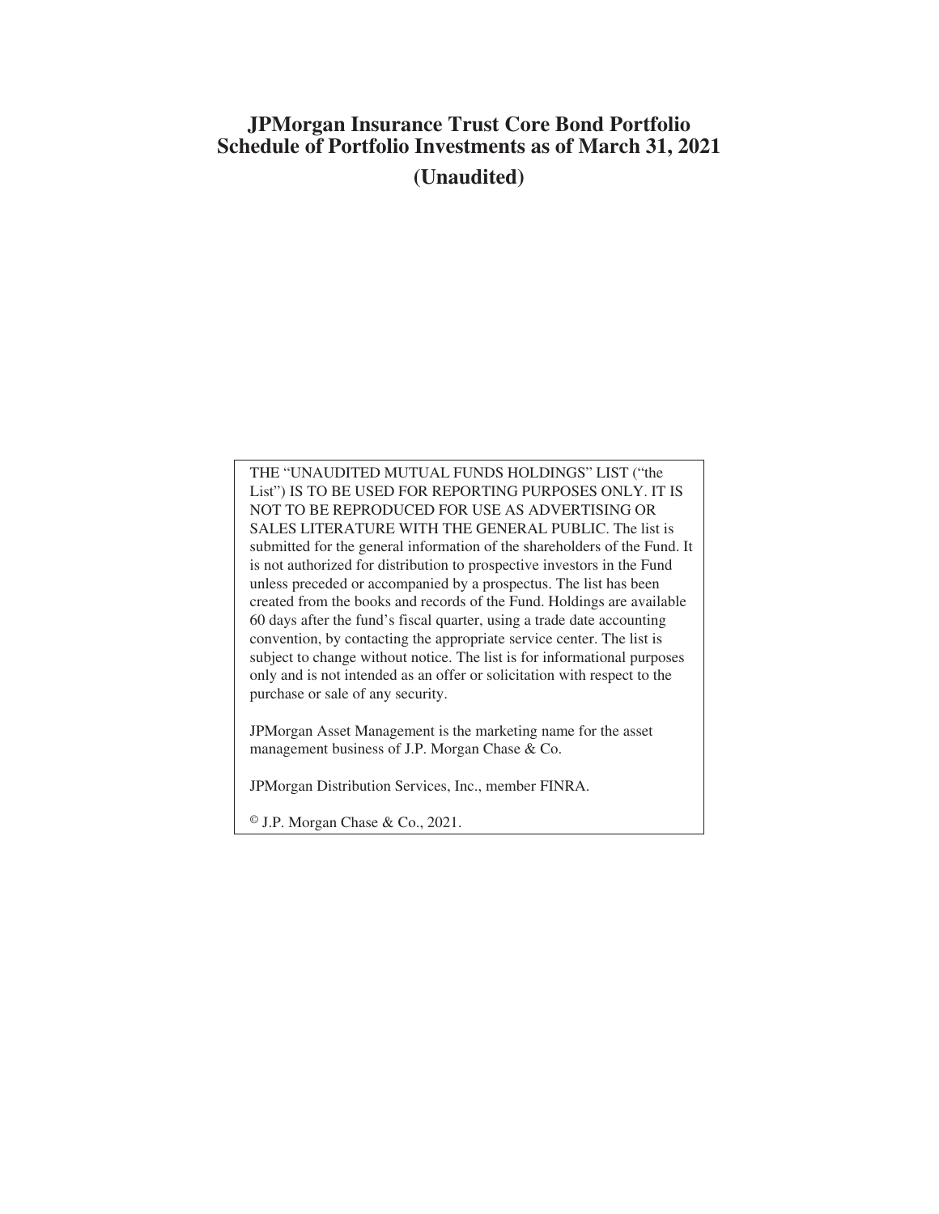# JPMorgan Insurance Trust Core Bond Portfolio
# Schedule of Portfolio Investments as of March 31, 2021
## (Unaudited)

THE "UNAUDITED MUTUAL FUNDS HOLDINGS" LIST ("the List") IS TO BE USED FOR REPORTING PURPOSES ONLY. IT IS NOT TO BE REPRODUCED FOR USE AS ADVERTISING OR SALES LITERATURE WITH THE GENERAL PUBLIC. The list is submitted for the general information of the shareholders of the Fund. It is not authorized for distribution to prospective investors in the Fund unless preceded or accompanied by a prospectus. The list has been created from the books and records of the Fund. Holdings are available 60 days after the fund's fiscal quarter, using a trade date accounting convention, by contacting the appropriate service center. The list is subject to change without notice. The list is for informational purposes only and is not intended as an offer or solicitation with respect to the purchase or sale of any security.

JPMorgan Asset Management is the marketing name for the asset management business of J.P. Morgan Chase & Co.

JPMorgan Distribution Services, Inc., member FINRA.

© J.P. Morgan Chase & Co., 2021.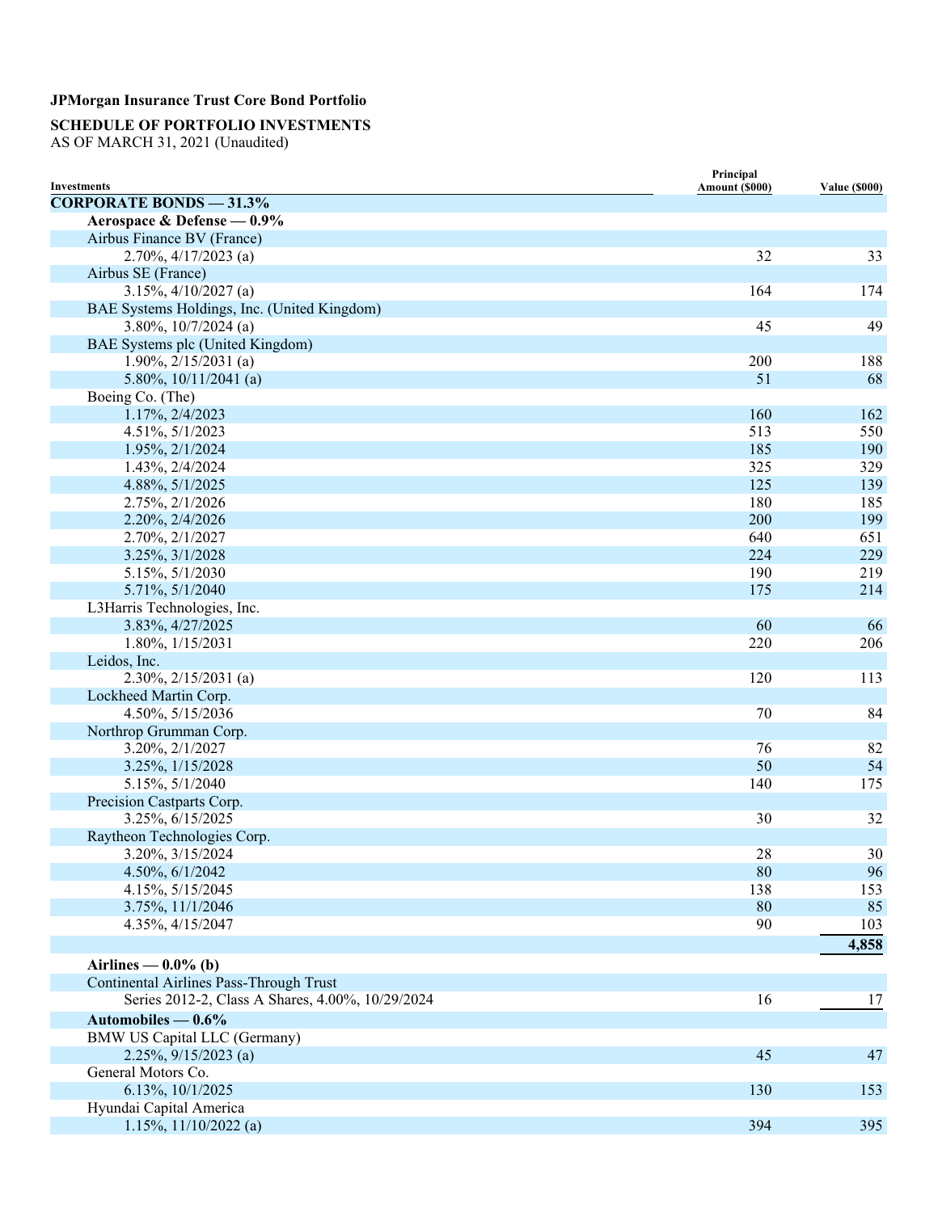**JPMorgan Insurance Trust Core Bond Portfolio**

**SCHEDULE OF PORTFOLIO INVESTMENTS**
AS OF MARCH 31, 2021 (Unaudited)

| Investments | Principal Amount ($000) | Value ($000) |
|---|---|---|
| **CORPORATE BONDS — 31.3%** | | |
| **Aerospace & Defense — 0.9%** | | |
| Airbus Finance BV (France) | | |
| 2.70%, 4/17/2023 (a) | 32 | 33 |
| Airbus SE (France) | | |
| 3.15%, 4/10/2027 (a) | 164 | 174 |
| BAE Systems Holdings, Inc. (United Kingdom) | | |
| 3.80%, 10/7/2024 (a) | 45 | 49 |
| BAE Systems plc (United Kingdom) | | |
| 1.90%, 2/15/2031 (a) | 200 | 188 |
| 5.80%, 10/11/2041 (a) | 51 | 68 |
| Boeing Co. (The) | | |
| 1.17%, 2/4/2023 | 160 | 162 |
| 4.51%, 5/1/2023 | 513 | 550 |
| 1.95%, 2/1/2024 | 185 | 190 |
| 1.43%, 2/4/2024 | 325 | 329 |
| 4.88%, 5/1/2025 | 125 | 139 |
| 2.75%, 2/1/2026 | 180 | 185 |
| 2.20%, 2/4/2026 | 200 | 199 |
| 2.70%, 2/1/2027 | 640 | 651 |
| 3.25%, 3/1/2028 | 224 | 229 |
| 5.15%, 5/1/2030 | 190 | 219 |
| 5.71%, 5/1/2040 | 175 | 214 |
| L3Harris Technologies, Inc. | | |
| 3.83%, 4/27/2025 | 60 | 66 |
| 1.80%, 1/15/2031 | 220 | 206 |
| Leidos, Inc. | | |
| 2.30%, 2/15/2031 (a) | 120 | 113 |
| Lockheed Martin Corp. | | |
| 4.50%, 5/15/2036 | 70 | 84 |
| Northrop Grumman Corp. | | |
| 3.20%, 2/1/2027 | 76 | 82 |
| 3.25%, 1/15/2028 | 50 | 54 |
| 5.15%, 5/1/2040 | 140 | 175 |
| Precision Castparts Corp. | | |
| 3.25%, 6/15/2025 | 30 | 32 |
| Raytheon Technologies Corp. | | |
| 3.20%, 3/15/2024 | 28 | 30 |
| 4.50%, 6/1/2042 | 80 | 96 |
| 4.15%, 5/15/2045 | 138 | 153 |
| 3.75%, 11/1/2046 | 80 | 85 |
| 4.35%, 4/15/2047 | 90 | 103 |
| | | **4,858** |
| **Airlines — 0.0% (b)** | | |
| Continental Airlines Pass-Through Trust | | |
| Series 2012-2, Class A Shares, 4.00%, 10/29/2024 | 16 | 17 |
| **Automobiles — 0.6%** | | |
| BMW US Capital LLC (Germany) | | |
| 2.25%, 9/15/2023 (a) | 45 | 47 |
| General Motors Co. | | |
| 6.13%, 10/1/2025 | 130 | 153 |
| Hyundai Capital America | | |
| 1.15%, 11/10/2022 (a) | 394 | 395 |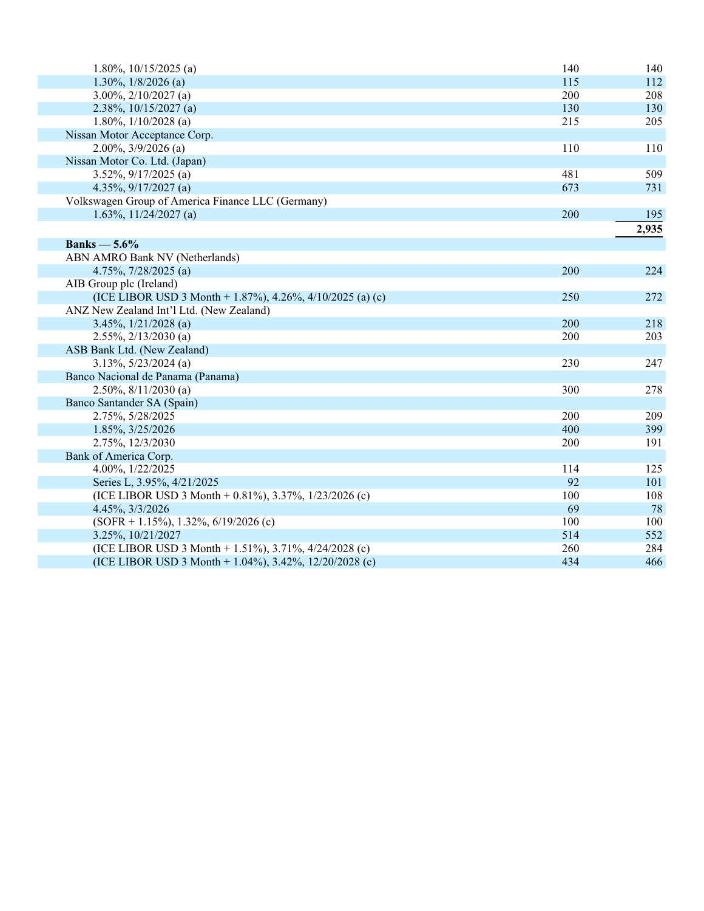| | | |
|---|---|---|
| 1.80%, 10/15/2025 (a) | 140 | 140 |
| 1.30%, 1/8/2026 (a) | 115 | 112 |
| 3.00%, 2/10/2027 (a) | 200 | 208 |
| 2.38%, 10/15/2027 (a) | 130 | 130 |
| 1.80%, 1/10/2028 (a) | 215 | 205 |
| Nissan Motor Acceptance Corp. | | |
| 2.00%, 3/9/2026 (a) | 110 | 110 |
| Nissan Motor Co. Ltd. (Japan) | | |
| 3.52%, 9/17/2025 (a) | 481 | 509 |
| 4.35%, 9/17/2027 (a) | 673 | 731 |
| Volkswagen Group of America Finance LLC (Germany) | | |
| 1.63%, 11/24/2027 (a) | 200 | 195 |
| | | **2,935** |
| **Banks — 5.6%** | | |
| ABN AMRO Bank NV (Netherlands) | | |
| 4.75%, 7/28/2025 (a) | 200 | 224 |
| AIB Group plc (Ireland) | | |
| (ICE LIBOR USD 3 Month + 1.87%), 4.26%, 4/10/2025 (a) (c) | 250 | 272 |
| ANZ New Zealand Int'l Ltd. (New Zealand) | | |
| 3.45%, 1/21/2028 (a) | 200 | 218 |
| 2.55%, 2/13/2030 (a) | 200 | 203 |
| ASB Bank Ltd. (New Zealand) | | |
| 3.13%, 5/23/2024 (a) | 230 | 247 |
| Banco Nacional de Panama (Panama) | | |
| 2.50%, 8/11/2030 (a) | 300 | 278 |
| Banco Santander SA (Spain) | | |
| 2.75%, 5/28/2025 | 200 | 209 |
| 1.85%, 3/25/2026 | 400 | 399 |
| 2.75%, 12/3/2030 | 200 | 191 |
| Bank of America Corp. | | |
| 4.00%, 1/22/2025 | 114 | 125 |
| Series L, 3.95%, 4/21/2025 | 92 | 101 |
| (ICE LIBOR USD 3 Month + 0.81%), 3.37%, 1/23/2026 (c) | 100 | 108 |
| 4.45%, 3/3/2026 | 69 | 78 |
| (SOFR + 1.15%), 1.32%, 6/19/2026 (c) | 100 | 100 |
| 3.25%, 10/21/2027 | 514 | 552 |
| (ICE LIBOR USD 3 Month + 1.51%), 3.71%, 4/24/2028 (c) | 260 | 284 |
| (ICE LIBOR USD 3 Month + 1.04%), 3.42%, 12/20/2028 (c) | 434 | 466 |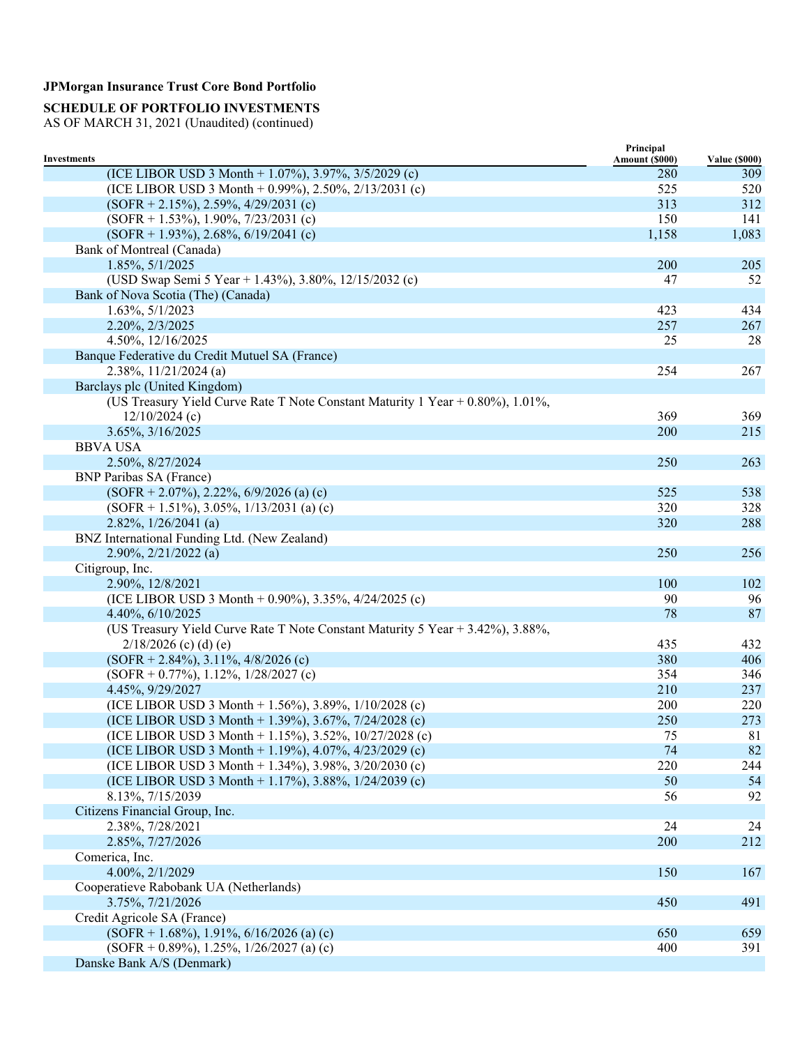**JPMorgan Insurance Trust Core Bond Portfolio**

**SCHEDULE OF PORTFOLIO INVESTMENTS**
AS OF MARCH 31, 2021 (Unaudited) (continued)

| Investments | Principal Amount ($000) | Value ($000) |
|---|---|---|
| (ICE LIBOR USD 3 Month + 1.07%), 3.97%, 3/5/2029 (c) | 280 | 309 |
| (ICE LIBOR USD 3 Month + 0.99%), 2.50%, 2/13/2031 (c) | 525 | 520 |
| (SOFR + 2.15%), 2.59%, 4/29/2031 (c) | 313 | 312 |
| (SOFR + 1.53%), 1.90%, 7/23/2031 (c) | 150 | 141 |
| (SOFR + 1.93%), 2.68%, 6/19/2041 (c) | 1,158 | 1,083 |
| Bank of Montreal (Canada) | | |
| 1.85%, 5/1/2025 | 200 | 205 |
| (USD Swap Semi 5 Year + 1.43%), 3.80%, 12/15/2032 (c) | 47 | 52 |
| Bank of Nova Scotia (The) (Canada) | | |
| 1.63%, 5/1/2023 | 423 | 434 |
| 2.20%, 2/3/2025 | 257 | 267 |
| 4.50%, 12/16/2025 | 25 | 28 |
| Banque Federative du Credit Mutuel SA (France) | | |
| 2.38%, 11/21/2024 (a) | 254 | 267 |
| Barclays plc (United Kingdom) | | |
| (US Treasury Yield Curve Rate T Note Constant Maturity 1 Year + 0.80%), 1.01%, 12/10/2024 (c) | 369 | 369 |
| 3.65%, 3/16/2025 | 200 | 215 |
| BBVA USA | | |
| 2.50%, 8/27/2024 | 250 | 263 |
| BNP Paribas SA (France) | | |
| (SOFR + 2.07%), 2.22%, 6/9/2026 (a) (c) | 525 | 538 |
| (SOFR + 1.51%), 3.05%, 1/13/2031 (a) (c) | 320 | 328 |
| 2.82%, 1/26/2041 (a) | 320 | 288 |
| BNZ International Funding Ltd. (New Zealand) | | |
| 2.90%, 2/21/2022 (a) | 250 | 256 |
| Citigroup, Inc. | | |
| 2.90%, 12/8/2021 | 100 | 102 |
| (ICE LIBOR USD 3 Month + 0.90%), 3.35%, 4/24/2025 (c) | 90 | 96 |
| 4.40%, 6/10/2025 | 78 | 87 |
| (US Treasury Yield Curve Rate T Note Constant Maturity 5 Year + 3.42%), 3.88%, 2/18/2026 (c) (d) (e) | 435 | 432 |
| (SOFR + 2.84%), 3.11%, 4/8/2026 (c) | 380 | 406 |
| (SOFR + 0.77%), 1.12%, 1/28/2027 (c) | 354 | 346 |
| 4.45%, 9/29/2027 | 210 | 237 |
| (ICE LIBOR USD 3 Month + 1.56%), 3.89%, 1/10/2028 (c) | 200 | 220 |
| (ICE LIBOR USD 3 Month + 1.39%), 3.67%, 7/24/2028 (c) | 250 | 273 |
| (ICE LIBOR USD 3 Month + 1.15%), 3.52%, 10/27/2028 (c) | 75 | 81 |
| (ICE LIBOR USD 3 Month + 1.19%), 4.07%, 4/23/2029 (c) | 74 | 82 |
| (ICE LIBOR USD 3 Month + 1.34%), 3.98%, 3/20/2030 (c) | 220 | 244 |
| (ICE LIBOR USD 3 Month + 1.17%), 3.88%, 1/24/2039 (c) | 50 | 54 |
| 8.13%, 7/15/2039 | 56 | 92 |
| Citizens Financial Group, Inc. | | |
| 2.38%, 7/28/2021 | 24 | 24 |
| 2.85%, 7/27/2026 | 200 | 212 |
| Comerica, Inc. | | |
| 4.00%, 2/1/2029 | 150 | 167 |
| Cooperatieve Rabobank UA (Netherlands) | | |
| 3.75%, 7/21/2026 | 450 | 491 |
| Credit Agricole SA (France) | | |
| (SOFR + 1.68%), 1.91%, 6/16/2026 (a) (c) | 650 | 659 |
| (SOFR + 0.89%), 1.25%, 1/26/2027 (a) (c) | 400 | 391 |
| Danske Bank A/S (Denmark) | | |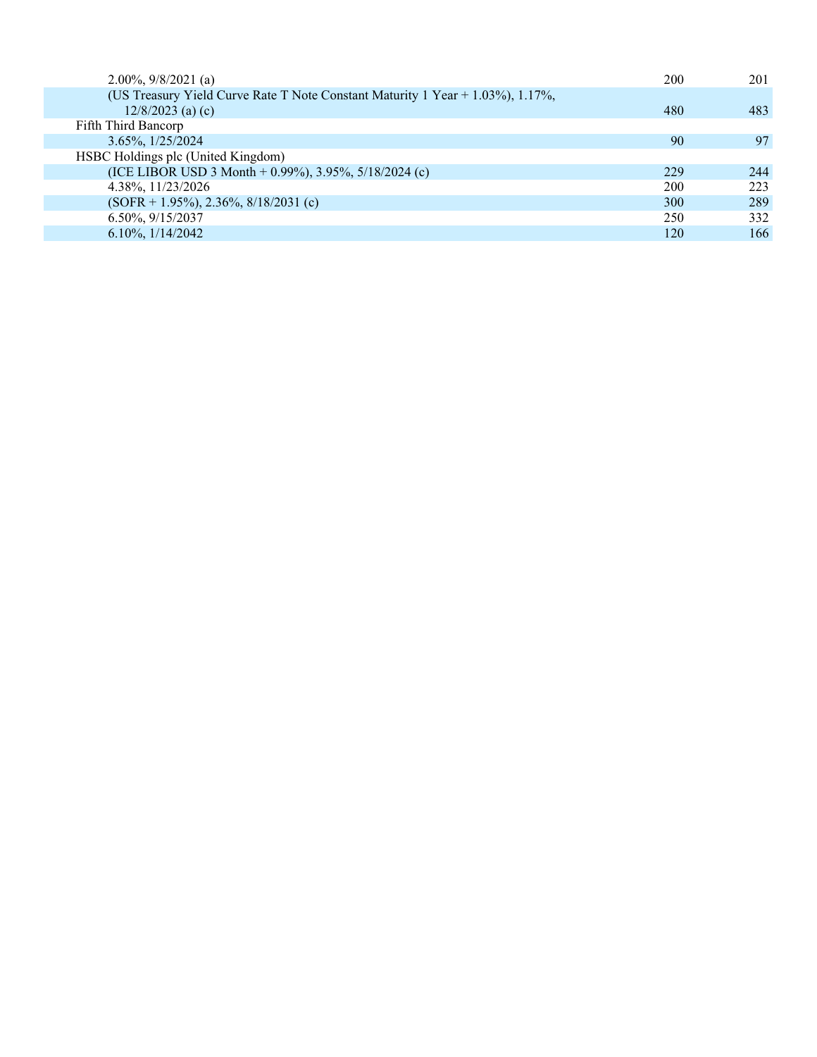| | | |
|---|---|---|
| 2.00%, 9/8/2021 (a) | 200 | 201 |
| (US Treasury Yield Curve Rate T Note Constant Maturity 1 Year + 1.03%), 1.17%, 12/8/2023 (a) (c) | 480 | 483 |
| Fifth Third Bancorp | | |
| 3.65%, 1/25/2024 | 90 | 97 |
| HSBC Holdings plc (United Kingdom) | | |
| (ICE LIBOR USD 3 Month + 0.99%), 3.95%, 5/18/2024 (c) | 229 | 244 |
| 4.38%, 11/23/2026 | 200 | 223 |
| (SOFR + 1.95%), 2.36%, 8/18/2031 (c) | 300 | 289 |
| 6.50%, 9/15/2037 | 250 | 332 |
| 6.10%, 1/14/2042 | 120 | 166 |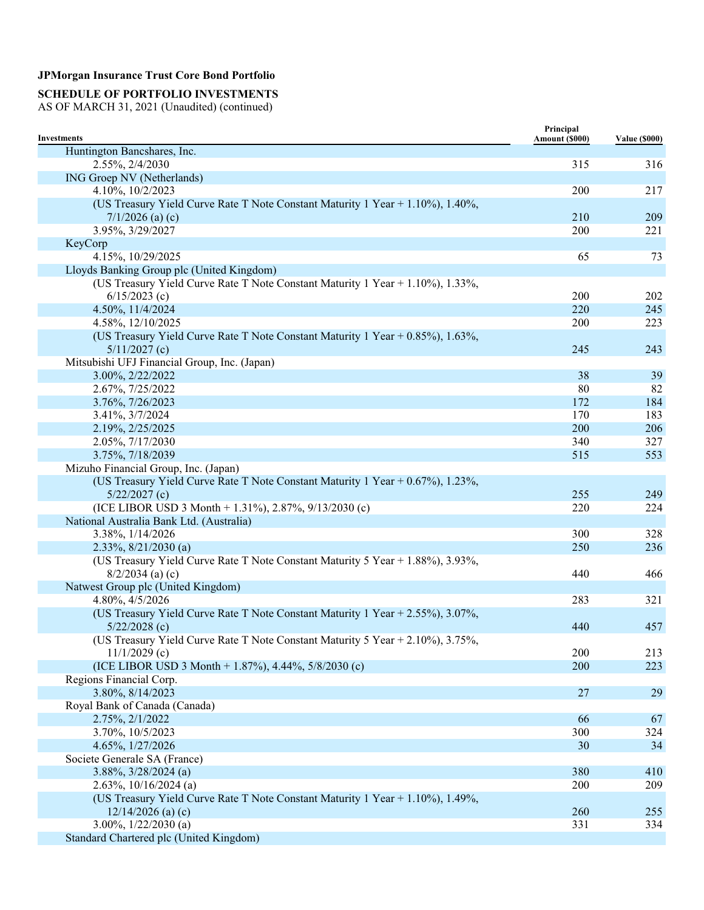**JPMorgan Insurance Trust Core Bond Portfolio**

**SCHEDULE OF PORTFOLIO INVESTMENTS**
AS OF MARCH 31, 2021 (Unaudited) (continued)

| Investments | Principal Amount ($000) | Value ($000) |
|---|---|---|
| Huntington Bancshares, Inc. | | |
| 2.55%, 2/4/2030 | 315 | 316 |
| ING Groep NV (Netherlands) | | |
| 4.10%, 10/2/2023 | 200 | 217 |
| (US Treasury Yield Curve Rate T Note Constant Maturity 1 Year + 1.10%), 1.40%, 7/1/2026 (a) (c) | 210 | 209 |
| 3.95%, 3/29/2027 | 200 | 221 |
| KeyCorp | | |
| 4.15%, 10/29/2025 | 65 | 73 |
| Lloyds Banking Group plc (United Kingdom) | | |
| (US Treasury Yield Curve Rate T Note Constant Maturity 1 Year + 1.10%), 1.33%, 6/15/2023 (c) | 200 | 202 |
| 4.50%, 11/4/2024 | 220 | 245 |
| 4.58%, 12/10/2025 | 200 | 223 |
| (US Treasury Yield Curve Rate T Note Constant Maturity 1 Year + 0.85%), 1.63%, 5/11/2027 (c) | 245 | 243 |
| Mitsubishi UFJ Financial Group, Inc. (Japan) | | |
| 3.00%, 2/22/2022 | 38 | 39 |
| 2.67%, 7/25/2022 | 80 | 82 |
| 3.76%, 7/26/2023 | 172 | 184 |
| 3.41%, 3/7/2024 | 170 | 183 |
| 2.19%, 2/25/2025 | 200 | 206 |
| 2.05%, 7/17/2030 | 340 | 327 |
| 3.75%, 7/18/2039 | 515 | 553 |
| Mizuho Financial Group, Inc. (Japan) | | |
| (US Treasury Yield Curve Rate T Note Constant Maturity 1 Year + 0.67%), 1.23%, 5/22/2027 (c) | 255 | 249 |
| (ICE LIBOR USD 3 Month + 1.31%), 2.87%, 9/13/2030 (c) | 220 | 224 |
| National Australia Bank Ltd. (Australia) | | |
| 3.38%, 1/14/2026 | 300 | 328 |
| 2.33%, 8/21/2030 (a) | 250 | 236 |
| (US Treasury Yield Curve Rate T Note Constant Maturity 5 Year + 1.88%), 3.93%, 8/2/2034 (a) (c) | 440 | 466 |
| Natwest Group plc (United Kingdom) | | |
| 4.80%, 4/5/2026 | 283 | 321 |
| (US Treasury Yield Curve Rate T Note Constant Maturity 1 Year + 2.55%), 3.07%, 5/22/2028 (c) | 440 | 457 |
| (US Treasury Yield Curve Rate T Note Constant Maturity 5 Year + 2.10%), 3.75%, 11/1/2029 (c) | 200 | 213 |
| (ICE LIBOR USD 3 Month + 1.87%), 4.44%, 5/8/2030 (c) | 200 | 223 |
| Regions Financial Corp. | | |
| 3.80%, 8/14/2023 | 27 | 29 |
| Royal Bank of Canada (Canada) | | |
| 2.75%, 2/1/2022 | 66 | 67 |
| 3.70%, 10/5/2023 | 300 | 324 |
| 4.65%, 1/27/2026 | 30 | 34 |
| Societe Generale SA (France) | | |
| 3.88%, 3/28/2024 (a) | 380 | 410 |
| 2.63%, 10/16/2024 (a) | 200 | 209 |
| (US Treasury Yield Curve Rate T Note Constant Maturity 1 Year + 1.10%), 1.49%, 12/14/2026 (a) (c) | 260 | 255 |
| 3.00%, 1/22/2030 (a) | 331 | 334 |
| Standard Chartered plc (United Kingdom) | | |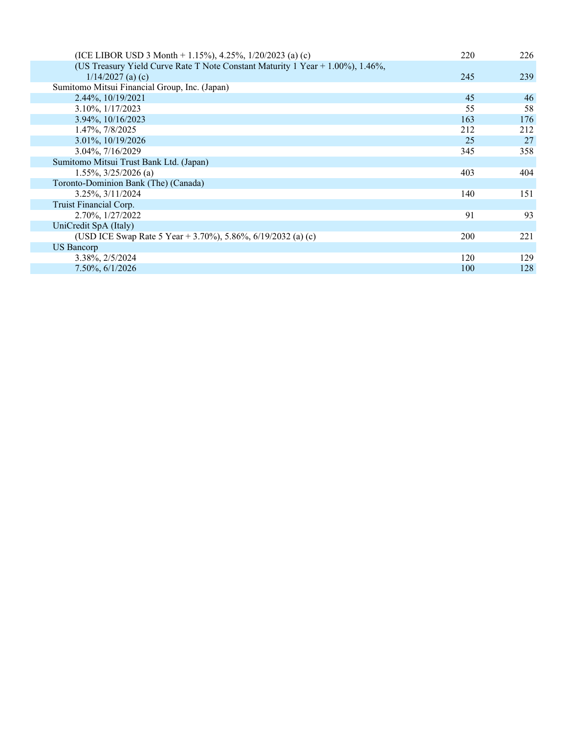| | | |
|---|---|---|
| (ICE LIBOR USD 3 Month + 1.15%), 4.25%, 1/20/2023 (a) (c) | 220 | 226 |
| (US Treasury Yield Curve Rate T Note Constant Maturity 1 Year + 1.00%), 1.46%, 1/14/2027 (a) (c) | 245 | 239 |
| Sumitomo Mitsui Financial Group, Inc. (Japan) | | |
| 2.44%, 10/19/2021 | 45 | 46 |
| 3.10%, 1/17/2023 | 55 | 58 |
| 3.94%, 10/16/2023 | 163 | 176 |
| 1.47%, 7/8/2025 | 212 | 212 |
| 3.01%, 10/19/2026 | 25 | 27 |
| 3.04%, 7/16/2029 | 345 | 358 |
| Sumitomo Mitsui Trust Bank Ltd. (Japan) | | |
| 1.55%, 3/25/2026 (a) | 403 | 404 |
| Toronto-Dominion Bank (The) (Canada) | | |
| 3.25%, 3/11/2024 | 140 | 151 |
| Truist Financial Corp. | | |
| 2.70%, 1/27/2022 | 91 | 93 |
| UniCredit SpA (Italy) | | |
| (USD ICE Swap Rate 5 Year + 3.70%), 5.86%, 6/19/2032 (a) (c) | 200 | 221 |
| US Bancorp | | |
| 3.38%, 2/5/2024 | 120 | 129 |
| 7.50%, 6/1/2026 | 100 | 128 |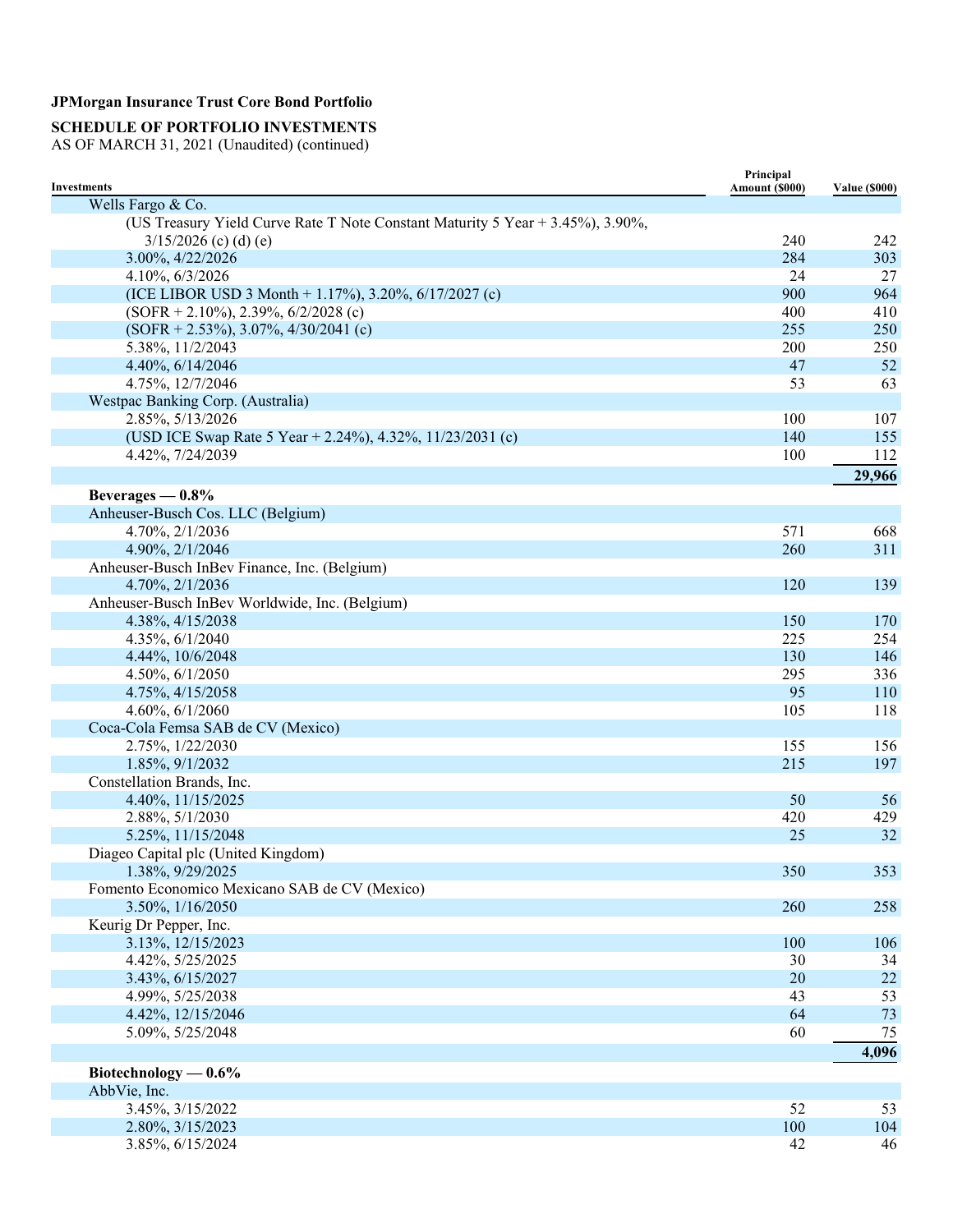**JPMorgan Insurance Trust Core Bond Portfolio**

**SCHEDULE OF PORTFOLIO INVESTMENTS**
AS OF MARCH 31, 2021 (Unaudited) (continued)

| Investments | Principal Amount ($000) | Value ($000) |
|---|---|---|
| Wells Fargo & Co. | | |
| (US Treasury Yield Curve Rate T Note Constant Maturity 5 Year + 3.45%), 3.90%, 3/15/2026 (c) (d) (e) | 240 | 242 |
| 3.00%, 4/22/2026 | 284 | 303 |
| 4.10%, 6/3/2026 | 24 | 27 |
| (ICE LIBOR USD 3 Month + 1.17%), 3.20%, 6/17/2027 (c) | 900 | 964 |
| (SOFR + 2.10%), 2.39%, 6/2/2028 (c) | 400 | 410 |
| (SOFR + 2.53%), 3.07%, 4/30/2041 (c) | 255 | 250 |
| 5.38%, 11/2/2043 | 200 | 250 |
| 4.40%, 6/14/2046 | 47 | 52 |
| 4.75%, 12/7/2046 | 53 | 63 |
| Westpac Banking Corp. (Australia) | | |
| 2.85%, 5/13/2026 | 100 | 107 |
| (USD ICE Swap Rate 5 Year + 2.24%), 4.32%, 11/23/2031 (c) | 140 | 155 |
| 4.42%, 7/24/2039 | 100 | 112 |
| | | **29,966** |
| **Beverages — 0.8%** | | |
| Anheuser-Busch Cos. LLC (Belgium) | | |
| 4.70%, 2/1/2036 | 571 | 668 |
| 4.90%, 2/1/2046 | 260 | 311 |
| Anheuser-Busch InBev Finance, Inc. (Belgium) | | |
| 4.70%, 2/1/2036 | 120 | 139 |
| Anheuser-Busch InBev Worldwide, Inc. (Belgium) | | |
| 4.38%, 4/15/2038 | 150 | 170 |
| 4.35%, 6/1/2040 | 225 | 254 |
| 4.44%, 10/6/2048 | 130 | 146 |
| 4.50%, 6/1/2050 | 295 | 336 |
| 4.75%, 4/15/2058 | 95 | 110 |
| 4.60%, 6/1/2060 | 105 | 118 |
| Coca-Cola Femsa SAB de CV (Mexico) | | |
| 2.75%, 1/22/2030 | 155 | 156 |
| 1.85%, 9/1/2032 | 215 | 197 |
| Constellation Brands, Inc. | | |
| 4.40%, 11/15/2025 | 50 | 56 |
| 2.88%, 5/1/2030 | 420 | 429 |
| 5.25%, 11/15/2048 | 25 | 32 |
| Diageo Capital plc (United Kingdom) | | |
| 1.38%, 9/29/2025 | 350 | 353 |
| Fomento Economico Mexicano SAB de CV (Mexico) | | |
| 3.50%, 1/16/2050 | 260 | 258 |
| Keurig Dr Pepper, Inc. | | |
| 3.13%, 12/15/2023 | 100 | 106 |
| 4.42%, 5/25/2025 | 30 | 34 |
| 3.43%, 6/15/2027 | 20 | 22 |
| 4.99%, 5/25/2038 | 43 | 53 |
| 4.42%, 12/15/2046 | 64 | 73 |
| 5.09%, 5/25/2048 | 60 | 75 |
| | | **4,096** |
| **Biotechnology — 0.6%** | | |
| AbbVie, Inc. | | |
| 3.45%, 3/15/2022 | 52 | 53 |
| 2.80%, 3/15/2023 | 100 | 104 |
| 3.85%, 6/15/2024 | 42 | 46 |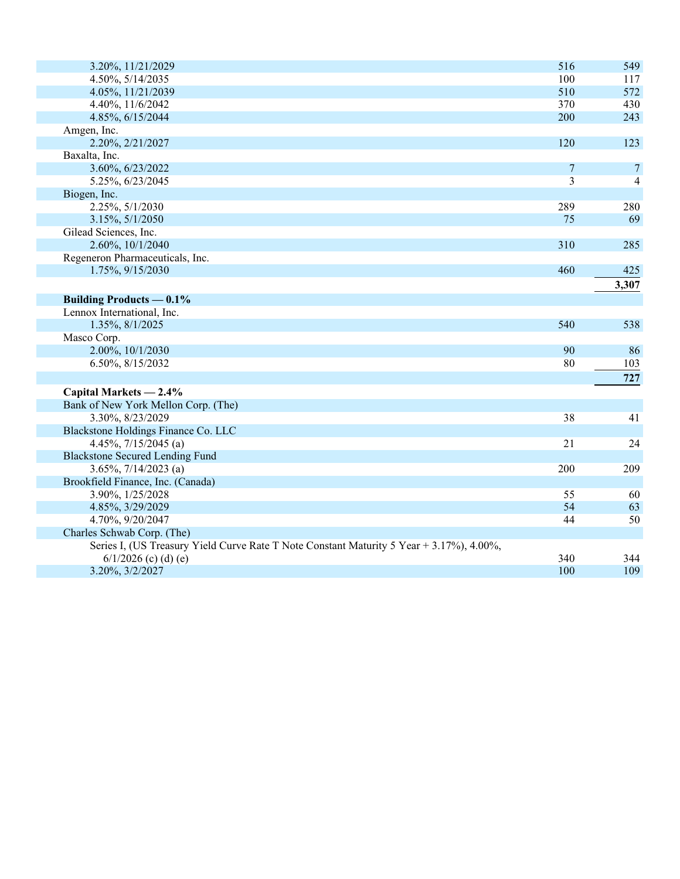| | | |
|---|---|---|
| 3.20%, 11/21/2029 | 516 | 549 |
| 4.50%, 5/14/2035 | 100 | 117 |
| 4.05%, 11/21/2039 | 510 | 572 |
| 4.40%, 11/6/2042 | 370 | 430 |
| 4.85%, 6/15/2044 | 200 | 243 |
| Amgen, Inc. | | |
| 2.20%, 2/21/2027 | 120 | 123 |
| Baxalta, Inc. | | |
| 3.60%, 6/23/2022 | 7 | 7 |
| 5.25%, 6/23/2045 | 3 | 4 |
| Biogen, Inc. | | |
| 2.25%, 5/1/2030 | 289 | 280 |
| 3.15%, 5/1/2050 | 75 | 69 |
| Gilead Sciences, Inc. | | |
| 2.60%, 10/1/2040 | 310 | 285 |
| Regeneron Pharmaceuticals, Inc. | | |
| 1.75%, 9/15/2030 | 460 | 425 |
| | | **3,307** |
| **Building Products — 0.1%** | | |
| Lennox International, Inc. | | |
| 1.35%, 8/1/2025 | 540 | 538 |
| Masco Corp. | | |
| 2.00%, 10/1/2030 | 90 | 86 |
| 6.50%, 8/15/2032 | 80 | 103 |
| | | **727** |
| **Capital Markets — 2.4%** | | |
| Bank of New York Mellon Corp. (The) | | |
| 3.30%, 8/23/2029 | 38 | 41 |
| Blackstone Holdings Finance Co. LLC | | |
| 4.45%, 7/15/2045 (a) | 21 | 24 |
| Blackstone Secured Lending Fund | | |
| 3.65%, 7/14/2023 (a) | 200 | 209 |
| Brookfield Finance, Inc. (Canada) | | |
| 3.90%, 1/25/2028 | 55 | 60 |
| 4.85%, 3/29/2029 | 54 | 63 |
| 4.70%, 9/20/2047 | 44 | 50 |
| Charles Schwab Corp. (The) | | |
| Series I, (US Treasury Yield Curve Rate T Note Constant Maturity 5 Year + 3.17%), 4.00%, 6/1/2026 (c) (d) (e) | 340 | 344 |
| 3.20%, 3/2/2027 | 100 | 109 |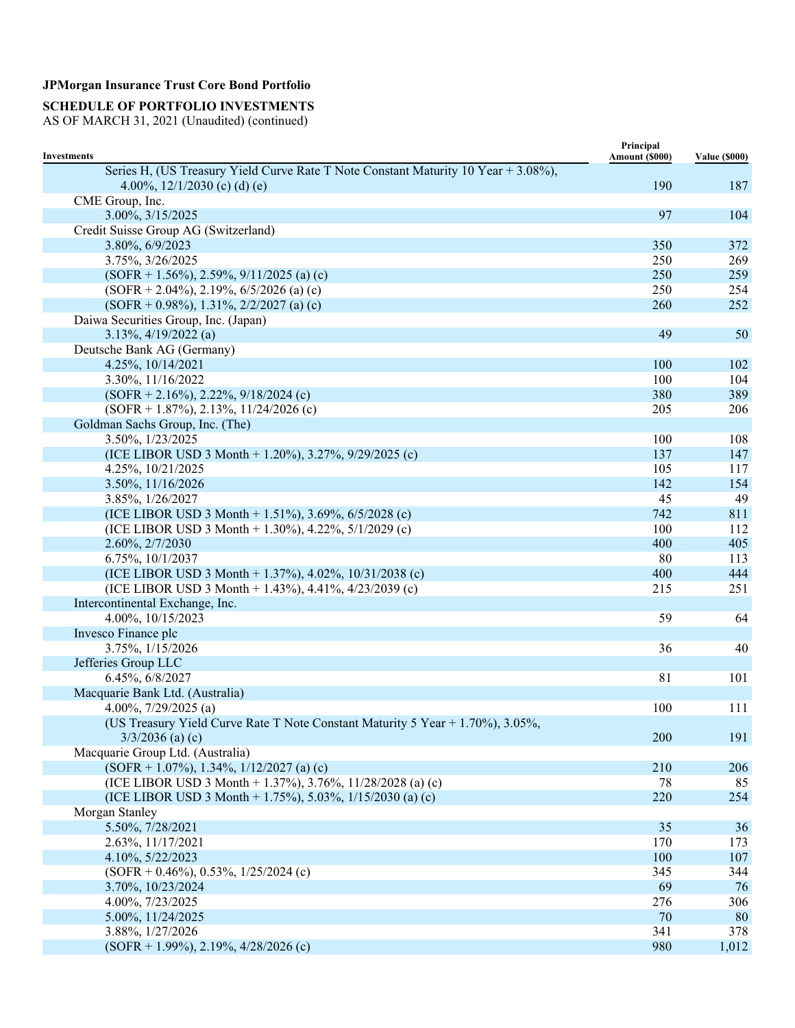**JPMorgan Insurance Trust Core Bond Portfolio**

**SCHEDULE OF PORTFOLIO INVESTMENTS**
AS OF MARCH 31, 2021 (Unaudited) (continued)

| Investments | Principal Amount ($000) | Value ($000) |
|---|---|---|
| Series H, (US Treasury Yield Curve Rate T Note Constant Maturity 10 Year + 3.08%), 4.00%, 12/1/2030 (c) (d) (e) | 190 | 187 |
| CME Group, Inc. | | |
| 3.00%, 3/15/2025 | 97 | 104 |
| Credit Suisse Group AG (Switzerland) | | |
| 3.80%, 6/9/2023 | 350 | 372 |
| 3.75%, 3/26/2025 | 250 | 269 |
| (SOFR + 1.56%), 2.59%, 9/11/2025 (a) (c) | 250 | 259 |
| (SOFR + 2.04%), 2.19%, 6/5/2026 (a) (c) | 250 | 254 |
| (SOFR + 0.98%), 1.31%, 2/2/2027 (a) (c) | 260 | 252 |
| Daiwa Securities Group, Inc. (Japan) | | |
| 3.13%, 4/19/2022 (a) | 49 | 50 |
| Deutsche Bank AG (Germany) | | |
| 4.25%, 10/14/2021 | 100 | 102 |
| 3.30%, 11/16/2022 | 100 | 104 |
| (SOFR + 2.16%), 2.22%, 9/18/2024 (c) | 380 | 389 |
| (SOFR + 1.87%), 2.13%, 11/24/2026 (c) | 205 | 206 |
| Goldman Sachs Group, Inc. (The) | | |
| 3.50%, 1/23/2025 | 100 | 108 |
| (ICE LIBOR USD 3 Month + 1.20%), 3.27%, 9/29/2025 (c) | 137 | 147 |
| 4.25%, 10/21/2025 | 105 | 117 |
| 3.50%, 11/16/2026 | 142 | 154 |
| 3.85%, 1/26/2027 | 45 | 49 |
| (ICE LIBOR USD 3 Month + 1.51%), 3.69%, 6/5/2028 (c) | 742 | 811 |
| (ICE LIBOR USD 3 Month + 1.30%), 4.22%, 5/1/2029 (c) | 100 | 112 |
| 2.60%, 2/7/2030 | 400 | 405 |
| 6.75%, 10/1/2037 | 80 | 113 |
| (ICE LIBOR USD 3 Month + 1.37%), 4.02%, 10/31/2038 (c) | 400 | 444 |
| (ICE LIBOR USD 3 Month + 1.43%), 4.41%, 4/23/2039 (c) | 215 | 251 |
| Intercontinental Exchange, Inc. | | |
| 4.00%, 10/15/2023 | 59 | 64 |
| Invesco Finance plc | | |
| 3.75%, 1/15/2026 | 36 | 40 |
| Jefferies Group LLC | | |
| 6.45%, 6/8/2027 | 81 | 101 |
| Macquarie Bank Ltd. (Australia) | | |
| 4.00%, 7/29/2025 (a) | 100 | 111 |
| (US Treasury Yield Curve Rate T Note Constant Maturity 5 Year + 1.70%), 3.05%, 3/3/2036 (a) (c) | 200 | 191 |
| Macquarie Group Ltd. (Australia) | | |
| (SOFR + 1.07%), 1.34%, 1/12/2027 (a) (c) | 210 | 206 |
| (ICE LIBOR USD 3 Month + 1.37%), 3.76%, 11/28/2028 (a) (c) | 78 | 85 |
| (ICE LIBOR USD 3 Month + 1.75%), 5.03%, 1/15/2030 (a) (c) | 220 | 254 |
| Morgan Stanley | | |
| 5.50%, 7/28/2021 | 35 | 36 |
| 2.63%, 11/17/2021 | 170 | 173 |
| 4.10%, 5/22/2023 | 100 | 107 |
| (SOFR + 0.46%), 0.53%, 1/25/2024 (c) | 345 | 344 |
| 3.70%, 10/23/2024 | 69 | 76 |
| 4.00%, 7/23/2025 | 276 | 306 |
| 5.00%, 11/24/2025 | 70 | 80 |
| 3.88%, 1/27/2026 | 341 | 378 |
| (SOFR + 1.99%), 2.19%, 4/28/2026 (c) | 980 | 1,012 |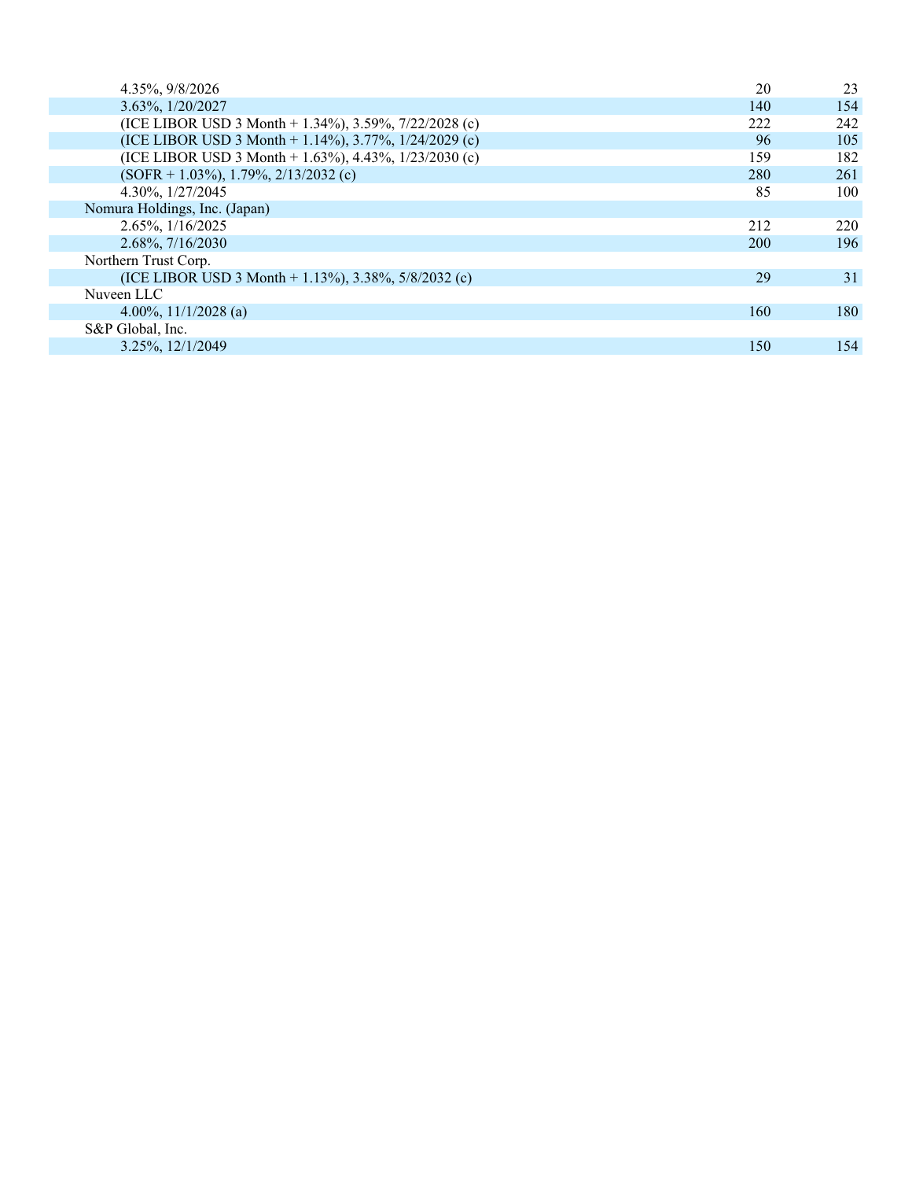| | | |
|---|---|---|
| 4.35%, 9/8/2026 | 20 | 23 |
| 3.63%, 1/20/2027 | 140 | 154 |
| (ICE LIBOR USD 3 Month + 1.34%), 3.59%, 7/22/2028 (c) | 222 | 242 |
| (ICE LIBOR USD 3 Month + 1.14%), 3.77%, 1/24/2029 (c) | 96 | 105 |
| (ICE LIBOR USD 3 Month + 1.63%), 4.43%, 1/23/2030 (c) | 159 | 182 |
| (SOFR + 1.03%), 1.79%, 2/13/2032 (c) | 280 | 261 |
| 4.30%, 1/27/2045 | 85 | 100 |
| Nomura Holdings, Inc. (Japan) | | |
| 2.65%, 1/16/2025 | 212 | 220 |
| 2.68%, 7/16/2030 | 200 | 196 |
| Northern Trust Corp. | | |
| (ICE LIBOR USD 3 Month + 1.13%), 3.38%, 5/8/2032 (c) | 29 | 31 |
| Nuveen LLC | | |
| 4.00%, 11/1/2028 (a) | 160 | 180 |
| S&P Global, Inc. | | |
| 3.25%, 12/1/2049 | 150 | 154 |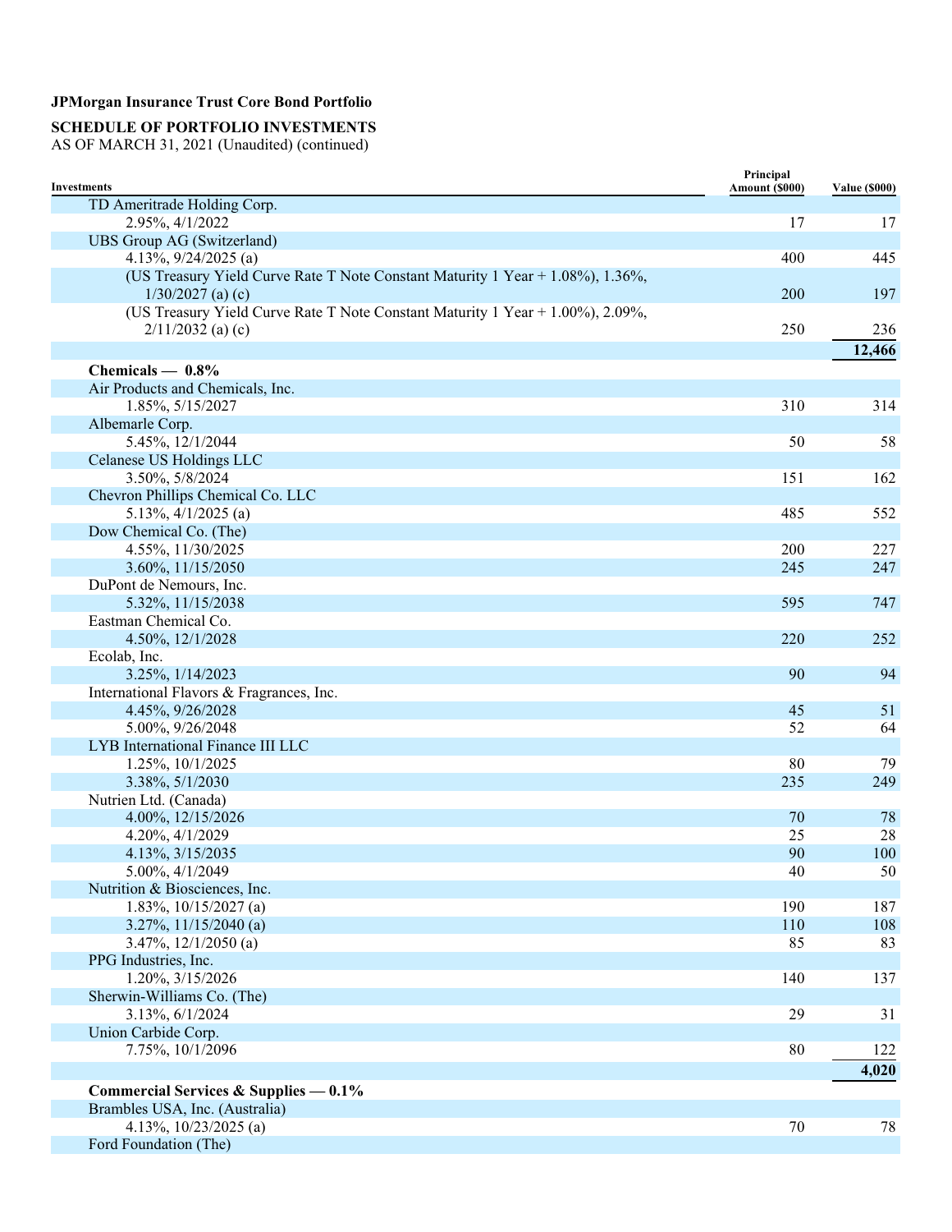**JPMorgan Insurance Trust Core Bond Portfolio**

**SCHEDULE OF PORTFOLIO INVESTMENTS**

AS OF MARCH 31, 2021 (Unaudited) (continued)

| Investments | Principal Amount ($000) | Value ($000) |
|---|---|---|
| TD Ameritrade Holding Corp. | | |
| 2.95%, 4/1/2022 | 17 | 17 |
| UBS Group AG (Switzerland) | | |
| 4.13%, 9/24/2025 (a) | 400 | 445 |
| (US Treasury Yield Curve Rate T Note Constant Maturity 1 Year + 1.08%), 1.36%, 1/30/2027 (a) (c) | 200 | 197 |
| (US Treasury Yield Curve Rate T Note Constant Maturity 1 Year + 1.00%), 2.09%, 2/11/2032 (a) (c) | 250 | 236 |
| | | **12,466** |
| **Chemicals — 0.8%** | | |
| Air Products and Chemicals, Inc. | | |
| 1.85%, 5/15/2027 | 310 | 314 |
| Albemarle Corp. | | |
| 5.45%, 12/1/2044 | 50 | 58 |
| Celanese US Holdings LLC | | |
| 3.50%, 5/8/2024 | 151 | 162 |
| Chevron Phillips Chemical Co. LLC | | |
| 5.13%, 4/1/2025 (a) | 485 | 552 |
| Dow Chemical Co. (The) | | |
| 4.55%, 11/30/2025 | 200 | 227 |
| 3.60%, 11/15/2050 | 245 | 247 |
| DuPont de Nemours, Inc. | | |
| 5.32%, 11/15/2038 | 595 | 747 |
| Eastman Chemical Co. | | |
| 4.50%, 12/1/2028 | 220 | 252 |
| Ecolab, Inc. | | |
| 3.25%, 1/14/2023 | 90 | 94 |
| International Flavors & Fragrances, Inc. | | |
| 4.45%, 9/26/2028 | 45 | 51 |
| 5.00%, 9/26/2048 | 52 | 64 |
| LYB International Finance III LLC | | |
| 1.25%, 10/1/2025 | 80 | 79 |
| 3.38%, 5/1/2030 | 235 | 249 |
| Nutrien Ltd. (Canada) | | |
| 4.00%, 12/15/2026 | 70 | 78 |
| 4.20%, 4/1/2029 | 25 | 28 |
| 4.13%, 3/15/2035 | 90 | 100 |
| 5.00%, 4/1/2049 | 40 | 50 |
| Nutrition & Biosciences, Inc. | | |
| 1.83%, 10/15/2027 (a) | 190 | 187 |
| 3.27%, 11/15/2040 (a) | 110 | 108 |
| 3.47%, 12/1/2050 (a) | 85 | 83 |
| PPG Industries, Inc. | | |
| 1.20%, 3/15/2026 | 140 | 137 |
| Sherwin-Williams Co. (The) | | |
| 3.13%, 6/1/2024 | 29 | 31 |
| Union Carbide Corp. | | |
| 7.75%, 10/1/2096 | 80 | 122 |
| | | **4,020** |
| **Commercial Services & Supplies — 0.1%** | | |
| Brambles USA, Inc. (Australia) | | |
| 4.13%, 10/23/2025 (a) | 70 | 78 |
| Ford Foundation (The) | | |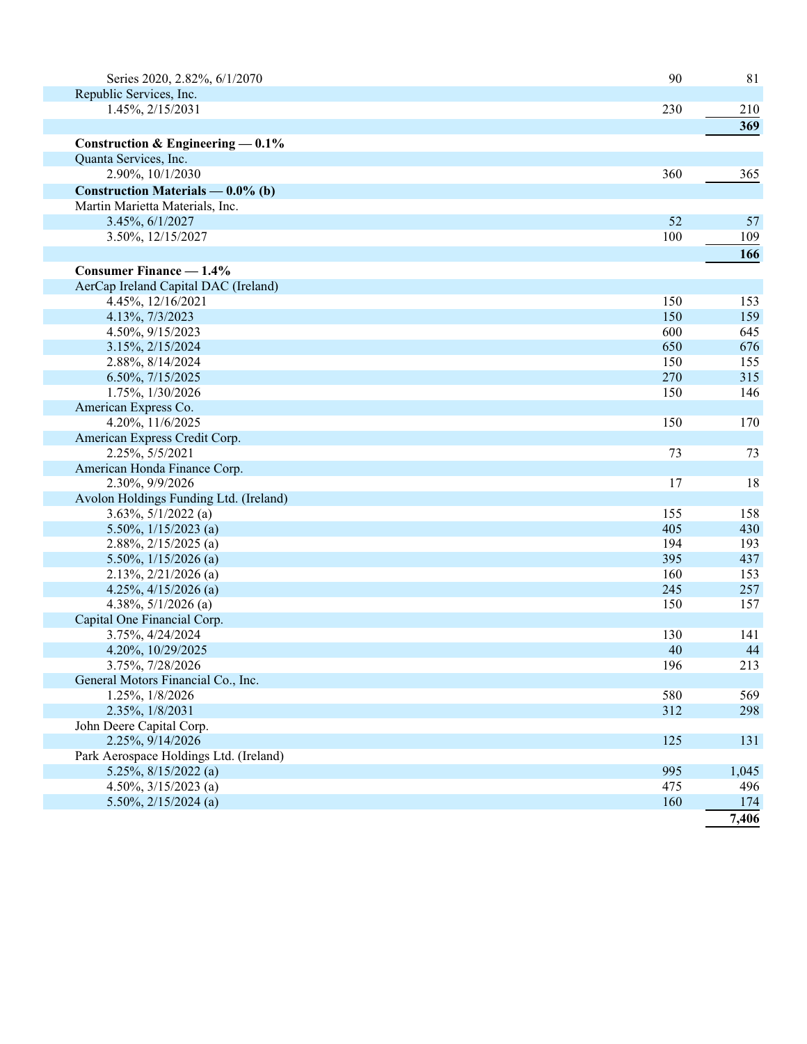| | | |
|---|---|---|
| Series 2020, 2.82%, 6/1/2070 | 90 | 81 |
| Republic Services, Inc. | | |
| 1.45%, 2/15/2031 | 230 | 210 |
| | | **369** |
| **Construction & Engineering — 0.1%** | | |
| Quanta Services, Inc. | | |
| 2.90%, 10/1/2030 | 360 | 365 |
| **Construction Materials — 0.0% (b)** | | |
| Martin Marietta Materials, Inc. | | |
| 3.45%, 6/1/2027 | 52 | 57 |
| 3.50%, 12/15/2027 | 100 | 109 |
| | | **166** |
| **Consumer Finance — 1.4%** | | |
| AerCap Ireland Capital DAC (Ireland) | | |
| 4.45%, 12/16/2021 | 150 | 153 |
| 4.13%, 7/3/2023 | 150 | 159 |
| 4.50%, 9/15/2023 | 600 | 645 |
| 3.15%, 2/15/2024 | 650 | 676 |
| 2.88%, 8/14/2024 | 150 | 155 |
| 6.50%, 7/15/2025 | 270 | 315 |
| 1.75%, 1/30/2026 | 150 | 146 |
| American Express Co. | | |
| 4.20%, 11/6/2025 | 150 | 170 |
| American Express Credit Corp. | | |
| 2.25%, 5/5/2021 | 73 | 73 |
| American Honda Finance Corp. | | |
| 2.30%, 9/9/2026 | 17 | 18 |
| Avolon Holdings Funding Ltd. (Ireland) | | |
| 3.63%, 5/1/2022 (a) | 155 | 158 |
| 5.50%, 1/15/2023 (a) | 405 | 430 |
| 2.88%, 2/15/2025 (a) | 194 | 193 |
| 5.50%, 1/15/2026 (a) | 395 | 437 |
| 2.13%, 2/21/2026 (a) | 160 | 153 |
| 4.25%, 4/15/2026 (a) | 245 | 257 |
| 4.38%, 5/1/2026 (a) | 150 | 157 |
| Capital One Financial Corp. | | |
| 3.75%, 4/24/2024 | 130 | 141 |
| 4.20%, 10/29/2025 | 40 | 44 |
| 3.75%, 7/28/2026 | 196 | 213 |
| General Motors Financial Co., Inc. | | |
| 1.25%, 1/8/2026 | 580 | 569 |
| 2.35%, 1/8/2031 | 312 | 298 |
| John Deere Capital Corp. | | |
| 2.25%, 9/14/2026 | 125 | 131 |
| Park Aerospace Holdings Ltd. (Ireland) | | |
| 5.25%, 8/15/2022 (a) | 995 | 1,045 |
| 4.50%, 3/15/2023 (a) | 475 | 496 |
| 5.50%, 2/15/2024 (a) | 160 | 174 |
| | | **7,406** |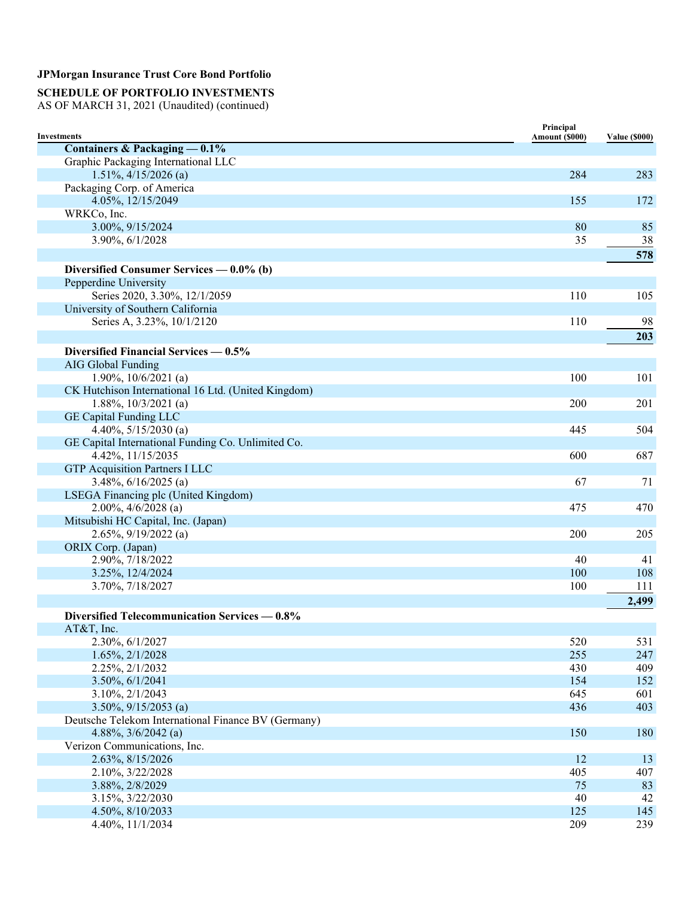**JPMorgan Insurance Trust Core Bond Portfolio**

**SCHEDULE OF PORTFOLIO INVESTMENTS**
AS OF MARCH 31, 2021 (Unaudited) (continued)

| Investments | Principal Amount ($000) | Value ($000) |
|---|---|---|
| **Containers & Packaging — 0.1%** | | |
| Graphic Packaging International LLC | | |
| 1.51%, 4/15/2026 (a) | 284 | 283 |
| Packaging Corp. of America | | |
| 4.05%, 12/15/2049 | 155 | 172 |
| WRKCo, Inc. | | |
| 3.00%, 9/15/2024 | 80 | 85 |
| 3.90%, 6/1/2028 | 35 | 38 |
| | | **578** |
| **Diversified Consumer Services — 0.0% (b)** | | |
| Pepperdine University | | |
| Series 2020, 3.30%, 12/1/2059 | 110 | 105 |
| University of Southern California | | |
| Series A, 3.23%, 10/1/2120 | 110 | 98 |
| | | **203** |
| **Diversified Financial Services — 0.5%** | | |
| AIG Global Funding | | |
| 1.90%, 10/6/2021 (a) | 100 | 101 |
| CK Hutchison International 16 Ltd. (United Kingdom) | | |
| 1.88%, 10/3/2021 (a) | 200 | 201 |
| GE Capital Funding LLC | | |
| 4.40%, 5/15/2030 (a) | 445 | 504 |
| GE Capital International Funding Co. Unlimited Co. | | |
| 4.42%, 11/15/2035 | 600 | 687 |
| GTP Acquisition Partners I LLC | | |
| 3.48%, 6/16/2025 (a) | 67 | 71 |
| LSEGA Financing plc (United Kingdom) | | |
| 2.00%, 4/6/2028 (a) | 475 | 470 |
| Mitsubishi HC Capital, Inc. (Japan) | | |
| 2.65%, 9/19/2022 (a) | 200 | 205 |
| ORIX Corp. (Japan) | | |
| 2.90%, 7/18/2022 | 40 | 41 |
| 3.25%, 12/4/2024 | 100 | 108 |
| 3.70%, 7/18/2027 | 100 | 111 |
| | | **2,499** |
| **Diversified Telecommunication Services — 0.8%** | | |
| AT&T, Inc. | | |
| 2.30%, 6/1/2027 | 520 | 531 |
| 1.65%, 2/1/2028 | 255 | 247 |
| 2.25%, 2/1/2032 | 430 | 409 |
| 3.50%, 6/1/2041 | 154 | 152 |
| 3.10%, 2/1/2043 | 645 | 601 |
| 3.50%, 9/15/2053 (a) | 436 | 403 |
| Deutsche Telekom International Finance BV (Germany) | | |
| 4.88%, 3/6/2042 (a) | 150 | 180 |
| Verizon Communications, Inc. | | |
| 2.63%, 8/15/2026 | 12 | 13 |
| 2.10%, 3/22/2028 | 405 | 407 |
| 3.88%, 2/8/2029 | 75 | 83 |
| 3.15%, 3/22/2030 | 40 | 42 |
| 4.50%, 8/10/2033 | 125 | 145 |
| 4.40%, 11/1/2034 | 209 | 239 |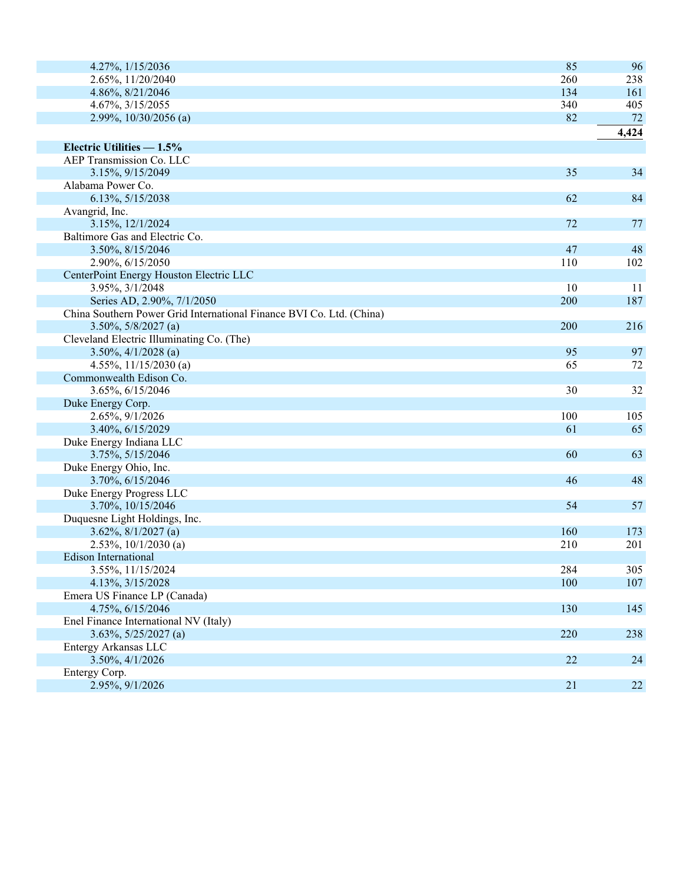| | | |
|---|---|---|
| 4.27%, 1/15/2036 | 85 | 96 |
| 2.65%, 11/20/2040 | 260 | 238 |
| 4.86%, 8/21/2046 | 134 | 161 |
| 4.67%, 3/15/2055 | 340 | 405 |
| 2.99%, 10/30/2056 (a) | 82 | 72 |
| | | **4,424** |
| **Electric Utilities — 1.5%** | | |
| AEP Transmission Co. LLC | | |
| 3.15%, 9/15/2049 | 35 | 34 |
| Alabama Power Co. | | |
| 6.13%, 5/15/2038 | 62 | 84 |
| Avangrid, Inc. | | |
| 3.15%, 12/1/2024 | 72 | 77 |
| Baltimore Gas and Electric Co. | | |
| 3.50%, 8/15/2046 | 47 | 48 |
| 2.90%, 6/15/2050 | 110 | 102 |
| CenterPoint Energy Houston Electric LLC | | |
| 3.95%, 3/1/2048 | 10 | 11 |
| Series AD, 2.90%, 7/1/2050 | 200 | 187 |
| China Southern Power Grid International Finance BVI Co. Ltd. (China) | | |
| 3.50%, 5/8/2027 (a) | 200 | 216 |
| Cleveland Electric Illuminating Co. (The) | | |
| 3.50%, 4/1/2028 (a) | 95 | 97 |
| 4.55%, 11/15/2030 (a) | 65 | 72 |
| Commonwealth Edison Co. | | |
| 3.65%, 6/15/2046 | 30 | 32 |
| Duke Energy Corp. | | |
| 2.65%, 9/1/2026 | 100 | 105 |
| 3.40%, 6/15/2029 | 61 | 65 |
| Duke Energy Indiana LLC | | |
| 3.75%, 5/15/2046 | 60 | 63 |
| Duke Energy Ohio, Inc. | | |
| 3.70%, 6/15/2046 | 46 | 48 |
| Duke Energy Progress LLC | | |
| 3.70%, 10/15/2046 | 54 | 57 |
| Duquesne Light Holdings, Inc. | | |
| 3.62%, 8/1/2027 (a) | 160 | 173 |
| 2.53%, 10/1/2030 (a) | 210 | 201 |
| Edison International | | |
| 3.55%, 11/15/2024 | 284 | 305 |
| 4.13%, 3/15/2028 | 100 | 107 |
| Emera US Finance LP (Canada) | | |
| 4.75%, 6/15/2046 | 130 | 145 |
| Enel Finance International NV (Italy) | | |
| 3.63%, 5/25/2027 (a) | 220 | 238 |
| Entergy Arkansas LLC | | |
| 3.50%, 4/1/2026 | 22 | 24 |
| Entergy Corp. | | |
| 2.95%, 9/1/2026 | 21 | 22 |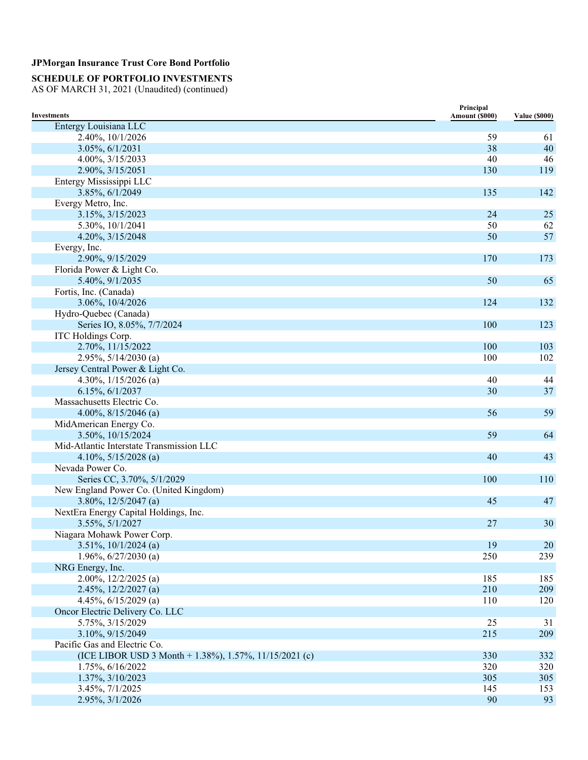**JPMorgan Insurance Trust Core Bond Portfolio**

**SCHEDULE OF PORTFOLIO INVESTMENTS**
AS OF MARCH 31, 2021 (Unaudited) (continued)

| Investments | Principal Amount ($000) | Value ($000) |
|---|---|---|
| Entergy Louisiana LLC | | |
| 2.40%, 10/1/2026 | 59 | 61 |
| 3.05%, 6/1/2031 | 38 | 40 |
| 4.00%, 3/15/2033 | 40 | 46 |
| 2.90%, 3/15/2051 | 130 | 119 |
| Entergy Mississippi LLC | | |
| 3.85%, 6/1/2049 | 135 | 142 |
| Evergy Metro, Inc. | | |
| 3.15%, 3/15/2023 | 24 | 25 |
| 5.30%, 10/1/2041 | 50 | 62 |
| 4.20%, 3/15/2048 | 50 | 57 |
| Evergy, Inc. | | |
| 2.90%, 9/15/2029 | 170 | 173 |
| Florida Power & Light Co. | | |
| 5.40%, 9/1/2035 | 50 | 65 |
| Fortis, Inc. (Canada) | | |
| 3.06%, 10/4/2026 | 124 | 132 |
| Hydro-Quebec (Canada) | | |
| Series IO, 8.05%, 7/7/2024 | 100 | 123 |
| ITC Holdings Corp. | | |
| 2.70%, 11/15/2022 | 100 | 103 |
| 2.95%, 5/14/2030 (a) | 100 | 102 |
| Jersey Central Power & Light Co. | | |
| 4.30%, 1/15/2026 (a) | 40 | 44 |
| 6.15%, 6/1/2037 | 30 | 37 |
| Massachusetts Electric Co. | | |
| 4.00%, 8/15/2046 (a) | 56 | 59 |
| MidAmerican Energy Co. | | |
| 3.50%, 10/15/2024 | 59 | 64 |
| Mid-Atlantic Interstate Transmission LLC | | |
| 4.10%, 5/15/2028 (a) | 40 | 43 |
| Nevada Power Co. | | |
| Series CC, 3.70%, 5/1/2029 | 100 | 110 |
| New England Power Co. (United Kingdom) | | |
| 3.80%, 12/5/2047 (a) | 45 | 47 |
| NextEra Energy Capital Holdings, Inc. | | |
| 3.55%, 5/1/2027 | 27 | 30 |
| Niagara Mohawk Power Corp. | | |
| 3.51%, 10/1/2024 (a) | 19 | 20 |
| 1.96%, 6/27/2030 (a) | 250 | 239 |
| NRG Energy, Inc. | | |
| 2.00%, 12/2/2025 (a) | 185 | 185 |
| 2.45%, 12/2/2027 (a) | 210 | 209 |
| 4.45%, 6/15/2029 (a) | 110 | 120 |
| Oncor Electric Delivery Co. LLC | | |
| 5.75%, 3/15/2029 | 25 | 31 |
| 3.10%, 9/15/2049 | 215 | 209 |
| Pacific Gas and Electric Co. | | |
| (ICE LIBOR USD 3 Month + 1.38%), 1.57%, 11/15/2021 (c) | 330 | 332 |
| 1.75%, 6/16/2022 | 320 | 320 |
| 1.37%, 3/10/2023 | 305 | 305 |
| 3.45%, 7/1/2025 | 145 | 153 |
| 2.95%, 3/1/2026 | 90 | 93 |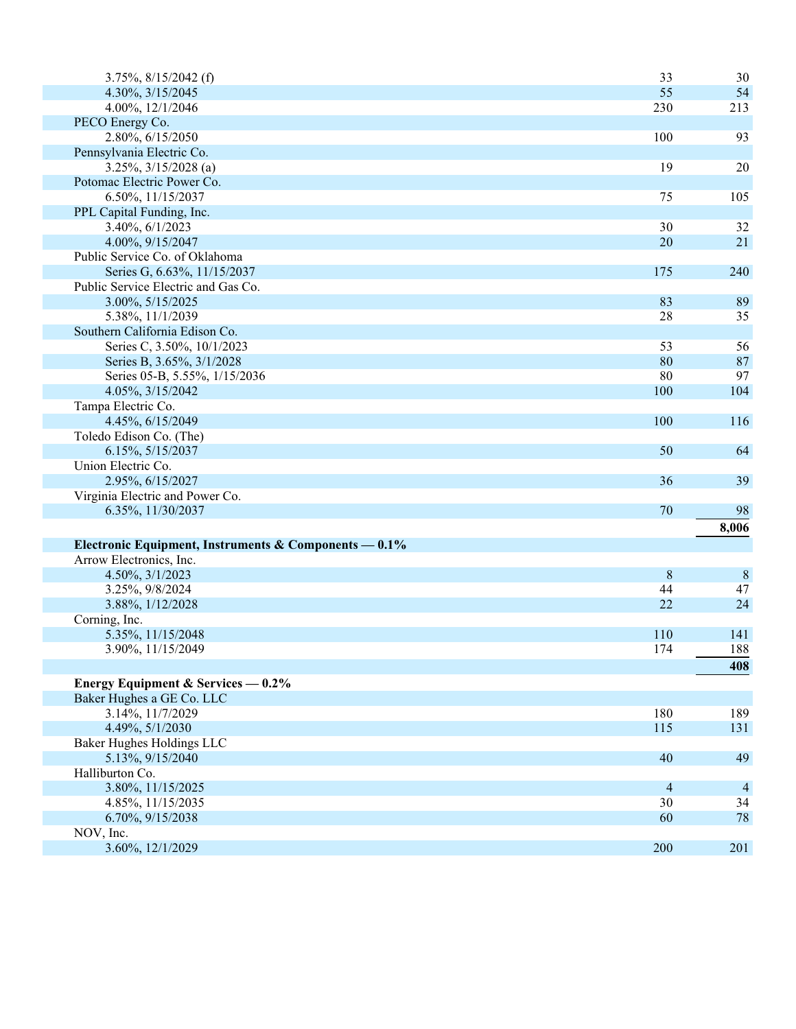| | | |
|---|---|---|
| 3.75%, 8/15/2042 (f) | 33 | 30 |
| 4.30%, 3/15/2045 | 55 | 54 |
| 4.00%, 12/1/2046 | 230 | 213 |
| PECO Energy Co. | | |
| 2.80%, 6/15/2050 | 100 | 93 |
| Pennsylvania Electric Co. | | |
| 3.25%, 3/15/2028 (a) | 19 | 20 |
| Potomac Electric Power Co. | | |
| 6.50%, 11/15/2037 | 75 | 105 |
| PPL Capital Funding, Inc. | | |
| 3.40%, 6/1/2023 | 30 | 32 |
| 4.00%, 9/15/2047 | 20 | 21 |
| Public Service Co. of Oklahoma | | |
| Series G, 6.63%, 11/15/2037 | 175 | 240 |
| Public Service Electric and Gas Co. | | |
| 3.00%, 5/15/2025 | 83 | 89 |
| 5.38%, 11/1/2039 | 28 | 35 |
| Southern California Edison Co. | | |
| Series C, 3.50%, 10/1/2023 | 53 | 56 |
| Series B, 3.65%, 3/1/2028 | 80 | 87 |
| Series 05-B, 5.55%, 1/15/2036 | 80 | 97 |
| 4.05%, 3/15/2042 | 100 | 104 |
| Tampa Electric Co. | | |
| 4.45%, 6/15/2049 | 100 | 116 |
| Toledo Edison Co. (The) | | |
| 6.15%, 5/15/2037 | 50 | 64 |
| Union Electric Co. | | |
| 2.95%, 6/15/2027 | 36 | 39 |
| Virginia Electric and Power Co. | | |
| 6.35%, 11/30/2037 | 70 | 98 |
| | | **8,006** |
| **Electronic Equipment, Instruments & Components — 0.1%** | | |
| Arrow Electronics, Inc. | | |
| 4.50%, 3/1/2023 | 8 | 8 |
| 3.25%, 9/8/2024 | 44 | 47 |
| 3.88%, 1/12/2028 | 22 | 24 |
| Corning, Inc. | | |
| 5.35%, 11/15/2048 | 110 | 141 |
| 3.90%, 11/15/2049 | 174 | 188 |
| | | **408** |
| **Energy Equipment & Services — 0.2%** | | |
| Baker Hughes a GE Co. LLC | | |
| 3.14%, 11/7/2029 | 180 | 189 |
| 4.49%, 5/1/2030 | 115 | 131 |
| Baker Hughes Holdings LLC | | |
| 5.13%, 9/15/2040 | 40 | 49 |
| Halliburton Co. | | |
| 3.80%, 11/15/2025 | 4 | 4 |
| 4.85%, 11/15/2035 | 30 | 34 |
| 6.70%, 9/15/2038 | 60 | 78 |
| NOV, Inc. | | |
| 3.60%, 12/1/2029 | 200 | 201 |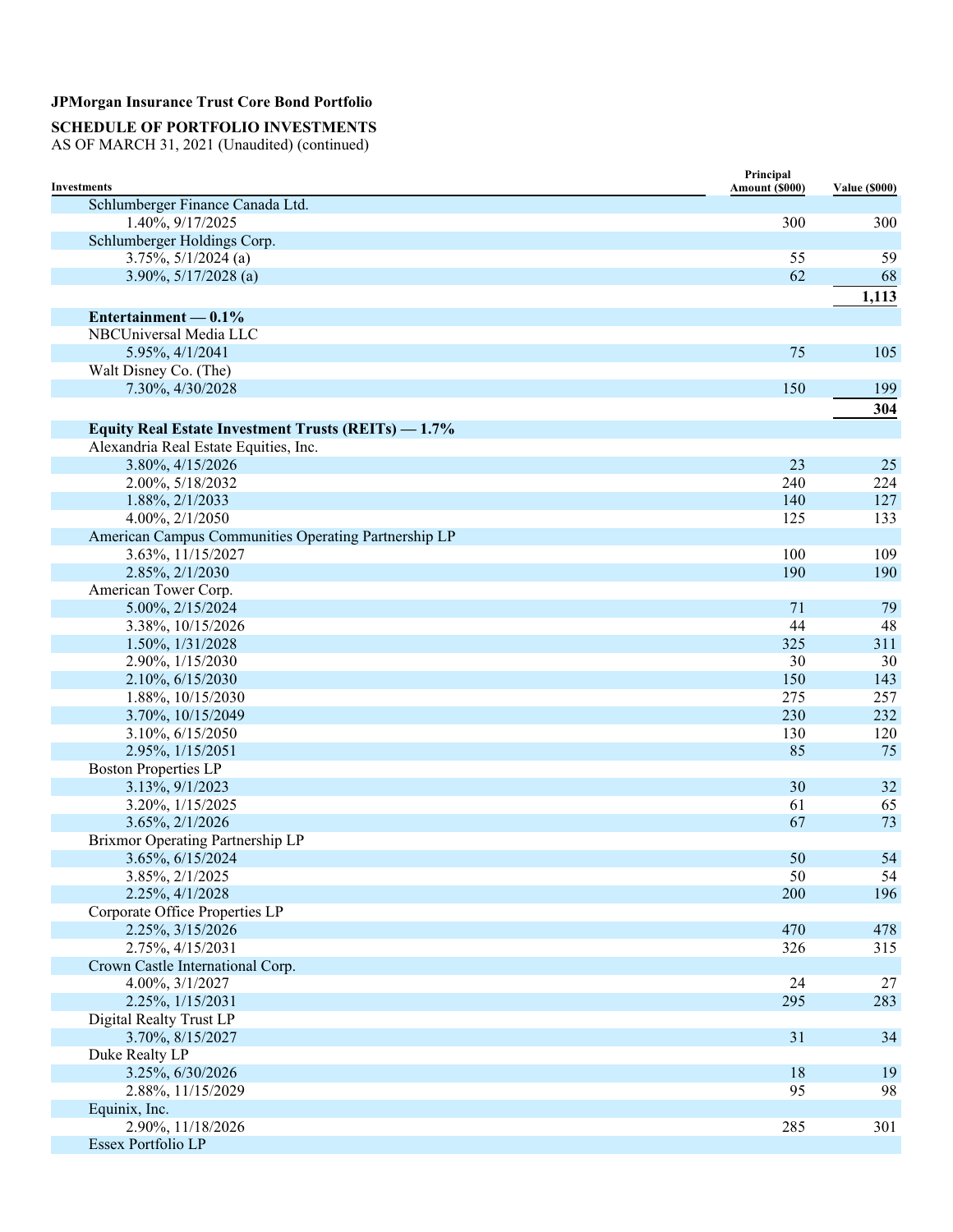**JPMorgan Insurance Trust Core Bond Portfolio**

**SCHEDULE OF PORTFOLIO INVESTMENTS**
AS OF MARCH 31, 2021 (Unaudited) (continued)

| Investments | Principal Amount ($000) | Value ($000) |
|---|---|---|
| Schlumberger Finance Canada Ltd. | | |
| 1.40%, 9/17/2025 | 300 | 300 |
| Schlumberger Holdings Corp. | | |
| 3.75%, 5/1/2024 (a) | 55 | 59 |
| 3.90%, 5/17/2028 (a) | 62 | 68 |
| | | **1,113** |
| **Entertainment — 0.1%** | | |
| NBCUniversal Media LLC | | |
| 5.95%, 4/1/2041 | 75 | 105 |
| Walt Disney Co. (The) | | |
| 7.30%, 4/30/2028 | 150 | 199 |
| | | **304** |
| **Equity Real Estate Investment Trusts (REITs) — 1.7%** | | |
| Alexandria Real Estate Equities, Inc. | | |
| 3.80%, 4/15/2026 | 23 | 25 |
| 2.00%, 5/18/2032 | 240 | 224 |
| 1.88%, 2/1/2033 | 140 | 127 |
| 4.00%, 2/1/2050 | 125 | 133 |
| American Campus Communities Operating Partnership LP | | |
| 3.63%, 11/15/2027 | 100 | 109 |
| 2.85%, 2/1/2030 | 190 | 190 |
| American Tower Corp. | | |
| 5.00%, 2/15/2024 | 71 | 79 |
| 3.38%, 10/15/2026 | 44 | 48 |
| 1.50%, 1/31/2028 | 325 | 311 |
| 2.90%, 1/15/2030 | 30 | 30 |
| 2.10%, 6/15/2030 | 150 | 143 |
| 1.88%, 10/15/2030 | 275 | 257 |
| 3.70%, 10/15/2049 | 230 | 232 |
| 3.10%, 6/15/2050 | 130 | 120 |
| 2.95%, 1/15/2051 | 85 | 75 |
| Boston Properties LP | | |
| 3.13%, 9/1/2023 | 30 | 32 |
| 3.20%, 1/15/2025 | 61 | 65 |
| 3.65%, 2/1/2026 | 67 | 73 |
| Brixmor Operating Partnership LP | | |
| 3.65%, 6/15/2024 | 50 | 54 |
| 3.85%, 2/1/2025 | 50 | 54 |
| 2.25%, 4/1/2028 | 200 | 196 |
| Corporate Office Properties LP | | |
| 2.25%, 3/15/2026 | 470 | 478 |
| 2.75%, 4/15/2031 | 326 | 315 |
| Crown Castle International Corp. | | |
| 4.00%, 3/1/2027 | 24 | 27 |
| 2.25%, 1/15/2031 | 295 | 283 |
| Digital Realty Trust LP | | |
| 3.70%, 8/15/2027 | 31 | 34 |
| Duke Realty LP | | |
| 3.25%, 6/30/2026 | 18 | 19 |
| 2.88%, 11/15/2029 | 95 | 98 |
| Equinix, Inc. | | |
| 2.90%, 11/18/2026 | 285 | 301 |
| Essex Portfolio LP | | |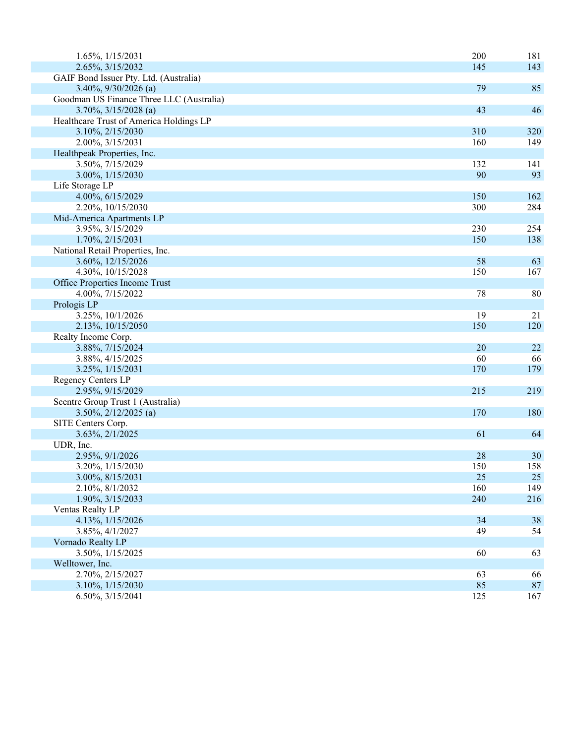| | | |
|---|---|---|
| 1.65%, 1/15/2031 | 200 | 181 |
| 2.65%, 3/15/2032 | 145 | 143 |
| GAIF Bond Issuer Pty. Ltd. (Australia) | | |
| 3.40%, 9/30/2026 (a) | 79 | 85 |
| Goodman US Finance Three LLC (Australia) | | |
| 3.70%, 3/15/2028 (a) | 43 | 46 |
| Healthcare Trust of America Holdings LP | | |
| 3.10%, 2/15/2030 | 310 | 320 |
| 2.00%, 3/15/2031 | 160 | 149 |
| Healthpeak Properties, Inc. | | |
| 3.50%, 7/15/2029 | 132 | 141 |
| 3.00%, 1/15/2030 | 90 | 93 |
| Life Storage LP | | |
| 4.00%, 6/15/2029 | 150 | 162 |
| 2.20%, 10/15/2030 | 300 | 284 |
| Mid-America Apartments LP | | |
| 3.95%, 3/15/2029 | 230 | 254 |
| 1.70%, 2/15/2031 | 150 | 138 |
| National Retail Properties, Inc. | | |
| 3.60%, 12/15/2026 | 58 | 63 |
| 4.30%, 10/15/2028 | 150 | 167 |
| Office Properties Income Trust | | |
| 4.00%, 7/15/2022 | 78 | 80 |
| Prologis LP | | |
| 3.25%, 10/1/2026 | 19 | 21 |
| 2.13%, 10/15/2050 | 150 | 120 |
| Realty Income Corp. | | |
| 3.88%, 7/15/2024 | 20 | 22 |
| 3.88%, 4/15/2025 | 60 | 66 |
| 3.25%, 1/15/2031 | 170 | 179 |
| Regency Centers LP | | |
| 2.95%, 9/15/2029 | 215 | 219 |
| Scentre Group Trust 1 (Australia) | | |
| 3.50%, 2/12/2025 (a) | 170 | 180 |
| SITE Centers Corp. | | |
| 3.63%, 2/1/2025 | 61 | 64 |
| UDR, Inc. | | |
| 2.95%, 9/1/2026 | 28 | 30 |
| 3.20%, 1/15/2030 | 150 | 158 |
| 3.00%, 8/15/2031 | 25 | 25 |
| 2.10%, 8/1/2032 | 160 | 149 |
| 1.90%, 3/15/2033 | 240 | 216 |
| Ventas Realty LP | | |
| 4.13%, 1/15/2026 | 34 | 38 |
| 3.85%, 4/1/2027 | 49 | 54 |
| Vornado Realty LP | | |
| 3.50%, 1/15/2025 | 60 | 63 |
| Welltower, Inc. | | |
| 2.70%, 2/15/2027 | 63 | 66 |
| 3.10%, 1/15/2030 | 85 | 87 |
| 6.50%, 3/15/2041 | 125 | 167 |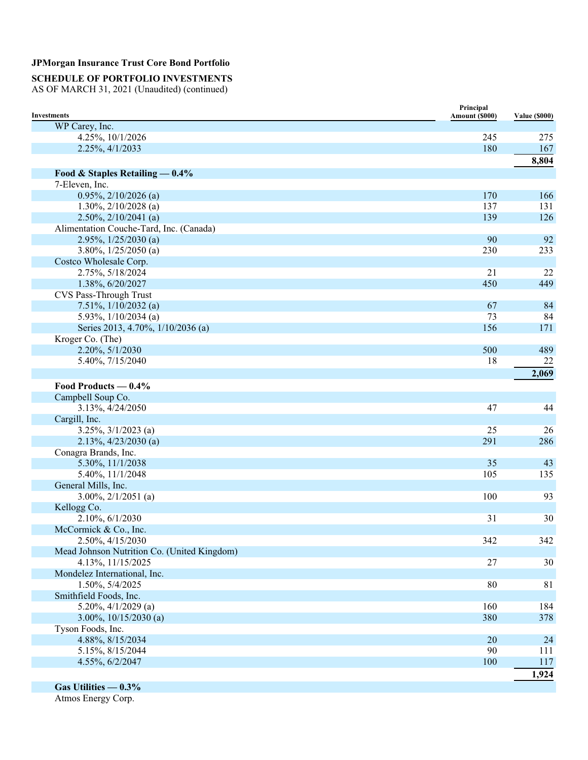**JPMorgan Insurance Trust Core Bond Portfolio**

**SCHEDULE OF PORTFOLIO INVESTMENTS**
AS OF MARCH 31, 2021 (Unaudited) (continued)

| Investments | Principal Amount ($000) | Value ($000) |
|---|---|---|
| WP Carey, Inc. | | |
| 4.25%, 10/1/2026 | 245 | 275 |
| 2.25%, 4/1/2033 | 180 | 167 |
| | | **8,804** |
| **Food & Staples Retailing — 0.4%** | | |
| 7-Eleven, Inc. | | |
| 0.95%, 2/10/2026 (a) | 170 | 166 |
| 1.30%, 2/10/2028 (a) | 137 | 131 |
| 2.50%, 2/10/2041 (a) | 139 | 126 |
| Alimentation Couche-Tard, Inc. (Canada) | | |
| 2.95%, 1/25/2030 (a) | 90 | 92 |
| 3.80%, 1/25/2050 (a) | 230 | 233 |
| Costco Wholesale Corp. | | |
| 2.75%, 5/18/2024 | 21 | 22 |
| 1.38%, 6/20/2027 | 450 | 449 |
| CVS Pass-Through Trust | | |
| 7.51%, 1/10/2032 (a) | 67 | 84 |
| 5.93%, 1/10/2034 (a) | 73 | 84 |
| Series 2013, 4.70%, 1/10/2036 (a) | 156 | 171 |
| Kroger Co. (The) | | |
| 2.20%, 5/1/2030 | 500 | 489 |
| 5.40%, 7/15/2040 | 18 | 22 |
| | | **2,069** |
| **Food Products — 0.4%** | | |
| Campbell Soup Co. | | |
| 3.13%, 4/24/2050 | 47 | 44 |
| Cargill, Inc. | | |
| 3.25%, 3/1/2023 (a) | 25 | 26 |
| 2.13%, 4/23/2030 (a) | 291 | 286 |
| Conagra Brands, Inc. | | |
| 5.30%, 11/1/2038 | 35 | 43 |
| 5.40%, 11/1/2048 | 105 | 135 |
| General Mills, Inc. | | |
| 3.00%, 2/1/2051 (a) | 100 | 93 |
| Kellogg Co. | | |
| 2.10%, 6/1/2030 | 31 | 30 |
| McCormick & Co., Inc. | | |
| 2.50%, 4/15/2030 | 342 | 342 |
| Mead Johnson Nutrition Co. (United Kingdom) | | |
| 4.13%, 11/15/2025 | 27 | 30 |
| Mondelez International, Inc. | | |
| 1.50%, 5/4/2025 | 80 | 81 |
| Smithfield Foods, Inc. | | |
| 5.20%, 4/1/2029 (a) | 160 | 184 |
| 3.00%, 10/15/2030 (a) | 380 | 378 |
| Tyson Foods, Inc. | | |
| 4.88%, 8/15/2034 | 20 | 24 |
| 5.15%, 8/15/2044 | 90 | 111 |
| 4.55%, 6/2/2047 | 100 | 117 |
| | | **1,924** |
| **Gas Utilities — 0.3%** | | |
| Atmos Energy Corp. | | |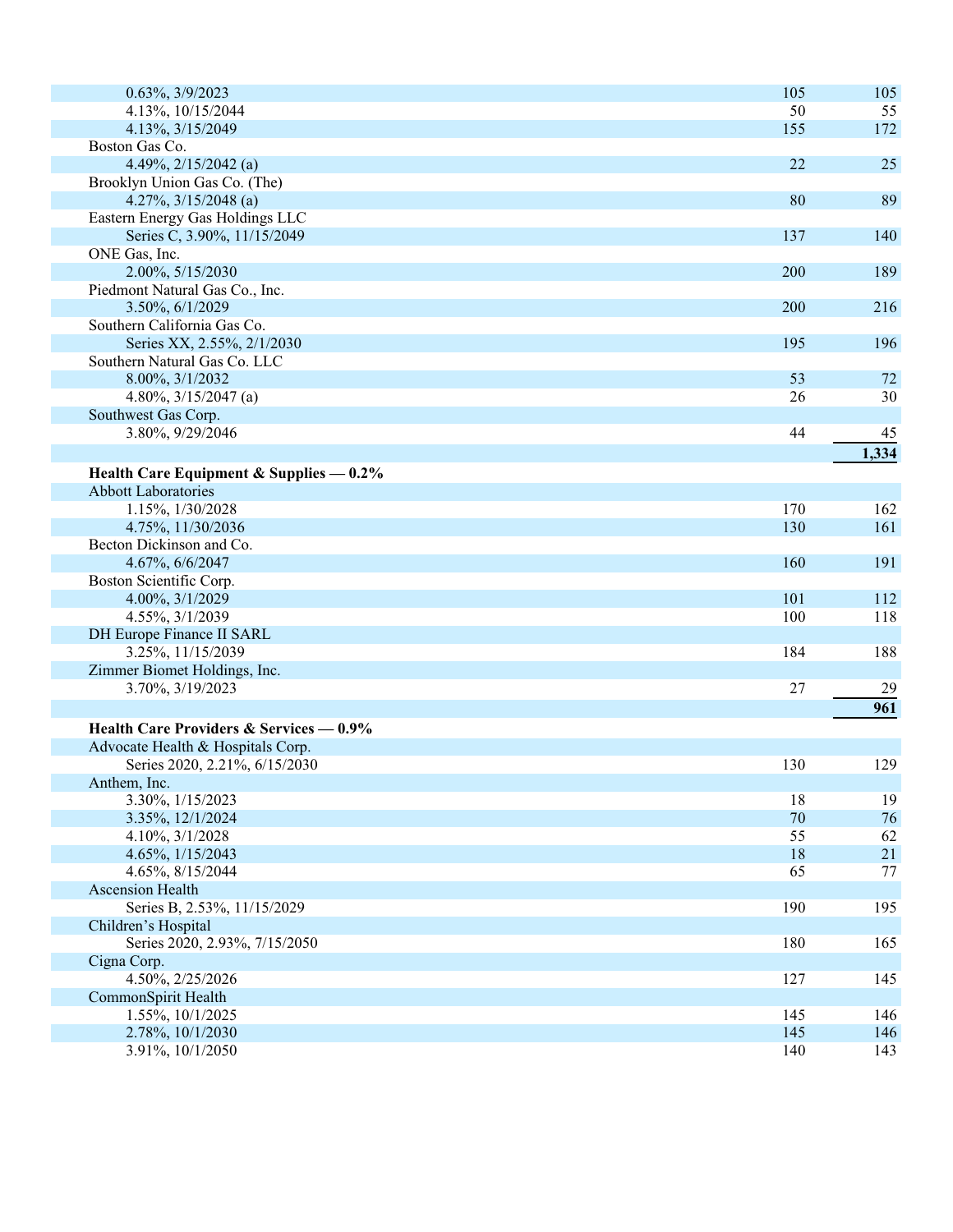| | | |
|---|---|---|
| 0.63%, 3/9/2023 | 105 | 105 |
| 4.13%, 10/15/2044 | 50 | 55 |
| 4.13%, 3/15/2049 | 155 | 172 |
| Boston Gas Co. | | |
| 4.49%, 2/15/2042 (a) | 22 | 25 |
| Brooklyn Union Gas Co. (The) | | |
| 4.27%, 3/15/2048 (a) | 80 | 89 |
| Eastern Energy Gas Holdings LLC | | |
| Series C, 3.90%, 11/15/2049 | 137 | 140 |
| ONE Gas, Inc. | | |
| 2.00%, 5/15/2030 | 200 | 189 |
| Piedmont Natural Gas Co., Inc. | | |
| 3.50%, 6/1/2029 | 200 | 216 |
| Southern California Gas Co. | | |
| Series XX, 2.55%, 2/1/2030 | 195 | 196 |
| Southern Natural Gas Co. LLC | | |
| 8.00%, 3/1/2032 | 53 | 72 |
| 4.80%, 3/15/2047 (a) | 26 | 30 |
| Southwest Gas Corp. | | |
| 3.80%, 9/29/2046 | 44 | 45 |
| | | **1,334** |
| **Health Care Equipment & Supplies — 0.2%** | | |
| Abbott Laboratories | | |
| 1.15%, 1/30/2028 | 170 | 162 |
| 4.75%, 11/30/2036 | 130 | 161 |
| Becton Dickinson and Co. | | |
| 4.67%, 6/6/2047 | 160 | 191 |
| Boston Scientific Corp. | | |
| 4.00%, 3/1/2029 | 101 | 112 |
| 4.55%, 3/1/2039 | 100 | 118 |
| DH Europe Finance II SARL | | |
| 3.25%, 11/15/2039 | 184 | 188 |
| Zimmer Biomet Holdings, Inc. | | |
| 3.70%, 3/19/2023 | 27 | 29 |
| | | **961** |
| **Health Care Providers & Services — 0.9%** | | |
| Advocate Health & Hospitals Corp. | | |
| Series 2020, 2.21%, 6/15/2030 | 130 | 129 |
| Anthem, Inc. | | |
| 3.30%, 1/15/2023 | 18 | 19 |
| 3.35%, 12/1/2024 | 70 | 76 |
| 4.10%, 3/1/2028 | 55 | 62 |
| 4.65%, 1/15/2043 | 18 | 21 |
| 4.65%, 8/15/2044 | 65 | 77 |
| Ascension Health | | |
| Series B, 2.53%, 11/15/2029 | 190 | 195 |
| Children's Hospital | | |
| Series 2020, 2.93%, 7/15/2050 | 180 | 165 |
| Cigna Corp. | | |
| 4.50%, 2/25/2026 | 127 | 145 |
| CommonSpirit Health | | |
| 1.55%, 10/1/2025 | 145 | 146 |
| 2.78%, 10/1/2030 | 145 | 146 |
| 3.91%, 10/1/2050 | 140 | 143 |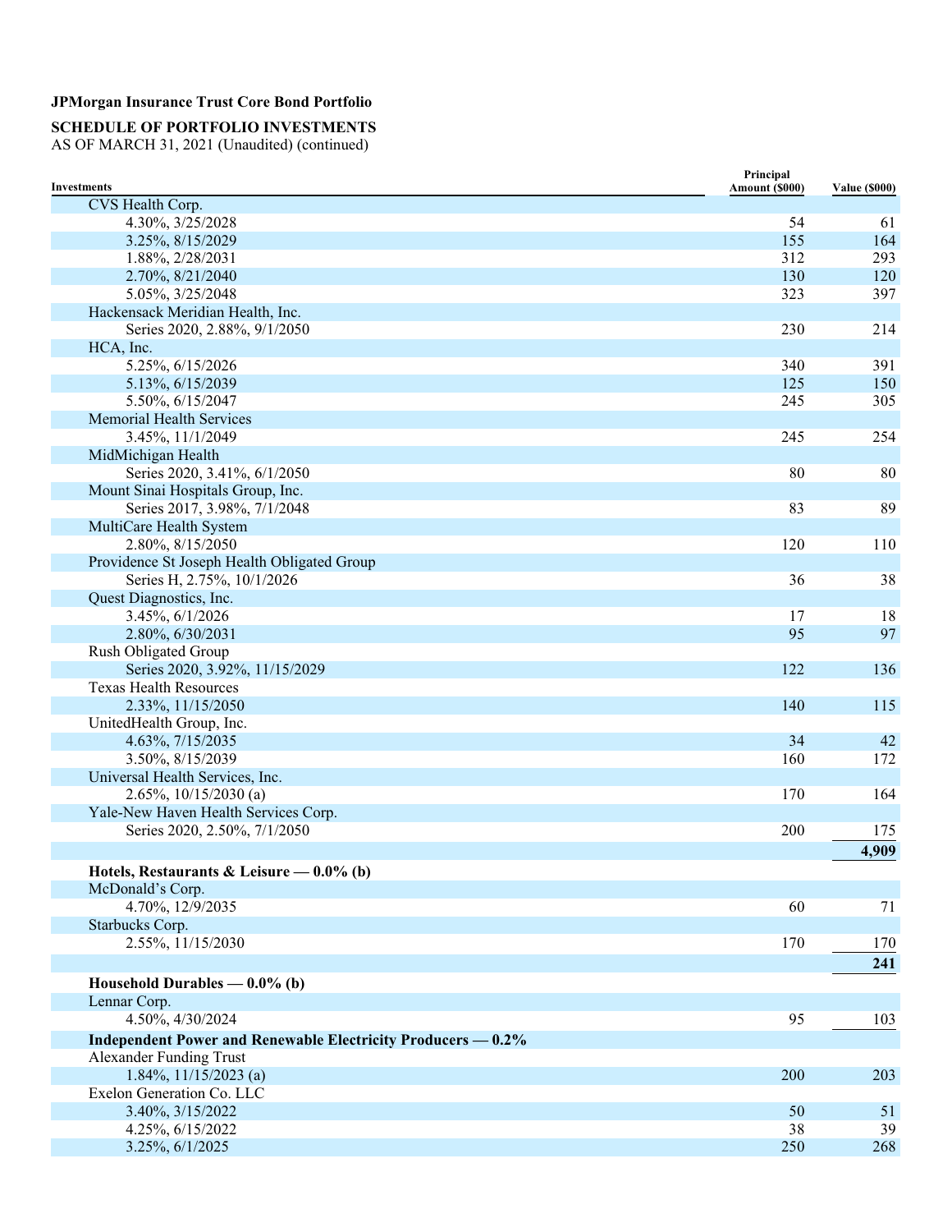**JPMorgan Insurance Trust Core Bond Portfolio**

**SCHEDULE OF PORTFOLIO INVESTMENTS**
AS OF MARCH 31, 2021 (Unaudited) (continued)

| Investments | Principal Amount ($000) | Value ($000) |
|---|---|---|
| CVS Health Corp. | | |
| 4.30%, 3/25/2028 | 54 | 61 |
| 3.25%, 8/15/2029 | 155 | 164 |
| 1.88%, 2/28/2031 | 312 | 293 |
| 2.70%, 8/21/2040 | 130 | 120 |
| 5.05%, 3/25/2048 | 323 | 397 |
| Hackensack Meridian Health, Inc. | | |
| Series 2020, 2.88%, 9/1/2050 | 230 | 214 |
| HCA, Inc. | | |
| 5.25%, 6/15/2026 | 340 | 391 |
| 5.13%, 6/15/2039 | 125 | 150 |
| 5.50%, 6/15/2047 | 245 | 305 |
| Memorial Health Services | | |
| 3.45%, 11/1/2049 | 245 | 254 |
| MidMichigan Health | | |
| Series 2020, 3.41%, 6/1/2050 | 80 | 80 |
| Mount Sinai Hospitals Group, Inc. | | |
| Series 2017, 3.98%, 7/1/2048 | 83 | 89 |
| MultiCare Health System | | |
| 2.80%, 8/15/2050 | 120 | 110 |
| Providence St Joseph Health Obligated Group | | |
| Series H, 2.75%, 10/1/2026 | 36 | 38 |
| Quest Diagnostics, Inc. | | |
| 3.45%, 6/1/2026 | 17 | 18 |
| 2.80%, 6/30/2031 | 95 | 97 |
| Rush Obligated Group | | |
| Series 2020, 3.92%, 11/15/2029 | 122 | 136 |
| Texas Health Resources | | |
| 2.33%, 11/15/2050 | 140 | 115 |
| UnitedHealth Group, Inc. | | |
| 4.63%, 7/15/2035 | 34 | 42 |
| 3.50%, 8/15/2039 | 160 | 172 |
| Universal Health Services, Inc. | | |
| 2.65%, 10/15/2030 (a) | 170 | 164 |
| Yale-New Haven Health Services Corp. | | |
| Series 2020, 2.50%, 7/1/2050 | 200 | 175 |
| | | **4,909** |
| **Hotels, Restaurants & Leisure — 0.0% (b)** | | |
| McDonald's Corp. | | |
| 4.70%, 12/9/2035 | 60 | 71 |
| Starbucks Corp. | | |
| 2.55%, 11/15/2030 | 170 | 170 |
| | | **241** |
| **Household Durables — 0.0% (b)** | | |
| Lennar Corp. | | |
| 4.50%, 4/30/2024 | 95 | 103 |
| **Independent Power and Renewable Electricity Producers — 0.2%** | | |
| Alexander Funding Trust | | |
| 1.84%, 11/15/2023 (a) | 200 | 203 |
| Exelon Generation Co. LLC | | |
| 3.40%, 3/15/2022 | 50 | 51 |
| 4.25%, 6/15/2022 | 38 | 39 |
| 3.25%, 6/1/2025 | 250 | 268 |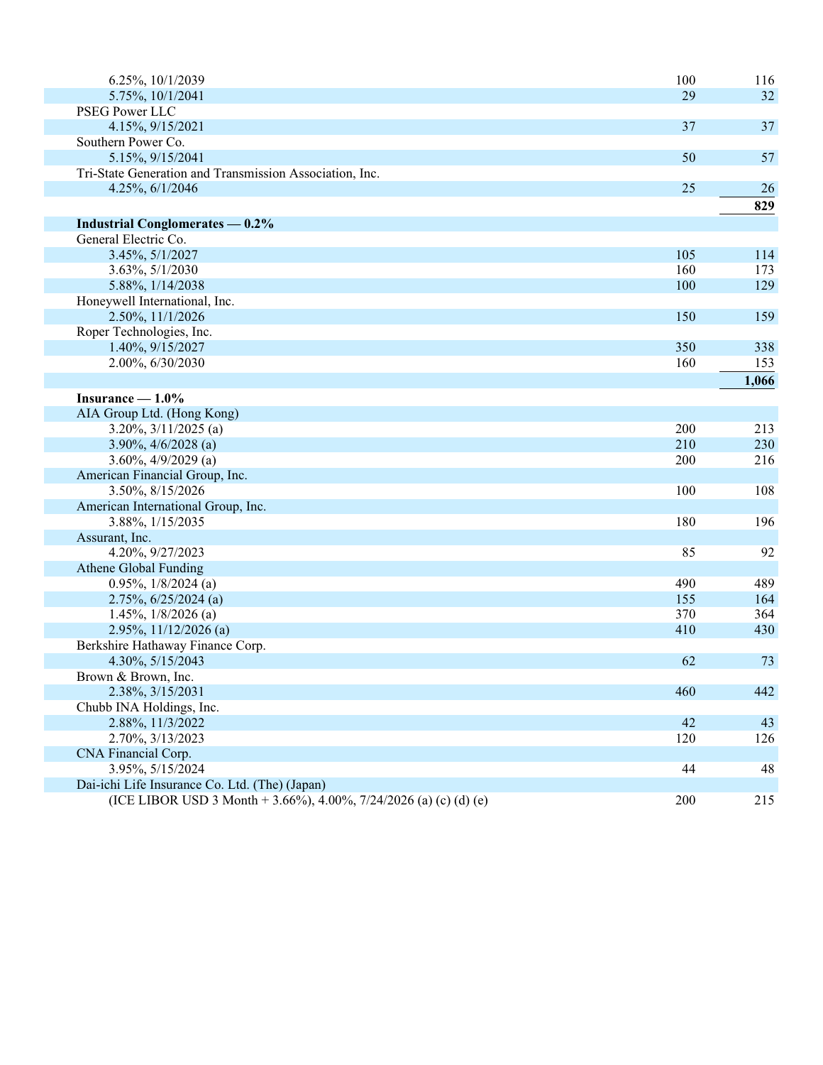| | | |
|---|---|---|
| 6.25%, 10/1/2039 | 100 | 116 |
| 5.75%, 10/1/2041 | 29 | 32 |
| PSEG Power LLC | | |
| 4.15%, 9/15/2021 | 37 | 37 |
| Southern Power Co. | | |
| 5.15%, 9/15/2041 | 50 | 57 |
| Tri-State Generation and Transmission Association, Inc. | | |
| 4.25%, 6/1/2046 | 25 | 26 |
| | | **829** |
| **Industrial Conglomerates — 0.2%** | | |
| General Electric Co. | | |
| 3.45%, 5/1/2027 | 105 | 114 |
| 3.63%, 5/1/2030 | 160 | 173 |
| 5.88%, 1/14/2038 | 100 | 129 |
| Honeywell International, Inc. | | |
| 2.50%, 11/1/2026 | 150 | 159 |
| Roper Technologies, Inc. | | |
| 1.40%, 9/15/2027 | 350 | 338 |
| 2.00%, 6/30/2030 | 160 | 153 |
| | | **1,066** |
| **Insurance — 1.0%** | | |
| AIA Group Ltd. (Hong Kong) | | |
| 3.20%, 3/11/2025 (a) | 200 | 213 |
| 3.90%, 4/6/2028 (a) | 210 | 230 |
| 3.60%, 4/9/2029 (a) | 200 | 216 |
| American Financial Group, Inc. | | |
| 3.50%, 8/15/2026 | 100 | 108 |
| American International Group, Inc. | | |
| 3.88%, 1/15/2035 | 180 | 196 |
| Assurant, Inc. | | |
| 4.20%, 9/27/2023 | 85 | 92 |
| Athene Global Funding | | |
| 0.95%, 1/8/2024 (a) | 490 | 489 |
| 2.75%, 6/25/2024 (a) | 155 | 164 |
| 1.45%, 1/8/2026 (a) | 370 | 364 |
| 2.95%, 11/12/2026 (a) | 410 | 430 |
| Berkshire Hathaway Finance Corp. | | |
| 4.30%, 5/15/2043 | 62 | 73 |
| Brown & Brown, Inc. | | |
| 2.38%, 3/15/2031 | 460 | 442 |
| Chubb INA Holdings, Inc. | | |
| 2.88%, 11/3/2022 | 42 | 43 |
| 2.70%, 3/13/2023 | 120 | 126 |
| CNA Financial Corp. | | |
| 3.95%, 5/15/2024 | 44 | 48 |
| Dai-ichi Life Insurance Co. Ltd. (The) (Japan) | | |
| (ICE LIBOR USD 3 Month + 3.66%), 4.00%, 7/24/2026 (a) (c) (d) (e) | 200 | 215 |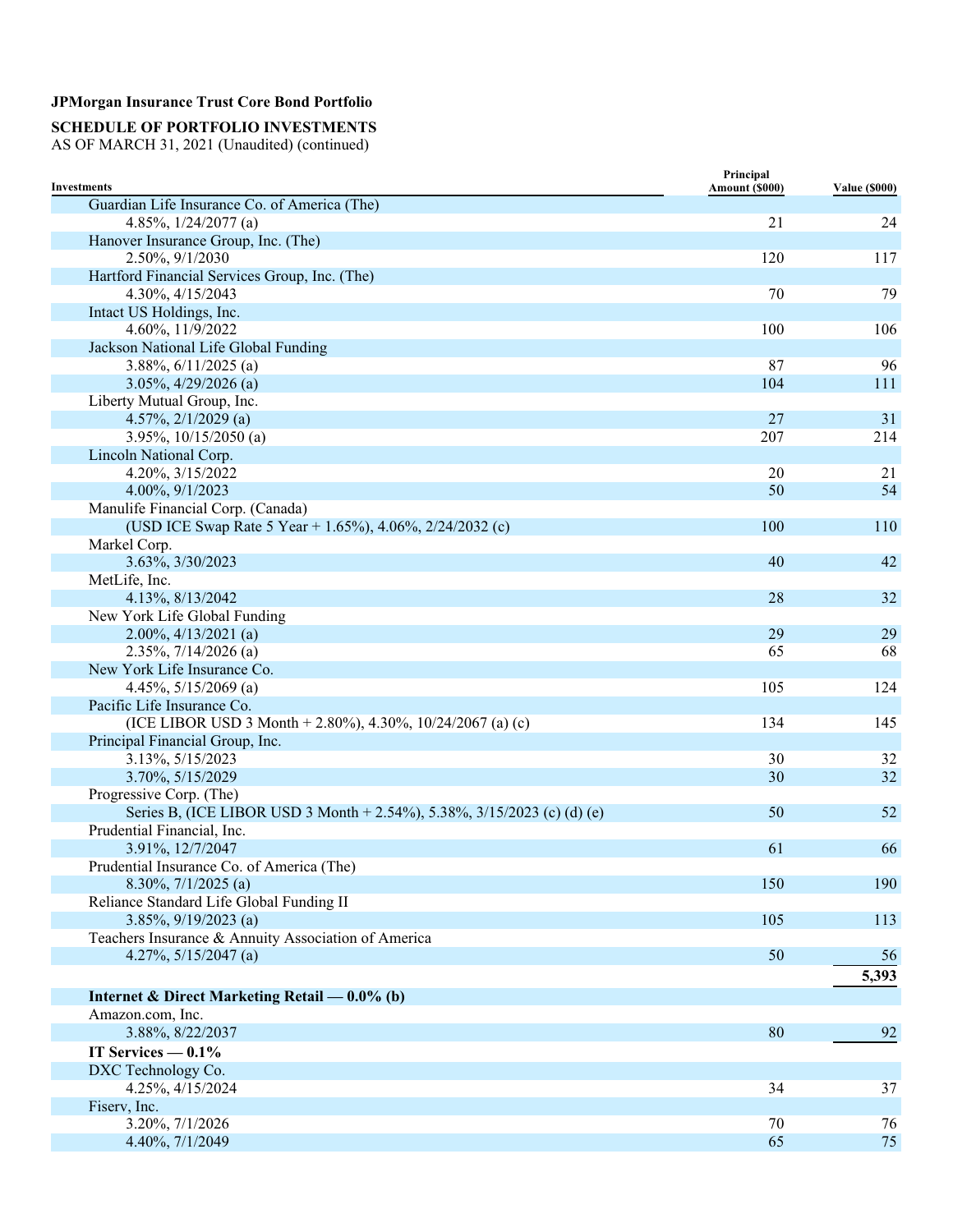**JPMorgan Insurance Trust Core Bond Portfolio**

**SCHEDULE OF PORTFOLIO INVESTMENTS**
AS OF MARCH 31, 2021 (Unaudited) (continued)

| Investments | Principal Amount ($000) | Value ($000) |
|---|---|---|
| Guardian Life Insurance Co. of America (The) | | |
| 4.85%, 1/24/2077 (a) | 21 | 24 |
| Hanover Insurance Group, Inc. (The) | | |
| 2.50%, 9/1/2030 | 120 | 117 |
| Hartford Financial Services Group, Inc. (The) | | |
| 4.30%, 4/15/2043 | 70 | 79 |
| Intact US Holdings, Inc. | | |
| 4.60%, 11/9/2022 | 100 | 106 |
| Jackson National Life Global Funding | | |
| 3.88%, 6/11/2025 (a) | 87 | 96 |
| 3.05%, 4/29/2026 (a) | 104 | 111 |
| Liberty Mutual Group, Inc. | | |
| 4.57%, 2/1/2029 (a) | 27 | 31 |
| 3.95%, 10/15/2050 (a) | 207 | 214 |
| Lincoln National Corp. | | |
| 4.20%, 3/15/2022 | 20 | 21 |
| 4.00%, 9/1/2023 | 50 | 54 |
| Manulife Financial Corp. (Canada) | | |
| (USD ICE Swap Rate 5 Year + 1.65%), 4.06%, 2/24/2032 (c) | 100 | 110 |
| Markel Corp. | | |
| 3.63%, 3/30/2023 | 40 | 42 |
| MetLife, Inc. | | |
| 4.13%, 8/13/2042 | 28 | 32 |
| New York Life Global Funding | | |
| 2.00%, 4/13/2021 (a) | 29 | 29 |
| 2.35%, 7/14/2026 (a) | 65 | 68 |
| New York Life Insurance Co. | | |
| 4.45%, 5/15/2069 (a) | 105 | 124 |
| Pacific Life Insurance Co. | | |
| (ICE LIBOR USD 3 Month + 2.80%), 4.30%, 10/24/2067 (a) (c) | 134 | 145 |
| Principal Financial Group, Inc. | | |
| 3.13%, 5/15/2023 | 30 | 32 |
| 3.70%, 5/15/2029 | 30 | 32 |
| Progressive Corp. (The) | | |
| Series B, (ICE LIBOR USD 3 Month + 2.54%), 5.38%, 3/15/2023 (c) (d) (e) | 50 | 52 |
| Prudential Financial, Inc. | | |
| 3.91%, 12/7/2047 | 61 | 66 |
| Prudential Insurance Co. of America (The) | | |
| 8.30%, 7/1/2025 (a) | 150 | 190 |
| Reliance Standard Life Global Funding II | | |
| 3.85%, 9/19/2023 (a) | 105 | 113 |
| Teachers Insurance & Annuity Association of America | | |
| 4.27%, 5/15/2047 (a) | 50 | 56 |
| | | **5,393** |
| **Internet & Direct Marketing Retail — 0.0% (b)** | | |
| Amazon.com, Inc. | | |
| 3.88%, 8/22/2037 | 80 | 92 |
| **IT Services — 0.1%** | | |
| DXC Technology Co. | | |
| 4.25%, 4/15/2024 | 34 | 37 |
| Fiserv, Inc. | | |
| 3.20%, 7/1/2026 | 70 | 76 |
| 4.40%, 7/1/2049 | 65 | 75 |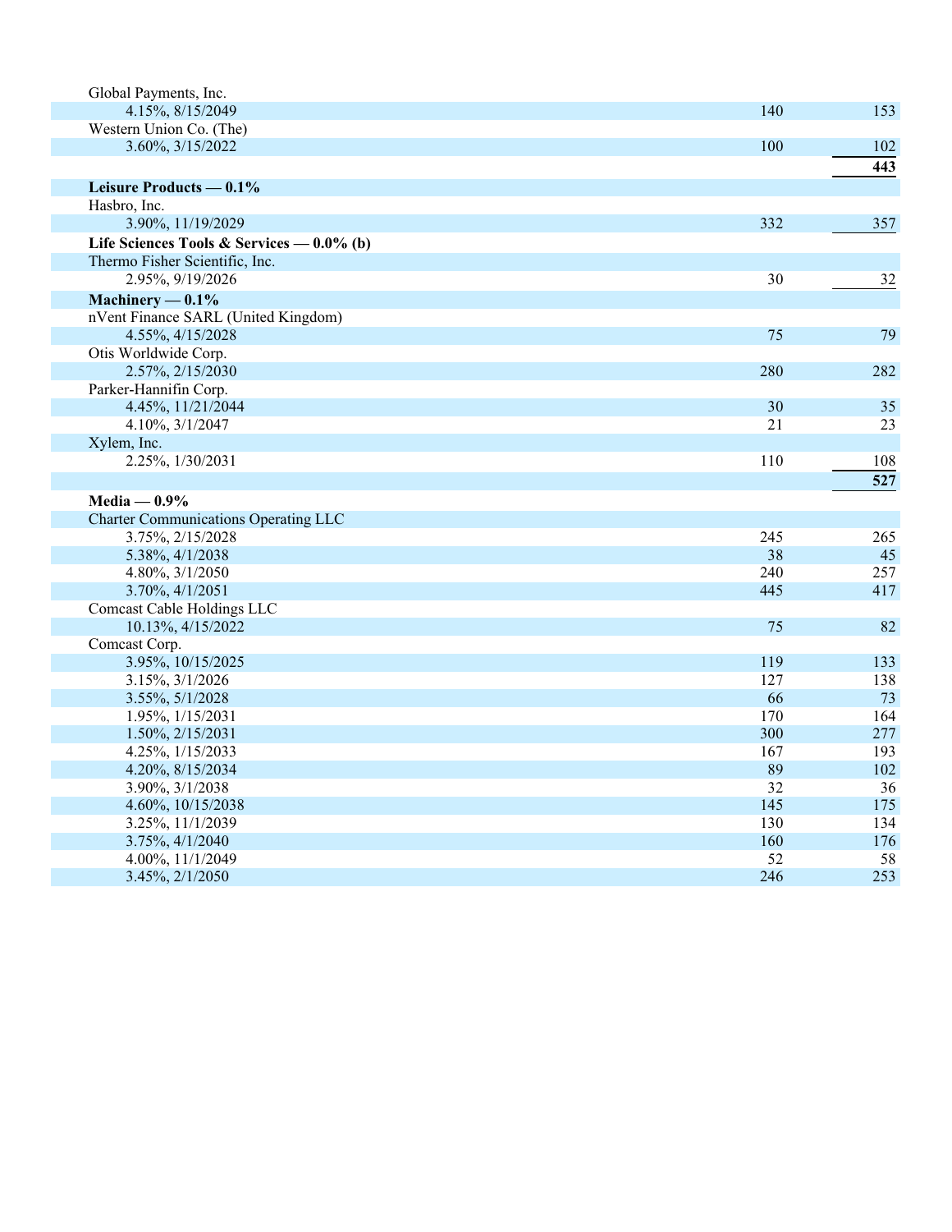| | | |
|---|---|---|
| Global Payments, Inc. | | |
| 4.15%, 8/15/2049 | 140 | 153 |
| Western Union Co. (The) | | |
| 3.60%, 3/15/2022 | 100 | 102 |
| | | **443** |
| **Leisure Products — 0.1%** | | |
| Hasbro, Inc. | | |
| 3.90%, 11/19/2029 | 332 | 357 |
| **Life Sciences Tools & Services — 0.0% (b)** | | |
| Thermo Fisher Scientific, Inc. | | |
| 2.95%, 9/19/2026 | 30 | 32 |
| **Machinery — 0.1%** | | |
| nVent Finance SARL (United Kingdom) | | |
| 4.55%, 4/15/2028 | 75 | 79 |
| Otis Worldwide Corp. | | |
| 2.57%, 2/15/2030 | 280 | 282 |
| Parker-Hannifin Corp. | | |
| 4.45%, 11/21/2044 | 30 | 35 |
| 4.10%, 3/1/2047 | 21 | 23 |
| Xylem, Inc. | | |
| 2.25%, 1/30/2031 | 110 | 108 |
| | | **527** |
| **Media — 0.9%** | | |
| Charter Communications Operating LLC | | |
| 3.75%, 2/15/2028 | 245 | 265 |
| 5.38%, 4/1/2038 | 38 | 45 |
| 4.80%, 3/1/2050 | 240 | 257 |
| 3.70%, 4/1/2051 | 445 | 417 |
| Comcast Cable Holdings LLC | | |
| 10.13%, 4/15/2022 | 75 | 82 |
| Comcast Corp. | | |
| 3.95%, 10/15/2025 | 119 | 133 |
| 3.15%, 3/1/2026 | 127 | 138 |
| 3.55%, 5/1/2028 | 66 | 73 |
| 1.95%, 1/15/2031 | 170 | 164 |
| 1.50%, 2/15/2031 | 300 | 277 |
| 4.25%, 1/15/2033 | 167 | 193 |
| 4.20%, 8/15/2034 | 89 | 102 |
| 3.90%, 3/1/2038 | 32 | 36 |
| 4.60%, 10/15/2038 | 145 | 175 |
| 3.25%, 11/1/2039 | 130 | 134 |
| 3.75%, 4/1/2040 | 160 | 176 |
| 4.00%, 11/1/2049 | 52 | 58 |
| 3.45%, 2/1/2050 | 246 | 253 |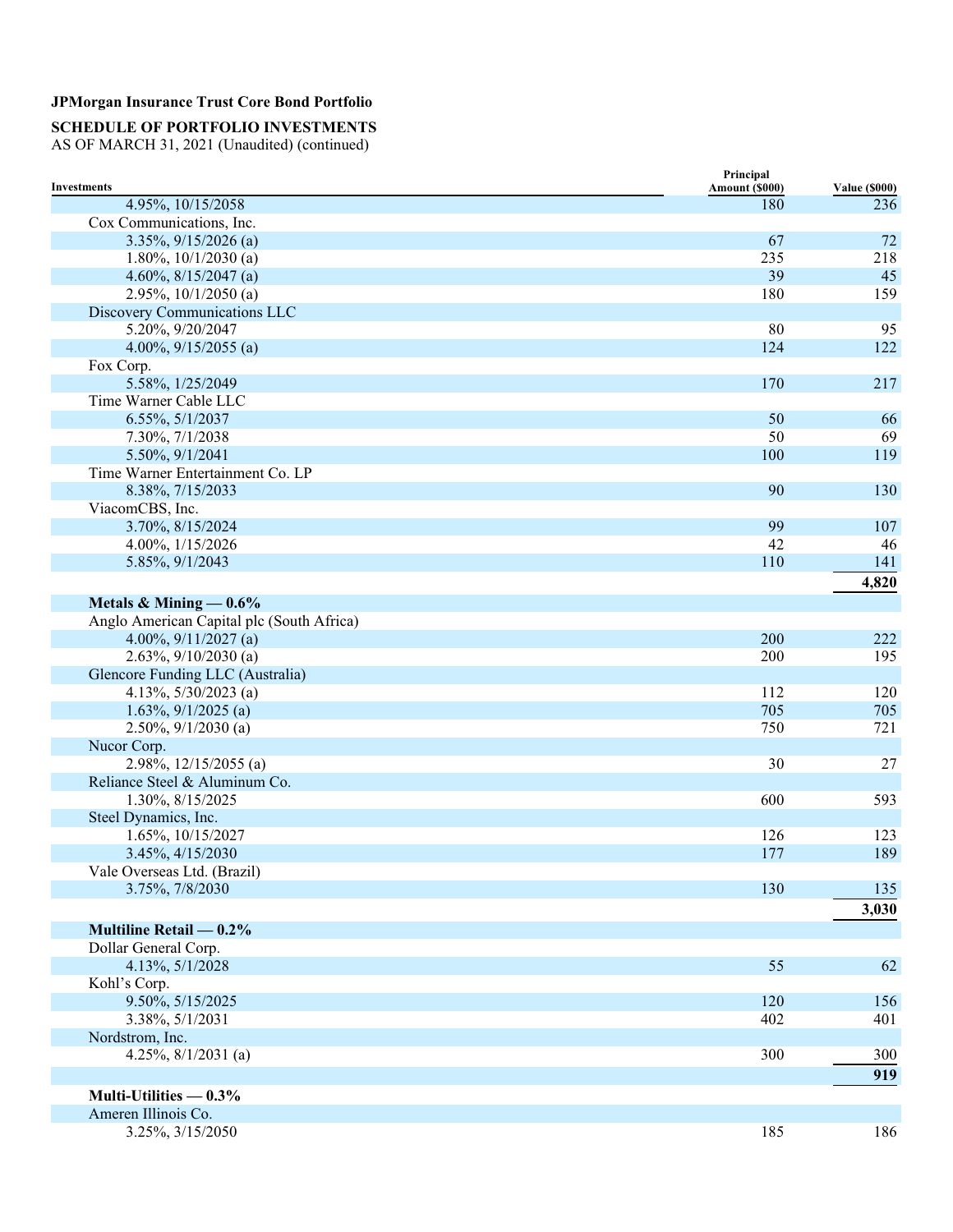**JPMorgan Insurance Trust Core Bond Portfolio**

**SCHEDULE OF PORTFOLIO INVESTMENTS**

AS OF MARCH 31, 2021 (Unaudited) (continued)

| Investments | Principal Amount ($000) | Value ($000) |
|---|---|---|
| 4.95%, 10/15/2058 | 180 | 236 |
| Cox Communications, Inc. | | |
| 3.35%, 9/15/2026 (a) | 67 | 72 |
| 1.80%, 10/1/2030 (a) | 235 | 218 |
| 4.60%, 8/15/2047 (a) | 39 | 45 |
| 2.95%, 10/1/2050 (a) | 180 | 159 |
| Discovery Communications LLC | | |
| 5.20%, 9/20/2047 | 80 | 95 |
| 4.00%, 9/15/2055 (a) | 124 | 122 |
| Fox Corp. | | |
| 5.58%, 1/25/2049 | 170 | 217 |
| Time Warner Cable LLC | | |
| 6.55%, 5/1/2037 | 50 | 66 |
| 7.30%, 7/1/2038 | 50 | 69 |
| 5.50%, 9/1/2041 | 100 | 119 |
| Time Warner Entertainment Co. LP | | |
| 8.38%, 7/15/2033 | 90 | 130 |
| ViacomCBS, Inc. | | |
| 3.70%, 8/15/2024 | 99 | 107 |
| 4.00%, 1/15/2026 | 42 | 46 |
| 5.85%, 9/1/2043 | 110 | 141 |
| | | **4,820** |
| **Metals & Mining — 0.6%** | | |
| Anglo American Capital plc (South Africa) | | |
| 4.00%, 9/11/2027 (a) | 200 | 222 |
| 2.63%, 9/10/2030 (a) | 200 | 195 |
| Glencore Funding LLC (Australia) | | |
| 4.13%, 5/30/2023 (a) | 112 | 120 |
| 1.63%, 9/1/2025 (a) | 705 | 705 |
| 2.50%, 9/1/2030 (a) | 750 | 721 |
| Nucor Corp. | | |
| 2.98%, 12/15/2055 (a) | 30 | 27 |
| Reliance Steel & Aluminum Co. | | |
| 1.30%, 8/15/2025 | 600 | 593 |
| Steel Dynamics, Inc. | | |
| 1.65%, 10/15/2027 | 126 | 123 |
| 3.45%, 4/15/2030 | 177 | 189 |
| Vale Overseas Ltd. (Brazil) | | |
| 3.75%, 7/8/2030 | 130 | 135 |
| | | **3,030** |
| **Multiline Retail — 0.2%** | | |
| Dollar General Corp. | | |
| 4.13%, 5/1/2028 | 55 | 62 |
| Kohl's Corp. | | |
| 9.50%, 5/15/2025 | 120 | 156 |
| 3.38%, 5/1/2031 | 402 | 401 |
| Nordstrom, Inc. | | |
| 4.25%, 8/1/2031 (a) | 300 | 300 |
| | | **919** |
| **Multi-Utilities — 0.3%** | | |
| Ameren Illinois Co. | | |
| 3.25%, 3/15/2050 | 185 | 186 |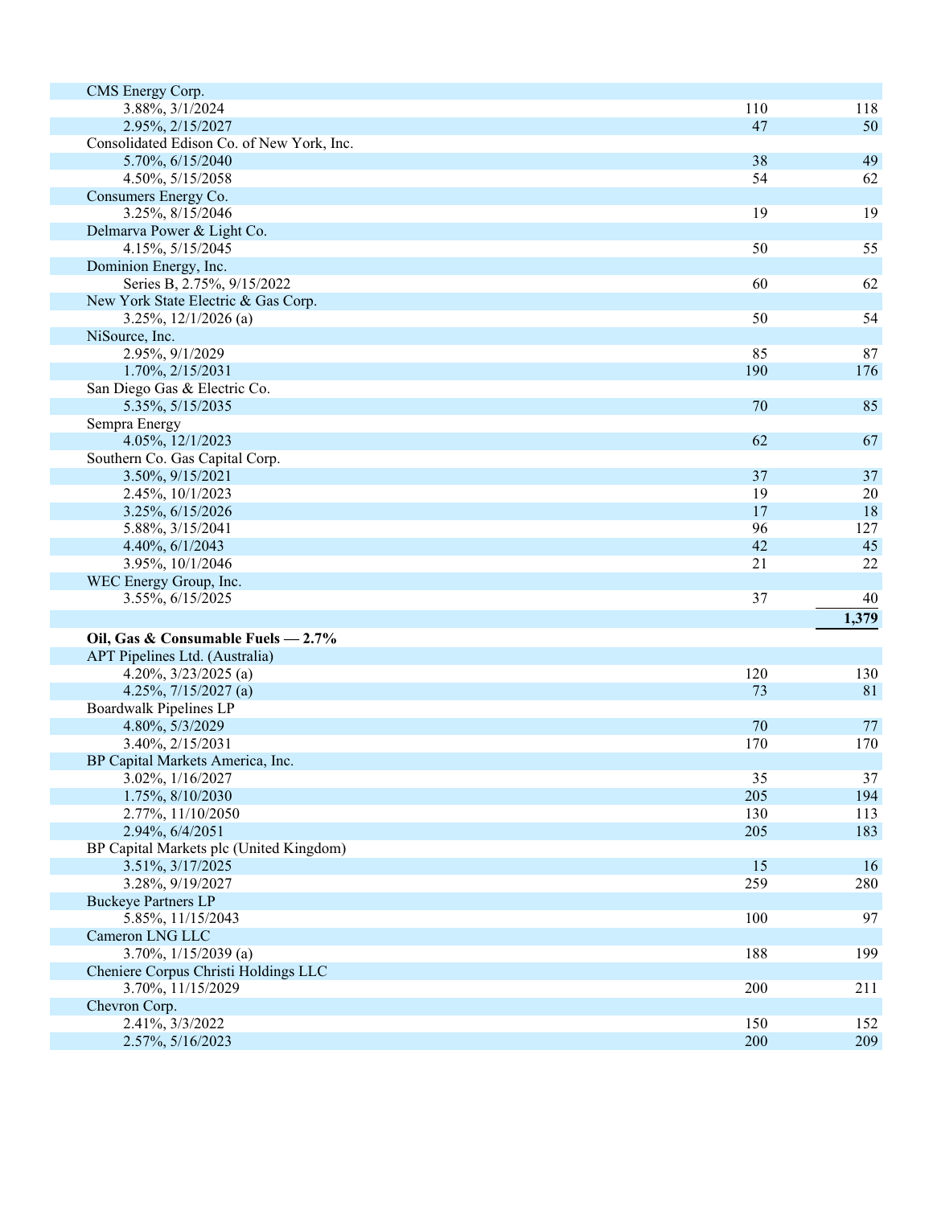| | | |
|---|---|---|
| CMS Energy Corp. | | |
| 3.88%, 3/1/2024 | 110 | 118 |
| 2.95%, 2/15/2027 | 47 | 50 |
| Consolidated Edison Co. of New York, Inc. | | |
| 5.70%, 6/15/2040 | 38 | 49 |
| 4.50%, 5/15/2058 | 54 | 62 |
| Consumers Energy Co. | | |
| 3.25%, 8/15/2046 | 19 | 19 |
| Delmarva Power & Light Co. | | |
| 4.15%, 5/15/2045 | 50 | 55 |
| Dominion Energy, Inc. | | |
| Series B, 2.75%, 9/15/2022 | 60 | 62 |
| New York State Electric & Gas Corp. | | |
| 3.25%, 12/1/2026 (a) | 50 | 54 |
| NiSource, Inc. | | |
| 2.95%, 9/1/2029 | 85 | 87 |
| 1.70%, 2/15/2031 | 190 | 176 |
| San Diego Gas & Electric Co. | | |
| 5.35%, 5/15/2035 | 70 | 85 |
| Sempra Energy | | |
| 4.05%, 12/1/2023 | 62 | 67 |
| Southern Co. Gas Capital Corp. | | |
| 3.50%, 9/15/2021 | 37 | 37 |
| 2.45%, 10/1/2023 | 19 | 20 |
| 3.25%, 6/15/2026 | 17 | 18 |
| 5.88%, 3/15/2041 | 96 | 127 |
| 4.40%, 6/1/2043 | 42 | 45 |
| 3.95%, 10/1/2046 | 21 | 22 |
| WEC Energy Group, Inc. | | |
| 3.55%, 6/15/2025 | 37 | 40 |
| | | **1,379** |
| **Oil, Gas & Consumable Fuels — 2.7%** | | |
| APT Pipelines Ltd. (Australia) | | |
| 4.20%, 3/23/2025 (a) | 120 | 130 |
| 4.25%, 7/15/2027 (a) | 73 | 81 |
| Boardwalk Pipelines LP | | |
| 4.80%, 5/3/2029 | 70 | 77 |
| 3.40%, 2/15/2031 | 170 | 170 |
| BP Capital Markets America, Inc. | | |
| 3.02%, 1/16/2027 | 35 | 37 |
| 1.75%, 8/10/2030 | 205 | 194 |
| 2.77%, 11/10/2050 | 130 | 113 |
| 2.94%, 6/4/2051 | 205 | 183 |
| BP Capital Markets plc (United Kingdom) | | |
| 3.51%, 3/17/2025 | 15 | 16 |
| 3.28%, 9/19/2027 | 259 | 280 |
| Buckeye Partners LP | | |
| 5.85%, 11/15/2043 | 100 | 97 |
| Cameron LNG LLC | | |
| 3.70%, 1/15/2039 (a) | 188 | 199 |
| Cheniere Corpus Christi Holdings LLC | | |
| 3.70%, 11/15/2029 | 200 | 211 |
| Chevron Corp. | | |
| 2.41%, 3/3/2022 | 150 | 152 |
| 2.57%, 5/16/2023 | 200 | 209 |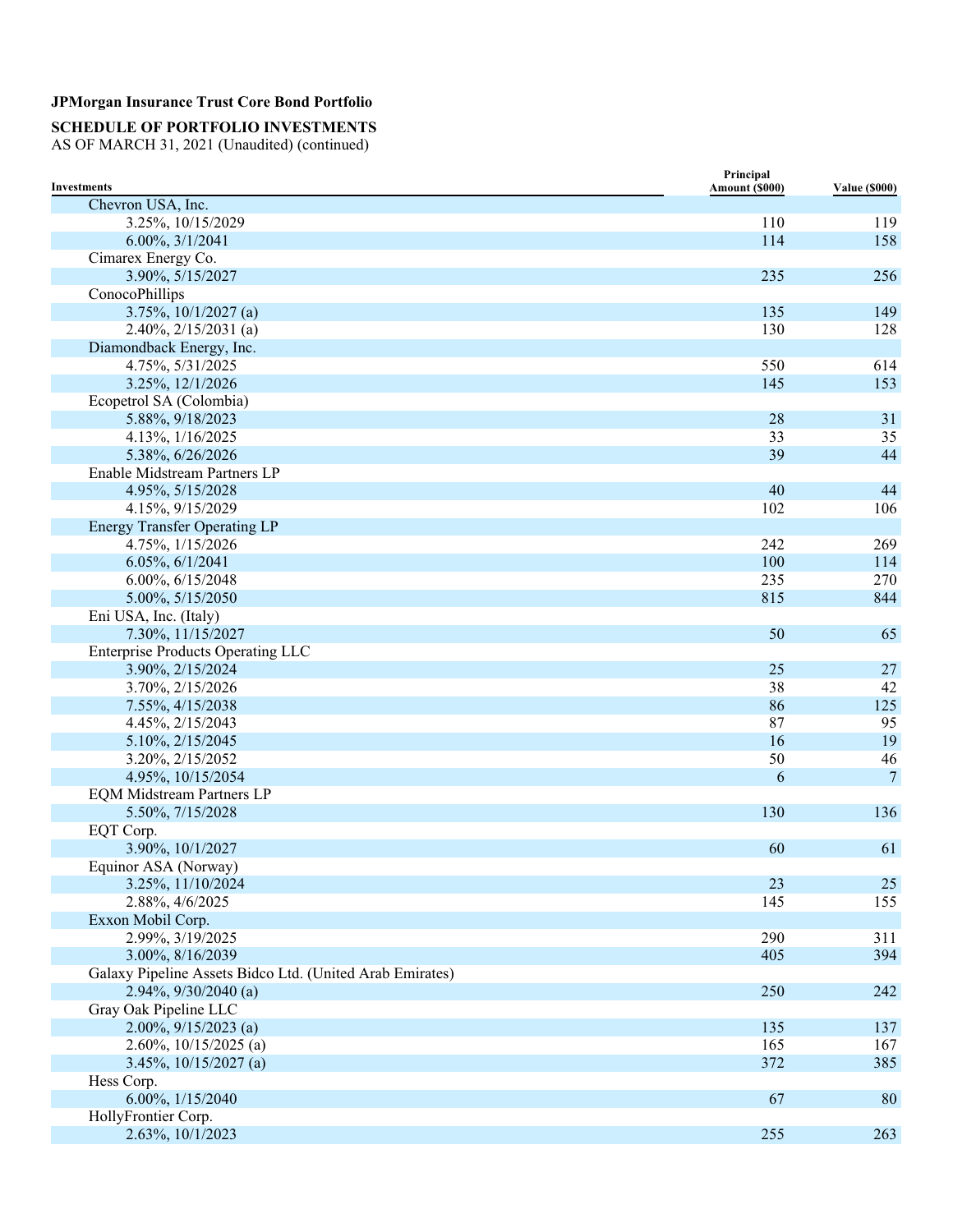**JPMorgan Insurance Trust Core Bond Portfolio**

**SCHEDULE OF PORTFOLIO INVESTMENTS**
AS OF MARCH 31, 2021 (Unaudited) (continued)

| Investments | Principal Amount ($000) | Value ($000) |
|---|---|---|
| Chevron USA, Inc. | | |
| 3.25%, 10/15/2029 | 110 | 119 |
| 6.00%, 3/1/2041 | 114 | 158 |
| Cimarex Energy Co. | | |
| 3.90%, 5/15/2027 | 235 | 256 |
| ConocoPhillips | | |
| 3.75%, 10/1/2027 (a) | 135 | 149 |
| 2.40%, 2/15/2031 (a) | 130 | 128 |
| Diamondback Energy, Inc. | | |
| 4.75%, 5/31/2025 | 550 | 614 |
| 3.25%, 12/1/2026 | 145 | 153 |
| Ecopetrol SA (Colombia) | | |
| 5.88%, 9/18/2023 | 28 | 31 |
| 4.13%, 1/16/2025 | 33 | 35 |
| 5.38%, 6/26/2026 | 39 | 44 |
| Enable Midstream Partners LP | | |
| 4.95%, 5/15/2028 | 40 | 44 |
| 4.15%, 9/15/2029 | 102 | 106 |
| Energy Transfer Operating LP | | |
| 4.75%, 1/15/2026 | 242 | 269 |
| 6.05%, 6/1/2041 | 100 | 114 |
| 6.00%, 6/15/2048 | 235 | 270 |
| 5.00%, 5/15/2050 | 815 | 844 |
| Eni USA, Inc. (Italy) | | |
| 7.30%, 11/15/2027 | 50 | 65 |
| Enterprise Products Operating LLC | | |
| 3.90%, 2/15/2024 | 25 | 27 |
| 3.70%, 2/15/2026 | 38 | 42 |
| 7.55%, 4/15/2038 | 86 | 125 |
| 4.45%, 2/15/2043 | 87 | 95 |
| 5.10%, 2/15/2045 | 16 | 19 |
| 3.20%, 2/15/2052 | 50 | 46 |
| 4.95%, 10/15/2054 | 6 | 7 |
| EQM Midstream Partners LP | | |
| 5.50%, 7/15/2028 | 130 | 136 |
| EQT Corp. | | |
| 3.90%, 10/1/2027 | 60 | 61 |
| Equinor ASA (Norway) | | |
| 3.25%, 11/10/2024 | 23 | 25 |
| 2.88%, 4/6/2025 | 145 | 155 |
| Exxon Mobil Corp. | | |
| 2.99%, 3/19/2025 | 290 | 311 |
| 3.00%, 8/16/2039 | 405 | 394 |
| Galaxy Pipeline Assets Bidco Ltd. (United Arab Emirates) | | |
| 2.94%, 9/30/2040 (a) | 250 | 242 |
| Gray Oak Pipeline LLC | | |
| 2.00%, 9/15/2023 (a) | 135 | 137 |
| 2.60%, 10/15/2025 (a) | 165 | 167 |
| 3.45%, 10/15/2027 (a) | 372 | 385 |
| Hess Corp. | | |
| 6.00%, 1/15/2040 | 67 | 80 |
| HollyFrontier Corp. | | |
| 2.63%, 10/1/2023 | 255 | 263 |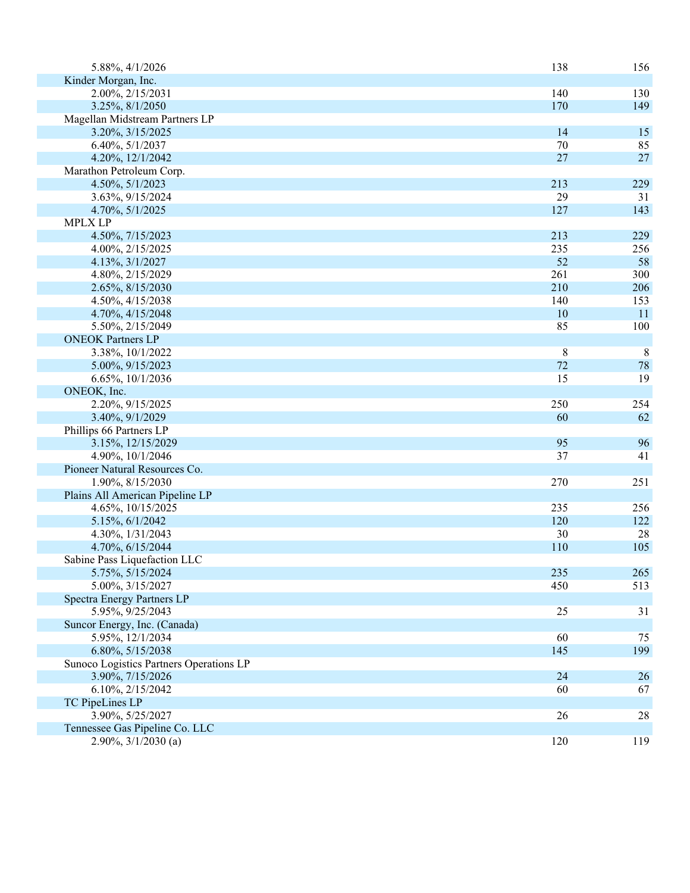| | | |
|---|---|---|
| 5.88%, 4/1/2026 | 138 | 156 |
| Kinder Morgan, Inc. | | |
| 2.00%, 2/15/2031 | 140 | 130 |
| 3.25%, 8/1/2050 | 170 | 149 |
| Magellan Midstream Partners LP | | |
| 3.20%, 3/15/2025 | 14 | 15 |
| 6.40%, 5/1/2037 | 70 | 85 |
| 4.20%, 12/1/2042 | 27 | 27 |
| Marathon Petroleum Corp. | | |
| 4.50%, 5/1/2023 | 213 | 229 |
| 3.63%, 9/15/2024 | 29 | 31 |
| 4.70%, 5/1/2025 | 127 | 143 |
| MPLX LP | | |
| 4.50%, 7/15/2023 | 213 | 229 |
| 4.00%, 2/15/2025 | 235 | 256 |
| 4.13%, 3/1/2027 | 52 | 58 |
| 4.80%, 2/15/2029 | 261 | 300 |
| 2.65%, 8/15/2030 | 210 | 206 |
| 4.50%, 4/15/2038 | 140 | 153 |
| 4.70%, 4/15/2048 | 10 | 11 |
| 5.50%, 2/15/2049 | 85 | 100 |
| ONEOK Partners LP | | |
| 3.38%, 10/1/2022 | 8 | 8 |
| 5.00%, 9/15/2023 | 72 | 78 |
| 6.65%, 10/1/2036 | 15 | 19 |
| ONEOK, Inc. | | |
| 2.20%, 9/15/2025 | 250 | 254 |
| 3.40%, 9/1/2029 | 60 | 62 |
| Phillips 66 Partners LP | | |
| 3.15%, 12/15/2029 | 95 | 96 |
| 4.90%, 10/1/2046 | 37 | 41 |
| Pioneer Natural Resources Co. | | |
| 1.90%, 8/15/2030 | 270 | 251 |
| Plains All American Pipeline LP | | |
| 4.65%, 10/15/2025 | 235 | 256 |
| 5.15%, 6/1/2042 | 120 | 122 |
| 4.30%, 1/31/2043 | 30 | 28 |
| 4.70%, 6/15/2044 | 110 | 105 |
| Sabine Pass Liquefaction LLC | | |
| 5.75%, 5/15/2024 | 235 | 265 |
| 5.00%, 3/15/2027 | 450 | 513 |
| Spectra Energy Partners LP | | |
| 5.95%, 9/25/2043 | 25 | 31 |
| Suncor Energy, Inc. (Canada) | | |
| 5.95%, 12/1/2034 | 60 | 75 |
| 6.80%, 5/15/2038 | 145 | 199 |
| Sunoco Logistics Partners Operations LP | | |
| 3.90%, 7/15/2026 | 24 | 26 |
| 6.10%, 2/15/2042 | 60 | 67 |
| TC PipeLines LP | | |
| 3.90%, 5/25/2027 | 26 | 28 |
| Tennessee Gas Pipeline Co. LLC | | |
| 2.90%, 3/1/2030 (a) | 120 | 119 |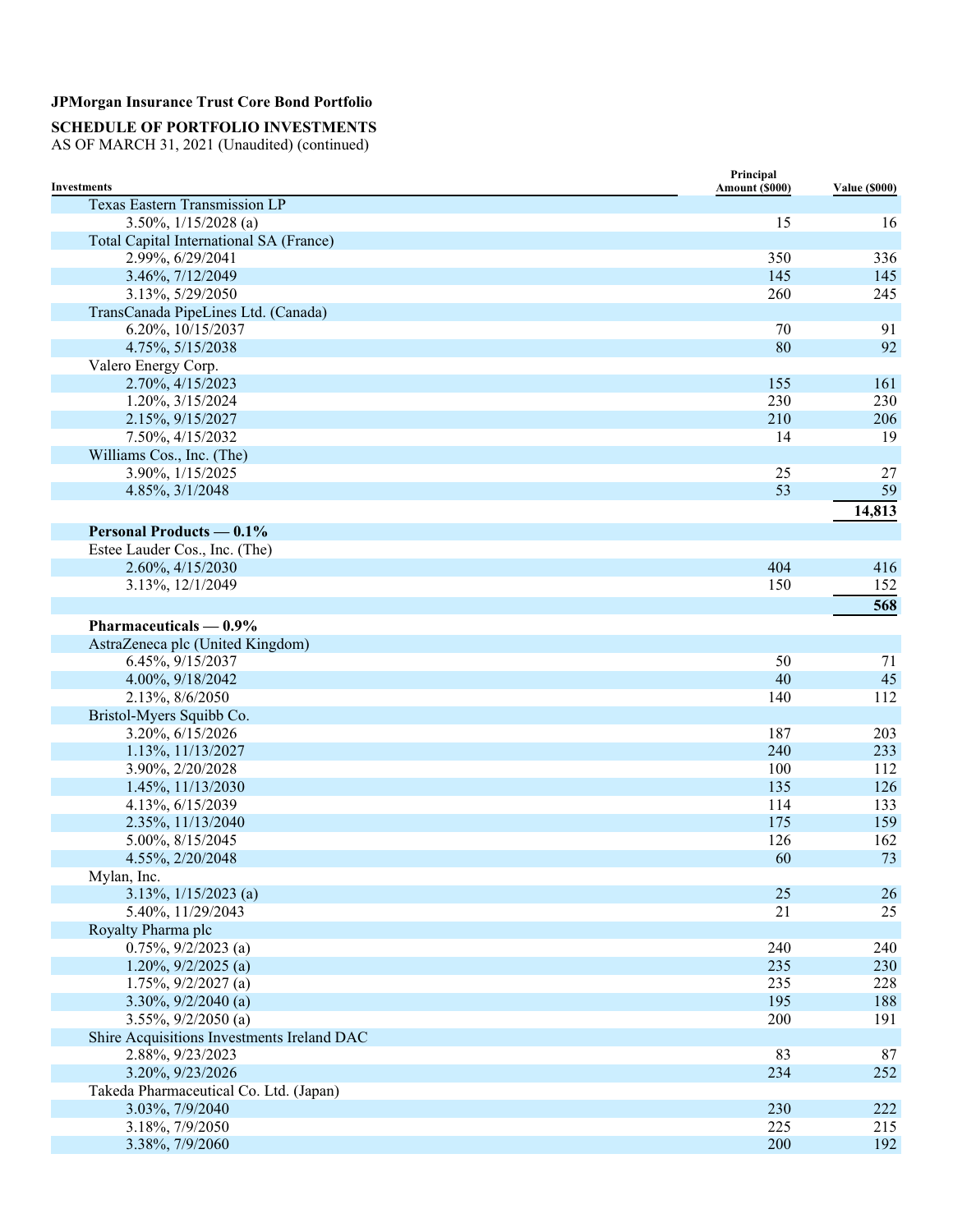**JPMorgan Insurance Trust Core Bond Portfolio**

**SCHEDULE OF PORTFOLIO INVESTMENTS**
AS OF MARCH 31, 2021 (Unaudited) (continued)

| Investments | Principal Amount ($000) | Value ($000) |
|---|---|---|
| Texas Eastern Transmission LP | | |
| 3.50%, 1/15/2028 (a) | 15 | 16 |
| Total Capital International SA (France) | | |
| 2.99%, 6/29/2041 | 350 | 336 |
| 3.46%, 7/12/2049 | 145 | 145 |
| 3.13%, 5/29/2050 | 260 | 245 |
| TransCanada PipeLines Ltd. (Canada) | | |
| 6.20%, 10/15/2037 | 70 | 91 |
| 4.75%, 5/15/2038 | 80 | 92 |
| Valero Energy Corp. | | |
| 2.70%, 4/15/2023 | 155 | 161 |
| 1.20%, 3/15/2024 | 230 | 230 |
| 2.15%, 9/15/2027 | 210 | 206 |
| 7.50%, 4/15/2032 | 14 | 19 |
| Williams Cos., Inc. (The) | | |
| 3.90%, 1/15/2025 | 25 | 27 |
| 4.85%, 3/1/2048 | 53 | 59 |
| | | **14,813** |
| **Personal Products — 0.1%** | | |
| Estee Lauder Cos., Inc. (The) | | |
| 2.60%, 4/15/2030 | 404 | 416 |
| 3.13%, 12/1/2049 | 150 | 152 |
| | | **568** |
| **Pharmaceuticals — 0.9%** | | |
| AstraZeneca plc (United Kingdom) | | |
| 6.45%, 9/15/2037 | 50 | 71 |
| 4.00%, 9/18/2042 | 40 | 45 |
| 2.13%, 8/6/2050 | 140 | 112 |
| Bristol-Myers Squibb Co. | | |
| 3.20%, 6/15/2026 | 187 | 203 |
| 1.13%, 11/13/2027 | 240 | 233 |
| 3.90%, 2/20/2028 | 100 | 112 |
| 1.45%, 11/13/2030 | 135 | 126 |
| 4.13%, 6/15/2039 | 114 | 133 |
| 2.35%, 11/13/2040 | 175 | 159 |
| 5.00%, 8/15/2045 | 126 | 162 |
| 4.55%, 2/20/2048 | 60 | 73 |
| Mylan, Inc. | | |
| 3.13%, 1/15/2023 (a) | 25 | 26 |
| 5.40%, 11/29/2043 | 21 | 25 |
| Royalty Pharma plc | | |
| 0.75%, 9/2/2023 (a) | 240 | 240 |
| 1.20%, 9/2/2025 (a) | 235 | 230 |
| 1.75%, 9/2/2027 (a) | 235 | 228 |
| 3.30%, 9/2/2040 (a) | 195 | 188 |
| 3.55%, 9/2/2050 (a) | 200 | 191 |
| Shire Acquisitions Investments Ireland DAC | | |
| 2.88%, 9/23/2023 | 83 | 87 |
| 3.20%, 9/23/2026 | 234 | 252 |
| Takeda Pharmaceutical Co. Ltd. (Japan) | | |
| 3.03%, 7/9/2040 | 230 | 222 |
| 3.18%, 7/9/2050 | 225 | 215 |
| 3.38%, 7/9/2060 | 200 | 192 |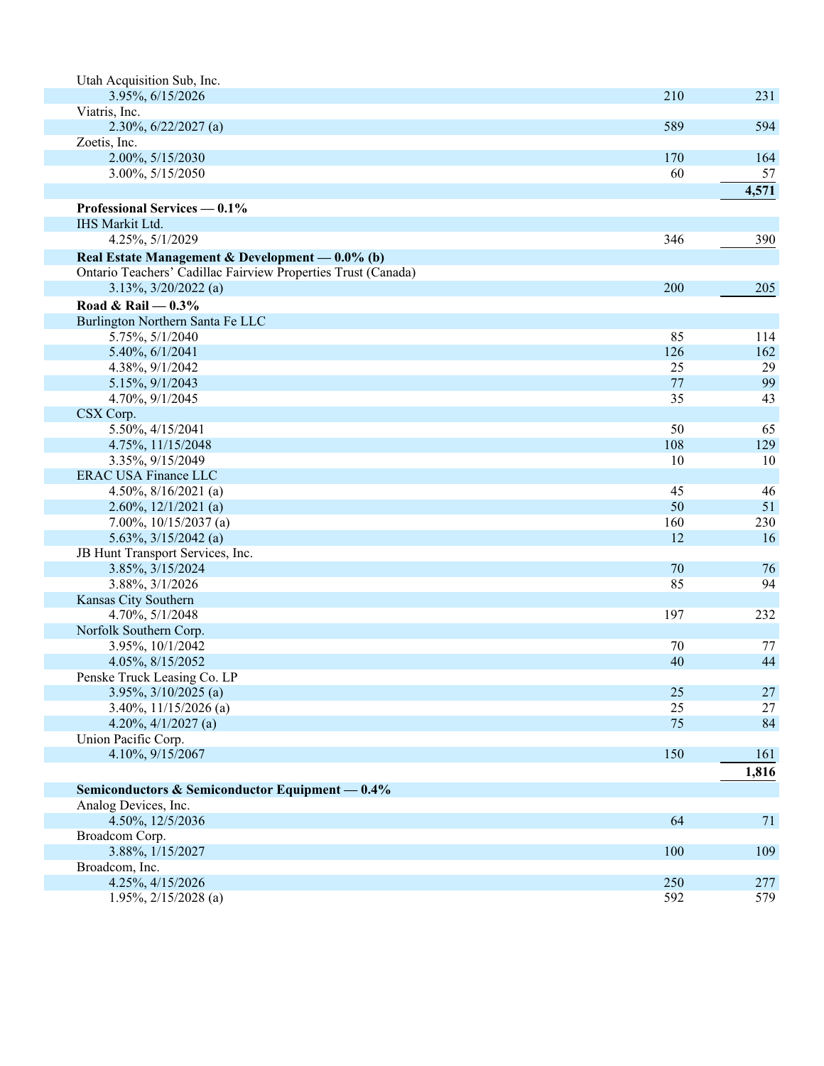| | | |
|---|---|---|
| Utah Acquisition Sub, Inc. | | |
| 3.95%, 6/15/2026 | 210 | 231 |
| Viatris, Inc. | | |
| 2.30%, 6/22/2027 (a) | 589 | 594 |
| Zoetis, Inc. | | |
| 2.00%, 5/15/2030 | 170 | 164 |
| 3.00%, 5/15/2050 | 60 | 57 |
| | | **4,571** |
| **Professional Services — 0.1%** | | |
| IHS Markit Ltd. | | |
| 4.25%, 5/1/2029 | 346 | 390 |
| **Real Estate Management & Development — 0.0% (b)** | | |
| Ontario Teachers' Cadillac Fairview Properties Trust (Canada) | | |
| 3.13%, 3/20/2022 (a) | 200 | 205 |
| **Road & Rail — 0.3%** | | |
| Burlington Northern Santa Fe LLC | | |
| 5.75%, 5/1/2040 | 85 | 114 |
| 5.40%, 6/1/2041 | 126 | 162 |
| 4.38%, 9/1/2042 | 25 | 29 |
| 5.15%, 9/1/2043 | 77 | 99 |
| 4.70%, 9/1/2045 | 35 | 43 |
| CSX Corp. | | |
| 5.50%, 4/15/2041 | 50 | 65 |
| 4.75%, 11/15/2048 | 108 | 129 |
| 3.35%, 9/15/2049 | 10 | 10 |
| ERAC USA Finance LLC | | |
| 4.50%, 8/16/2021 (a) | 45 | 46 |
| 2.60%, 12/1/2021 (a) | 50 | 51 |
| 7.00%, 10/15/2037 (a) | 160 | 230 |
| 5.63%, 3/15/2042 (a) | 12 | 16 |
| JB Hunt Transport Services, Inc. | | |
| 3.85%, 3/15/2024 | 70 | 76 |
| 3.88%, 3/1/2026 | 85 | 94 |
| Kansas City Southern | | |
| 4.70%, 5/1/2048 | 197 | 232 |
| Norfolk Southern Corp. | | |
| 3.95%, 10/1/2042 | 70 | 77 |
| 4.05%, 8/15/2052 | 40 | 44 |
| Penske Truck Leasing Co. LP | | |
| 3.95%, 3/10/2025 (a) | 25 | 27 |
| 3.40%, 11/15/2026 (a) | 25 | 27 |
| 4.20%, 4/1/2027 (a) | 75 | 84 |
| Union Pacific Corp. | | |
| 4.10%, 9/15/2067 | 150 | 161 |
| | | **1,816** |
| **Semiconductors & Semiconductor Equipment — 0.4%** | | |
| Analog Devices, Inc. | | |
| 4.50%, 12/5/2036 | 64 | 71 |
| Broadcom Corp. | | |
| 3.88%, 1/15/2027 | 100 | 109 |
| Broadcom, Inc. | | |
| 4.25%, 4/15/2026 | 250 | 277 |
| 1.95%, 2/15/2028 (a) | 592 | 579 |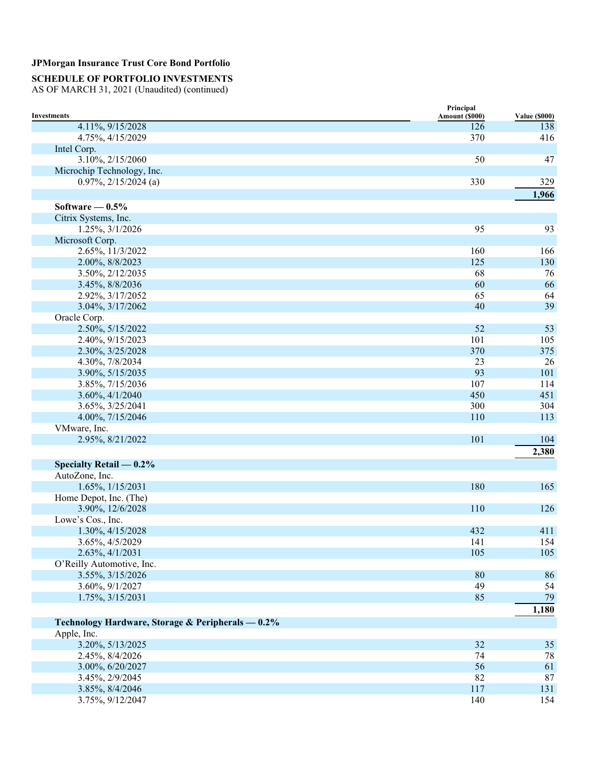**JPMorgan Insurance Trust Core Bond Portfolio**

**SCHEDULE OF PORTFOLIO INVESTMENTS**
AS OF MARCH 31, 2021 (Unaudited) (continued)

| Investments | Principal Amount ($000) | Value ($000) |
|---|---|---|
| 4.11%, 9/15/2028 | 126 | 138 |
| 4.75%, 4/15/2029 | 370 | 416 |
| Intel Corp. | | |
| 3.10%, 2/15/2060 | 50 | 47 |
| Microchip Technology, Inc. | | |
| 0.97%, 2/15/2024 (a) | 330 | 329 |
| | | **1,966** |
| **Software — 0.5%** | | |
| Citrix Systems, Inc. | | |
| 1.25%, 3/1/2026 | 95 | 93 |
| Microsoft Corp. | | |
| 2.65%, 11/3/2022 | 160 | 166 |
| 2.00%, 8/8/2023 | 125 | 130 |
| 3.50%, 2/12/2035 | 68 | 76 |
| 3.45%, 8/8/2036 | 60 | 66 |
| 2.92%, 3/17/2052 | 65 | 64 |
| 3.04%, 3/17/2062 | 40 | 39 |
| Oracle Corp. | | |
| 2.50%, 5/15/2022 | 52 | 53 |
| 2.40%, 9/15/2023 | 101 | 105 |
| 2.30%, 3/25/2028 | 370 | 375 |
| 4.30%, 7/8/2034 | 23 | 26 |
| 3.90%, 5/15/2035 | 93 | 101 |
| 3.85%, 7/15/2036 | 107 | 114 |
| 3.60%, 4/1/2040 | 450 | 451 |
| 3.65%, 3/25/2041 | 300 | 304 |
| 4.00%, 7/15/2046 | 110 | 113 |
| VMware, Inc. | | |
| 2.95%, 8/21/2022 | 101 | 104 |
| | | **2,380** |
| **Specialty Retail — 0.2%** | | |
| AutoZone, Inc. | | |
| 1.65%, 1/15/2031 | 180 | 165 |
| Home Depot, Inc. (The) | | |
| 3.90%, 12/6/2028 | 110 | 126 |
| Lowe's Cos., Inc. | | |
| 1.30%, 4/15/2028 | 432 | 411 |
| 3.65%, 4/5/2029 | 141 | 154 |
| 2.63%, 4/1/2031 | 105 | 105 |
| O'Reilly Automotive, Inc. | | |
| 3.55%, 3/15/2026 | 80 | 86 |
| 3.60%, 9/1/2027 | 49 | 54 |
| 1.75%, 3/15/2031 | 85 | 79 |
| | | **1,180** |
| **Technology Hardware, Storage & Peripherals — 0.2%** | | |
| Apple, Inc. | | |
| 3.20%, 5/13/2025 | 32 | 35 |
| 2.45%, 8/4/2026 | 74 | 78 |
| 3.00%, 6/20/2027 | 56 | 61 |
| 3.45%, 2/9/2045 | 82 | 87 |
| 3.85%, 8/4/2046 | 117 | 131 |
| 3.75%, 9/12/2047 | 140 | 154 |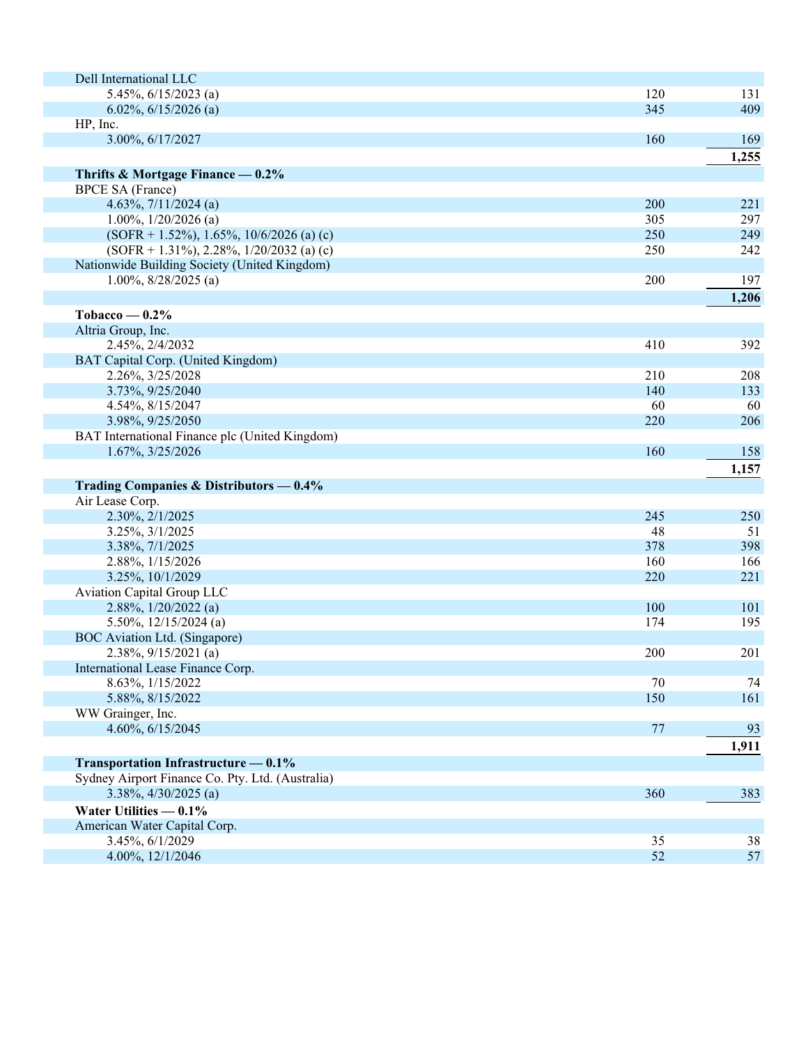| | | |
|---|---|---|
| Dell International LLC | | |
| 5.45%, 6/15/2023 (a) | 120 | 131 |
| 6.02%, 6/15/2026 (a) | 345 | 409 |
| HP, Inc. | | |
| 3.00%, 6/17/2027 | 160 | 169 |
| | | **1,255** |
| **Thrifts & Mortgage Finance — 0.2%** | | |
| BPCE SA (France) | | |
| 4.63%, 7/11/2024 (a) | 200 | 221 |
| 1.00%, 1/20/2026 (a) | 305 | 297 |
| (SOFR + 1.52%), 1.65%, 10/6/2026 (a) (c) | 250 | 249 |
| (SOFR + 1.31%), 2.28%, 1/20/2032 (a) (c) | 250 | 242 |
| Nationwide Building Society (United Kingdom) | | |
| 1.00%, 8/28/2025 (a) | 200 | 197 |
| | | **1,206** |
| **Tobacco — 0.2%** | | |
| Altria Group, Inc. | | |
| 2.45%, 2/4/2032 | 410 | 392 |
| BAT Capital Corp. (United Kingdom) | | |
| 2.26%, 3/25/2028 | 210 | 208 |
| 3.73%, 9/25/2040 | 140 | 133 |
| 4.54%, 8/15/2047 | 60 | 60 |
| 3.98%, 9/25/2050 | 220 | 206 |
| BAT International Finance plc (United Kingdom) | | |
| 1.67%, 3/25/2026 | 160 | 158 |
| | | **1,157** |
| **Trading Companies & Distributors — 0.4%** | | |
| Air Lease Corp. | | |
| 2.30%, 2/1/2025 | 245 | 250 |
| 3.25%, 3/1/2025 | 48 | 51 |
| 3.38%, 7/1/2025 | 378 | 398 |
| 2.88%, 1/15/2026 | 160 | 166 |
| 3.25%, 10/1/2029 | 220 | 221 |
| Aviation Capital Group LLC | | |
| 2.88%, 1/20/2022 (a) | 100 | 101 |
| 5.50%, 12/15/2024 (a) | 174 | 195 |
| BOC Aviation Ltd. (Singapore) | | |
| 2.38%, 9/15/2021 (a) | 200 | 201 |
| International Lease Finance Corp. | | |
| 8.63%, 1/15/2022 | 70 | 74 |
| 5.88%, 8/15/2022 | 150 | 161 |
| WW Grainger, Inc. | | |
| 4.60%, 6/15/2045 | 77 | 93 |
| | | **1,911** |
| **Transportation Infrastructure — 0.1%** | | |
| Sydney Airport Finance Co. Pty. Ltd. (Australia) | | |
| 3.38%, 4/30/2025 (a) | 360 | 383 |
| **Water Utilities — 0.1%** | | |
| American Water Capital Corp. | | |
| 3.45%, 6/1/2029 | 35 | 38 |
| 4.00%, 12/1/2046 | 52 | 57 |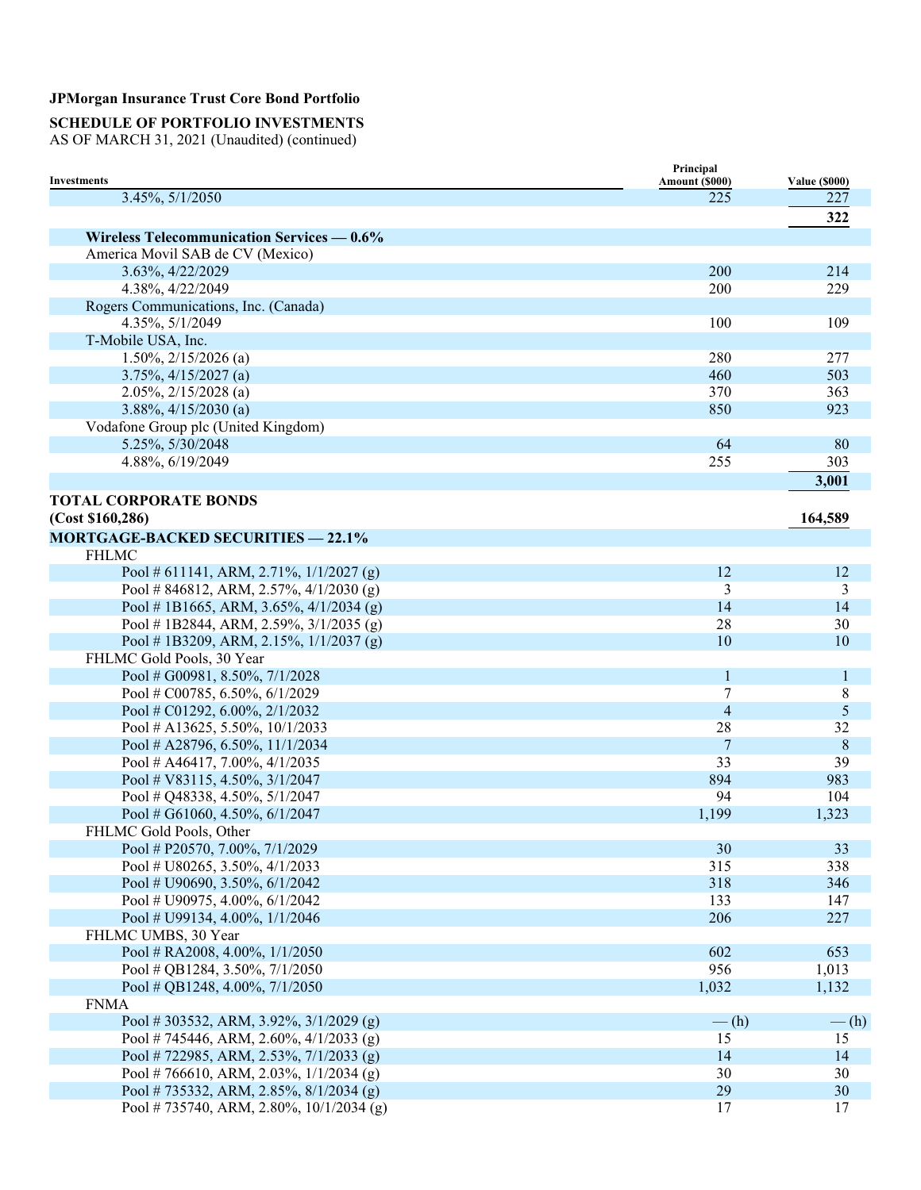**JPMorgan Insurance Trust Core Bond Portfolio**

**SCHEDULE OF PORTFOLIO INVESTMENTS**
AS OF MARCH 31, 2021 (Unaudited) (continued)

| Investments | Principal Amount ($000) | Value ($000) |
|---|---|---|
| 3.45%, 5/1/2050 | 225 | 227 |
| | | **322** |
| **Wireless Telecommunication Services — 0.6%** | | |
| America Movil SAB de CV (Mexico) | | |
| 3.63%, 4/22/2029 | 200 | 214 |
| 4.38%, 4/22/2049 | 200 | 229 |
| Rogers Communications, Inc. (Canada) | | |
| 4.35%, 5/1/2049 | 100 | 109 |
| T-Mobile USA, Inc. | | |
| 1.50%, 2/15/2026 (a) | 280 | 277 |
| 3.75%, 4/15/2027 (a) | 460 | 503 |
| 2.05%, 2/15/2028 (a) | 370 | 363 |
| 3.88%, 4/15/2030 (a) | 850 | 923 |
| Vodafone Group plc (United Kingdom) | | |
| 5.25%, 5/30/2048 | 64 | 80 |
| 4.88%, 6/19/2049 | 255 | 303 |
| | | **3,001** |
| **TOTAL CORPORATE BONDS (Cost $160,286)** | | **164,589** |
| **MORTGAGE-BACKED SECURITIES — 22.1%** | | |
| FHLMC | | |
| Pool # 611141, ARM, 2.71%, 1/1/2027 (g) | 12 | 12 |
| Pool # 846812, ARM, 2.57%, 4/1/2030 (g) | 3 | 3 |
| Pool # 1B1665, ARM, 3.65%, 4/1/2034 (g) | 14 | 14 |
| Pool # 1B2844, ARM, 2.59%, 3/1/2035 (g) | 28 | 30 |
| Pool # 1B3209, ARM, 2.15%, 1/1/2037 (g) | 10 | 10 |
| FHLMC Gold Pools, 30 Year | | |
| Pool # G00981, 8.50%, 7/1/2028 | 1 | 1 |
| Pool # C00785, 6.50%, 6/1/2029 | 7 | 8 |
| Pool # C01292, 6.00%, 2/1/2032 | 4 | 5 |
| Pool # A13625, 5.50%, 10/1/2033 | 28 | 32 |
| Pool # A28796, 6.50%, 11/1/2034 | 7 | 8 |
| Pool # A46417, 7.00%, 4/1/2035 | 33 | 39 |
| Pool # V83115, 4.50%, 3/1/2047 | 894 | 983 |
| Pool # Q48338, 4.50%, 5/1/2047 | 94 | 104 |
| Pool # G61060, 4.50%, 6/1/2047 | 1,199 | 1,323 |
| FHLMC Gold Pools, Other | | |
| Pool # P20570, 7.00%, 7/1/2029 | 30 | 33 |
| Pool # U80265, 3.50%, 4/1/2033 | 315 | 338 |
| Pool # U90690, 3.50%, 6/1/2042 | 318 | 346 |
| Pool # U90975, 4.00%, 6/1/2042 | 133 | 147 |
| Pool # U99134, 4.00%, 1/1/2046 | 206 | 227 |
| FHLMC UMBS, 30 Year | | |
| Pool # RA2008, 4.00%, 1/1/2050 | 602 | 653 |
| Pool # QB1284, 3.50%, 7/1/2050 | 956 | 1,013 |
| Pool # QB1248, 4.00%, 7/1/2050 | 1,032 | 1,132 |
| FNMA | | |
| Pool # 303532, ARM, 3.92%, 3/1/2029 (g) | — (h) | — (h) |
| Pool # 745446, ARM, 2.60%, 4/1/2033 (g) | 15 | 15 |
| Pool # 722985, ARM, 2.53%, 7/1/2033 (g) | 14 | 14 |
| Pool # 766610, ARM, 2.03%, 1/1/2034 (g) | 30 | 30 |
| Pool # 735332, ARM, 2.85%, 8/1/2034 (g) | 29 | 30 |
| Pool # 735740, ARM, 2.80%, 10/1/2034 (g) | 17 | 17 |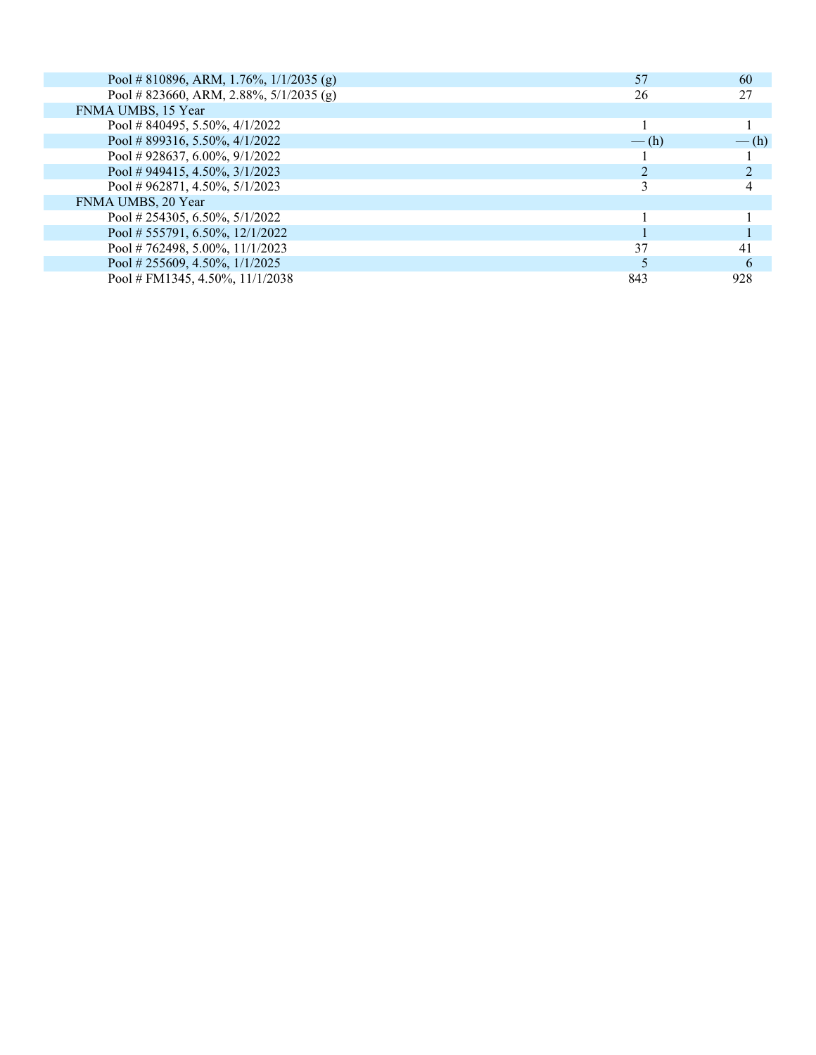| | | |
|---|---|---|
| Pool # 810896, ARM, 1.76%, 1/1/2035 (g) | 57 | 60 |
| Pool # 823660, ARM, 2.88%, 5/1/2035 (g) | 26 | 27 |
| FNMA UMBS, 15 Year | | |
| Pool # 840495, 5.50%, 4/1/2022 | 1 | 1 |
| Pool # 899316, 5.50%, 4/1/2022 | — (h) | — (h) |
| Pool # 928637, 6.00%, 9/1/2022 | 1 | 1 |
| Pool # 949415, 4.50%, 3/1/2023 | 2 | 2 |
| Pool # 962871, 4.50%, 5/1/2023 | 3 | 4 |
| FNMA UMBS, 20 Year | | |
| Pool # 254305, 6.50%, 5/1/2022 | 1 | 1 |
| Pool # 555791, 6.50%, 12/1/2022 | 1 | 1 |
| Pool # 762498, 5.00%, 11/1/2023 | 37 | 41 |
| Pool # 255609, 4.50%, 1/1/2025 | 5 | 6 |
| Pool # FM1345, 4.50%, 11/1/2038 | 843 | 928 |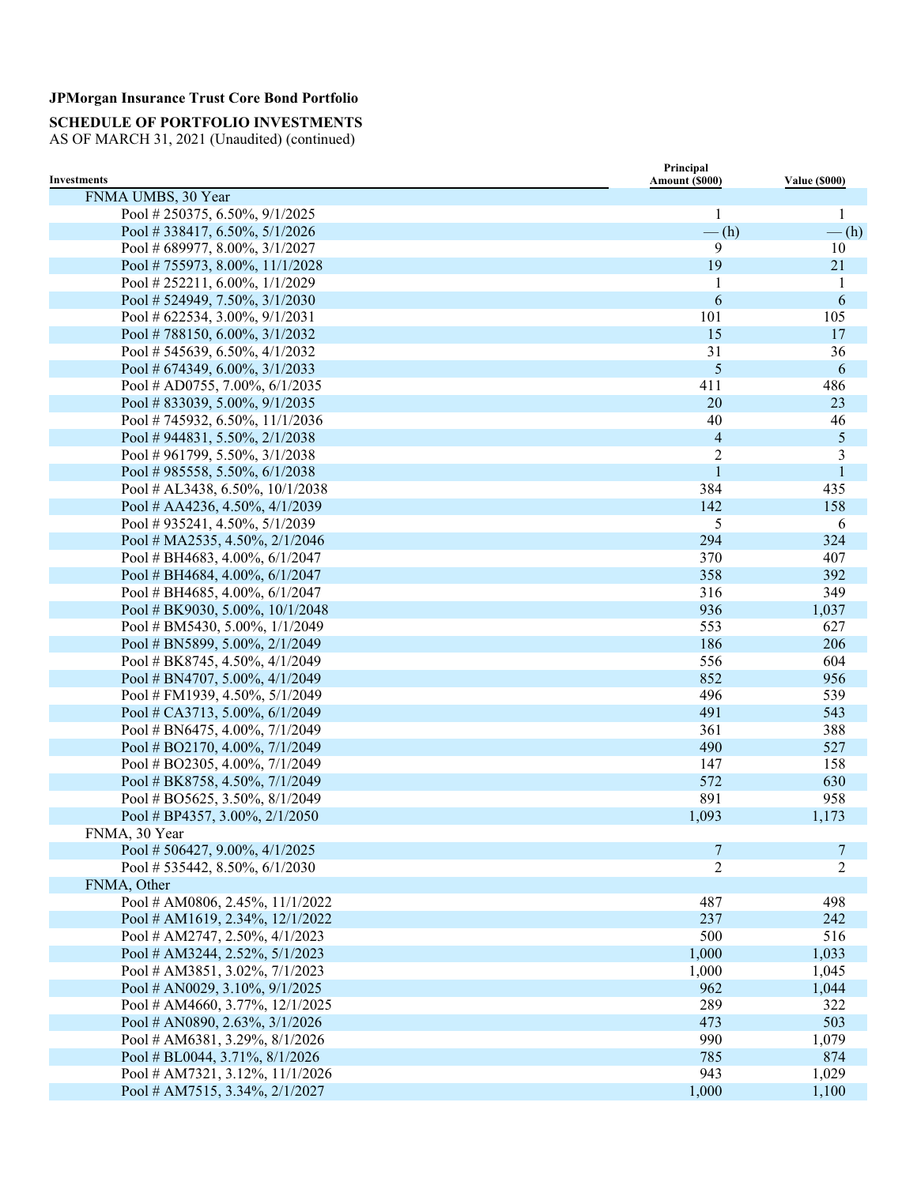**JPMorgan Insurance Trust Core Bond Portfolio**

**SCHEDULE OF PORTFOLIO INVESTMENTS**
AS OF MARCH 31, 2021 (Unaudited) (continued)

| Investments | Principal Amount ($000) | Value ($000) |
|---|---|---|
| FNMA UMBS, 30 Year | | |
| Pool # 250375, 6.50%, 9/1/2025 | 1 | 1 |
| Pool # 338417, 6.50%, 5/1/2026 | — (h) | — (h) |
| Pool # 689977, 8.00%, 3/1/2027 | 9 | 10 |
| Pool # 755973, 8.00%, 11/1/2028 | 19 | 21 |
| Pool # 252211, 6.00%, 1/1/2029 | 1 | 1 |
| Pool # 524949, 7.50%, 3/1/2030 | 6 | 6 |
| Pool # 622534, 3.00%, 9/1/2031 | 101 | 105 |
| Pool # 788150, 6.00%, 3/1/2032 | 15 | 17 |
| Pool # 545639, 6.50%, 4/1/2032 | 31 | 36 |
| Pool # 674349, 6.00%, 3/1/2033 | 5 | 6 |
| Pool # AD0755, 7.00%, 6/1/2035 | 411 | 486 |
| Pool # 833039, 5.00%, 9/1/2035 | 20 | 23 |
| Pool # 745932, 6.50%, 11/1/2036 | 40 | 46 |
| Pool # 944831, 5.50%, 2/1/2038 | 4 | 5 |
| Pool # 961799, 5.50%, 3/1/2038 | 2 | 3 |
| Pool # 985558, 5.50%, 6/1/2038 | 1 | 1 |
| Pool # AL3438, 6.50%, 10/1/2038 | 384 | 435 |
| Pool # AA4236, 4.50%, 4/1/2039 | 142 | 158 |
| Pool # 935241, 4.50%, 5/1/2039 | 5 | 6 |
| Pool # MA2535, 4.50%, 2/1/2046 | 294 | 324 |
| Pool # BH4683, 4.00%, 6/1/2047 | 370 | 407 |
| Pool # BH4684, 4.00%, 6/1/2047 | 358 | 392 |
| Pool # BH4685, 4.00%, 6/1/2047 | 316 | 349 |
| Pool # BK9030, 5.00%, 10/1/2048 | 936 | 1,037 |
| Pool # BM5430, 5.00%, 1/1/2049 | 553 | 627 |
| Pool # BN5899, 5.00%, 2/1/2049 | 186 | 206 |
| Pool # BK8745, 4.50%, 4/1/2049 | 556 | 604 |
| Pool # BN4707, 5.00%, 4/1/2049 | 852 | 956 |
| Pool # FM1939, 4.50%, 5/1/2049 | 496 | 539 |
| Pool # CA3713, 5.00%, 6/1/2049 | 491 | 543 |
| Pool # BN6475, 4.00%, 7/1/2049 | 361 | 388 |
| Pool # BO2170, 4.00%, 7/1/2049 | 490 | 527 |
| Pool # BO2305, 4.00%, 7/1/2049 | 147 | 158 |
| Pool # BK8758, 4.50%, 7/1/2049 | 572 | 630 |
| Pool # BO5625, 3.50%, 8/1/2049 | 891 | 958 |
| Pool # BP4357, 3.00%, 2/1/2050 | 1,093 | 1,173 |
| FNMA, 30 Year | | |
| Pool # 506427, 9.00%, 4/1/2025 | 7 | 7 |
| Pool # 535442, 8.50%, 6/1/2030 | 2 | 2 |
| FNMA, Other | | |
| Pool # AM0806, 2.45%, 11/1/2022 | 487 | 498 |
| Pool # AM1619, 2.34%, 12/1/2022 | 237 | 242 |
| Pool # AM2747, 2.50%, 4/1/2023 | 500 | 516 |
| Pool # AM3244, 2.52%, 5/1/2023 | 1,000 | 1,033 |
| Pool # AM3851, 3.02%, 7/1/2023 | 1,000 | 1,045 |
| Pool # AN0029, 3.10%, 9/1/2025 | 962 | 1,044 |
| Pool # AM4660, 3.77%, 12/1/2025 | 289 | 322 |
| Pool # AN0890, 2.63%, 3/1/2026 | 473 | 503 |
| Pool # AM6381, 3.29%, 8/1/2026 | 990 | 1,079 |
| Pool # BL0044, 3.71%, 8/1/2026 | 785 | 874 |
| Pool # AM7321, 3.12%, 11/1/2026 | 943 | 1,029 |
| Pool # AM7515, 3.34%, 2/1/2027 | 1,000 | 1,100 |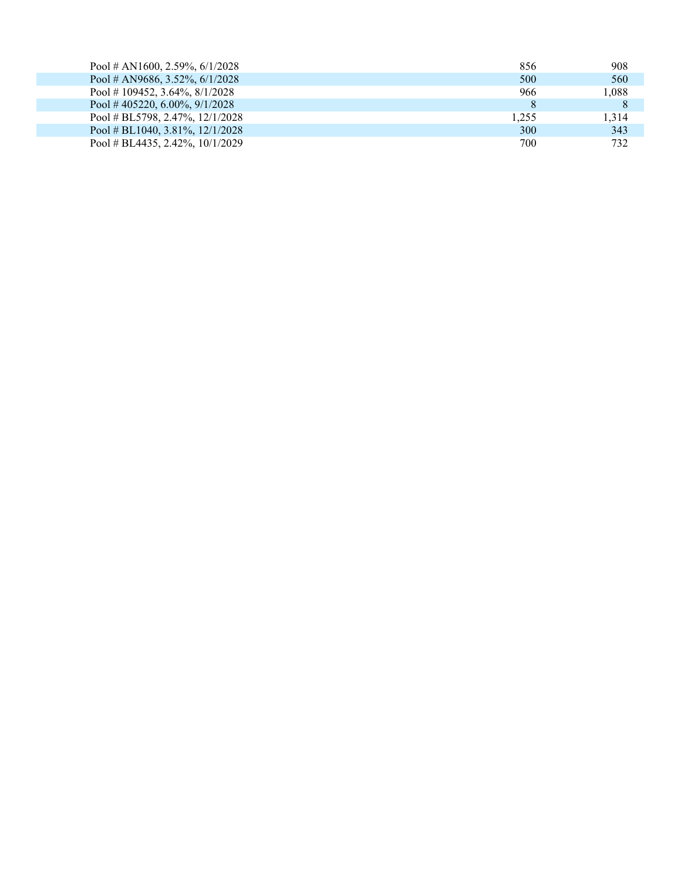| | | |
|---|---|---|
| Pool # AN1600, 2.59%, 6/1/2028 | 856 | 908 |
| Pool # AN9686, 3.52%, 6/1/2028 | 500 | 560 |
| Pool # 109452, 3.64%, 8/1/2028 | 966 | 1,088 |
| Pool # 405220, 6.00%, 9/1/2028 | 8 | 8 |
| Pool # BL5798, 2.47%, 12/1/2028 | 1,255 | 1,314 |
| Pool # BL1040, 3.81%, 12/1/2028 | 300 | 343 |
| Pool # BL4435, 2.42%, 10/1/2029 | 700 | 732 |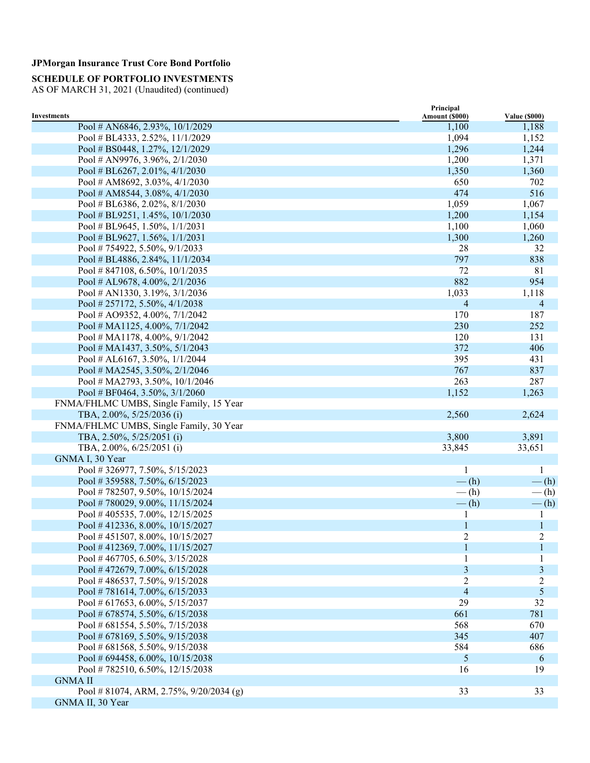**JPMorgan Insurance Trust Core Bond Portfolio**

**SCHEDULE OF PORTFOLIO INVESTMENTS**
AS OF MARCH 31, 2021 (Unaudited) (continued)

| Investments | Principal Amount ($000) | Value ($000) |
|---|---|---|
| Pool # AN6846, 2.93%, 10/1/2029 | 1,100 | 1,188 |
| Pool # BL4333, 2.52%, 11/1/2029 | 1,094 | 1,152 |
| Pool # BS0448, 1.27%, 12/1/2029 | 1,296 | 1,244 |
| Pool # AN9976, 3.96%, 2/1/2030 | 1,200 | 1,371 |
| Pool # BL6267, 2.01%, 4/1/2030 | 1,350 | 1,360 |
| Pool # AM8692, 3.03%, 4/1/2030 | 650 | 702 |
| Pool # AM8544, 3.08%, 4/1/2030 | 474 | 516 |
| Pool # BL6386, 2.02%, 8/1/2030 | 1,059 | 1,067 |
| Pool # BL9251, 1.45%, 10/1/2030 | 1,200 | 1,154 |
| Pool # BL9645, 1.50%, 1/1/2031 | 1,100 | 1,060 |
| Pool # BL9627, 1.56%, 1/1/2031 | 1,300 | 1,260 |
| Pool # 754922, 5.50%, 9/1/2033 | 28 | 32 |
| Pool # BL4886, 2.84%, 11/1/2034 | 797 | 838 |
| Pool # 847108, 6.50%, 10/1/2035 | 72 | 81 |
| Pool # AL9678, 4.00%, 2/1/2036 | 882 | 954 |
| Pool # AN1330, 3.19%, 3/1/2036 | 1,033 | 1,118 |
| Pool # 257172, 5.50%, 4/1/2038 | 4 | 4 |
| Pool # AO9352, 4.00%, 7/1/2042 | 170 | 187 |
| Pool # MA1125, 4.00%, 7/1/2042 | 230 | 252 |
| Pool # MA1178, 4.00%, 9/1/2042 | 120 | 131 |
| Pool # MA1437, 3.50%, 5/1/2043 | 372 | 406 |
| Pool # AL6167, 3.50%, 1/1/2044 | 395 | 431 |
| Pool # MA2545, 3.50%, 2/1/2046 | 767 | 837 |
| Pool # MA2793, 3.50%, 10/1/2046 | 263 | 287 |
| Pool # BF0464, 3.50%, 3/1/2060 | 1,152 | 1,263 |
| FNMA/FHLMC UMBS, Single Family, 15 Year | | |
| TBA, 2.00%, 5/25/2036 (i) | 2,560 | 2,624 |
| FNMA/FHLMC UMBS, Single Family, 30 Year | | |
| TBA, 2.50%, 5/25/2051 (i) | 3,800 | 3,891 |
| TBA, 2.00%, 6/25/2051 (i) | 33,845 | 33,651 |
| GNMA I, 30 Year | | |
| Pool # 326977, 7.50%, 5/15/2023 | 1 | 1 |
| Pool # 359588, 7.50%, 6/15/2023 | — (h) | — (h) |
| Pool # 782507, 9.50%, 10/15/2024 | — (h) | — (h) |
| Pool # 780029, 9.00%, 11/15/2024 | — (h) | — (h) |
| Pool # 405535, 7.00%, 12/15/2025 | 1 | 1 |
| Pool # 412336, 8.00%, 10/15/2027 | 1 | 1 |
| Pool # 451507, 8.00%, 10/15/2027 | 2 | 2 |
| Pool # 412369, 7.00%, 11/15/2027 | 1 | 1 |
| Pool # 467705, 6.50%, 3/15/2028 | 1 | 1 |
| Pool # 472679, 7.00%, 6/15/2028 | 3 | 3 |
| Pool # 486537, 7.50%, 9/15/2028 | 2 | 2 |
| Pool # 781614, 7.00%, 6/15/2033 | 4 | 5 |
| Pool # 617653, 6.00%, 5/15/2037 | 29 | 32 |
| Pool # 678574, 5.50%, 6/15/2038 | 661 | 781 |
| Pool # 681554, 5.50%, 7/15/2038 | 568 | 670 |
| Pool # 678169, 5.50%, 9/15/2038 | 345 | 407 |
| Pool # 681568, 5.50%, 9/15/2038 | 584 | 686 |
| Pool # 694458, 6.00%, 10/15/2038 | 5 | 6 |
| Pool # 782510, 6.50%, 12/15/2038 | 16 | 19 |
| GNMA II | | |
| Pool # 81074, ARM, 2.75%, 9/20/2034 (g) | 33 | 33 |
| GNMA II, 30 Year | | |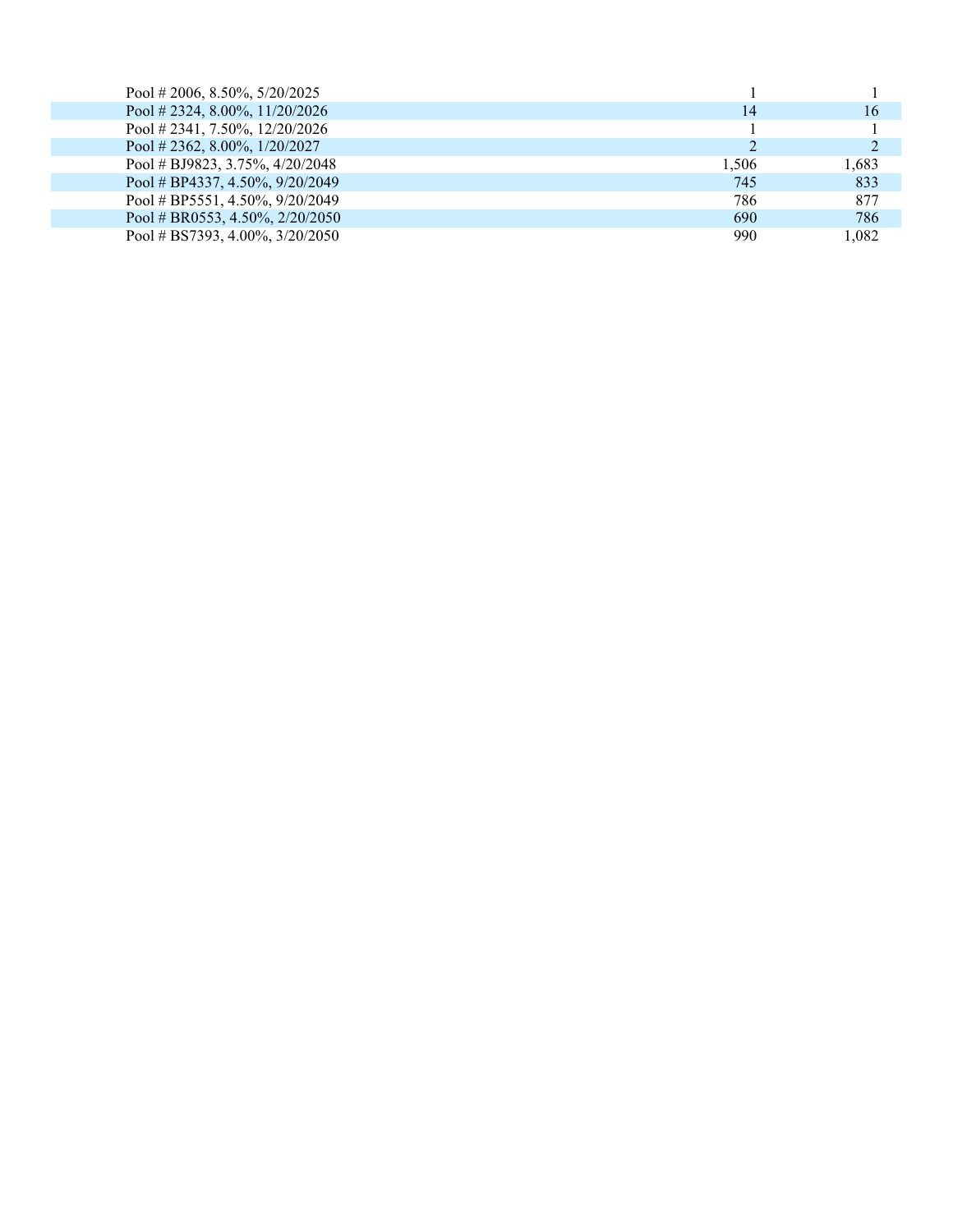| | | |
|---|---|---|
| Pool # 2006, 8.50%, 5/20/2025 | 1 | 1 |
| Pool # 2324, 8.00%, 11/20/2026 | 14 | 16 |
| Pool # 2341, 7.50%, 12/20/2026 | 1 | 1 |
| Pool # 2362, 8.00%, 1/20/2027 | 2 | 2 |
| Pool # BJ9823, 3.75%, 4/20/2048 | 1,506 | 1,683 |
| Pool # BP4337, 4.50%, 9/20/2049 | 745 | 833 |
| Pool # BP5551, 4.50%, 9/20/2049 | 786 | 877 |
| Pool # BR0553, 4.50%, 2/20/2050 | 690 | 786 |
| Pool # BS7393, 4.00%, 3/20/2050 | 990 | 1,082 |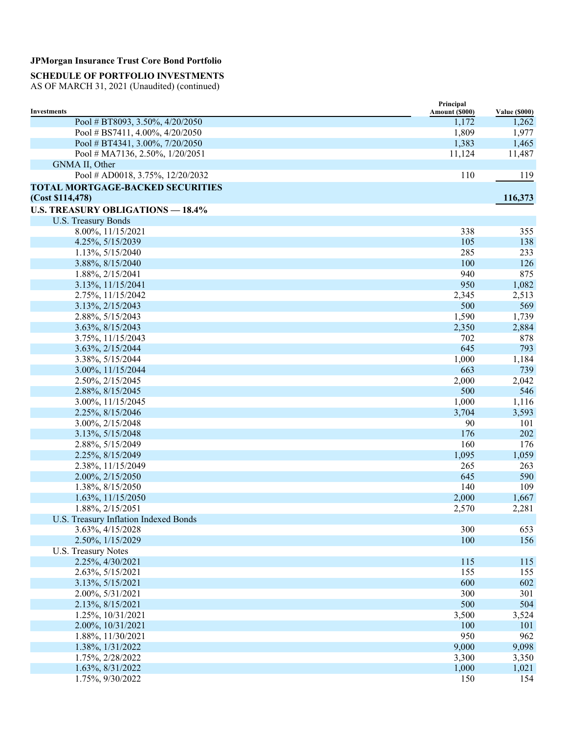**JPMorgan Insurance Trust Core Bond Portfolio**

**SCHEDULE OF PORTFOLIO INVESTMENTS**
AS OF MARCH 31, 2021 (Unaudited) (continued)

| Investments | Principal Amount ($000) | Value ($000) |
|---|---|---|
| Pool # BT8093, 3.50%, 4/20/2050 | 1,172 | 1,262 |
| Pool # BS7411, 4.00%, 4/20/2050 | 1,809 | 1,977 |
| Pool # BT4341, 3.00%, 7/20/2050 | 1,383 | 1,465 |
| Pool # MA7136, 2.50%, 1/20/2051 | 11,124 | 11,487 |
| GNMA II, Other | | |
| Pool # AD0018, 3.75%, 12/20/2032 | 110 | 119 |
| **TOTAL MORTGAGE-BACKED SECURITIES (Cost $114,478)** | | **116,373** |
| **U.S. TREASURY OBLIGATIONS — 18.4%** | | |
| U.S. Treasury Bonds | | |
| 8.00%, 11/15/2021 | 338 | 355 |
| 4.25%, 5/15/2039 | 105 | 138 |
| 1.13%, 5/15/2040 | 285 | 233 |
| 3.88%, 8/15/2040 | 100 | 126 |
| 1.88%, 2/15/2041 | 940 | 875 |
| 3.13%, 11/15/2041 | 950 | 1,082 |
| 2.75%, 11/15/2042 | 2,345 | 2,513 |
| 3.13%, 2/15/2043 | 500 | 569 |
| 2.88%, 5/15/2043 | 1,590 | 1,739 |
| 3.63%, 8/15/2043 | 2,350 | 2,884 |
| 3.75%, 11/15/2043 | 702 | 878 |
| 3.63%, 2/15/2044 | 645 | 793 |
| 3.38%, 5/15/2044 | 1,000 | 1,184 |
| 3.00%, 11/15/2044 | 663 | 739 |
| 2.50%, 2/15/2045 | 2,000 | 2,042 |
| 2.88%, 8/15/2045 | 500 | 546 |
| 3.00%, 11/15/2045 | 1,000 | 1,116 |
| 2.25%, 8/15/2046 | 3,704 | 3,593 |
| 3.00%, 2/15/2048 | 90 | 101 |
| 3.13%, 5/15/2048 | 176 | 202 |
| 2.88%, 5/15/2049 | 160 | 176 |
| 2.25%, 8/15/2049 | 1,095 | 1,059 |
| 2.38%, 11/15/2049 | 265 | 263 |
| 2.00%, 2/15/2050 | 645 | 590 |
| 1.38%, 8/15/2050 | 140 | 109 |
| 1.63%, 11/15/2050 | 2,000 | 1,667 |
| 1.88%, 2/15/2051 | 2,570 | 2,281 |
| U.S. Treasury Inflation Indexed Bonds | | |
| 3.63%, 4/15/2028 | 300 | 653 |
| 2.50%, 1/15/2029 | 100 | 156 |
| U.S. Treasury Notes | | |
| 2.25%, 4/30/2021 | 115 | 115 |
| 2.63%, 5/15/2021 | 155 | 155 |
| 3.13%, 5/15/2021 | 600 | 602 |
| 2.00%, 5/31/2021 | 300 | 301 |
| 2.13%, 8/15/2021 | 500 | 504 |
| 1.25%, 10/31/2021 | 3,500 | 3,524 |
| 2.00%, 10/31/2021 | 100 | 101 |
| 1.88%, 11/30/2021 | 950 | 962 |
| 1.38%, 1/31/2022 | 9,000 | 9,098 |
| 1.75%, 2/28/2022 | 3,300 | 3,350 |
| 1.63%, 8/31/2022 | 1,000 | 1,021 |
| 1.75%, 9/30/2022 | 150 | 154 |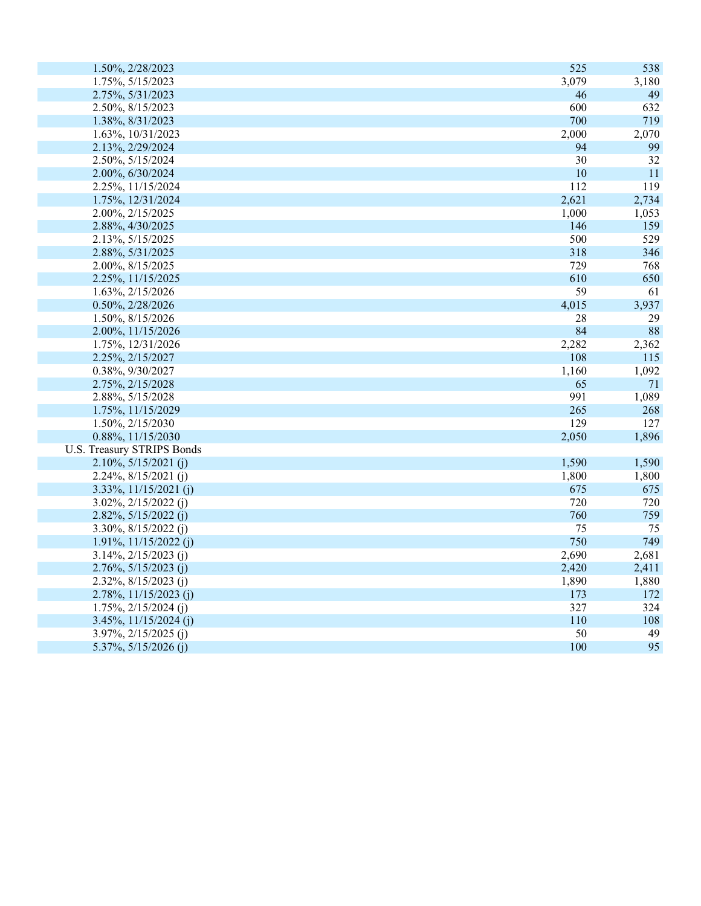| | | |
|---|---|---|
| 1.50%, 2/28/2023 | 525 | 538 |
| 1.75%, 5/15/2023 | 3,079 | 3,180 |
| 2.75%, 5/31/2023 | 46 | 49 |
| 2.50%, 8/15/2023 | 600 | 632 |
| 1.38%, 8/31/2023 | 700 | 719 |
| 1.63%, 10/31/2023 | 2,000 | 2,070 |
| 2.13%, 2/29/2024 | 94 | 99 |
| 2.50%, 5/15/2024 | 30 | 32 |
| 2.00%, 6/30/2024 | 10 | 11 |
| 2.25%, 11/15/2024 | 112 | 119 |
| 1.75%, 12/31/2024 | 2,621 | 2,734 |
| 2.00%, 2/15/2025 | 1,000 | 1,053 |
| 2.88%, 4/30/2025 | 146 | 159 |
| 2.13%, 5/15/2025 | 500 | 529 |
| 2.88%, 5/31/2025 | 318 | 346 |
| 2.00%, 8/15/2025 | 729 | 768 |
| 2.25%, 11/15/2025 | 610 | 650 |
| 1.63%, 2/15/2026 | 59 | 61 |
| 0.50%, 2/28/2026 | 4,015 | 3,937 |
| 1.50%, 8/15/2026 | 28 | 29 |
| 2.00%, 11/15/2026 | 84 | 88 |
| 1.75%, 12/31/2026 | 2,282 | 2,362 |
| 2.25%, 2/15/2027 | 108 | 115 |
| 0.38%, 9/30/2027 | 1,160 | 1,092 |
| 2.75%, 2/15/2028 | 65 | 71 |
| 2.88%, 5/15/2028 | 991 | 1,089 |
| 1.75%, 11/15/2029 | 265 | 268 |
| 1.50%, 2/15/2030 | 129 | 127 |
| 0.88%, 11/15/2030 | 2,050 | 1,896 |
| U.S. Treasury STRIPS Bonds | | |
| 2.10%, 5/15/2021 (j) | 1,590 | 1,590 |
| 2.24%, 8/15/2021 (j) | 1,800 | 1,800 |
| 3.33%, 11/15/2021 (j) | 675 | 675 |
| 3.02%, 2/15/2022 (j) | 720 | 720 |
| 2.82%, 5/15/2022 (j) | 760 | 759 |
| 3.30%, 8/15/2022 (j) | 75 | 75 |
| 1.91%, 11/15/2022 (j) | 750 | 749 |
| 3.14%, 2/15/2023 (j) | 2,690 | 2,681 |
| 2.76%, 5/15/2023 (j) | 2,420 | 2,411 |
| 2.32%, 8/15/2023 (j) | 1,890 | 1,880 |
| 2.78%, 11/15/2023 (j) | 173 | 172 |
| 1.75%, 2/15/2024 (j) | 327 | 324 |
| 3.45%, 11/15/2024 (j) | 110 | 108 |
| 3.97%, 2/15/2025 (j) | 50 | 49 |
| 5.37%, 5/15/2026 (j) | 100 | 95 |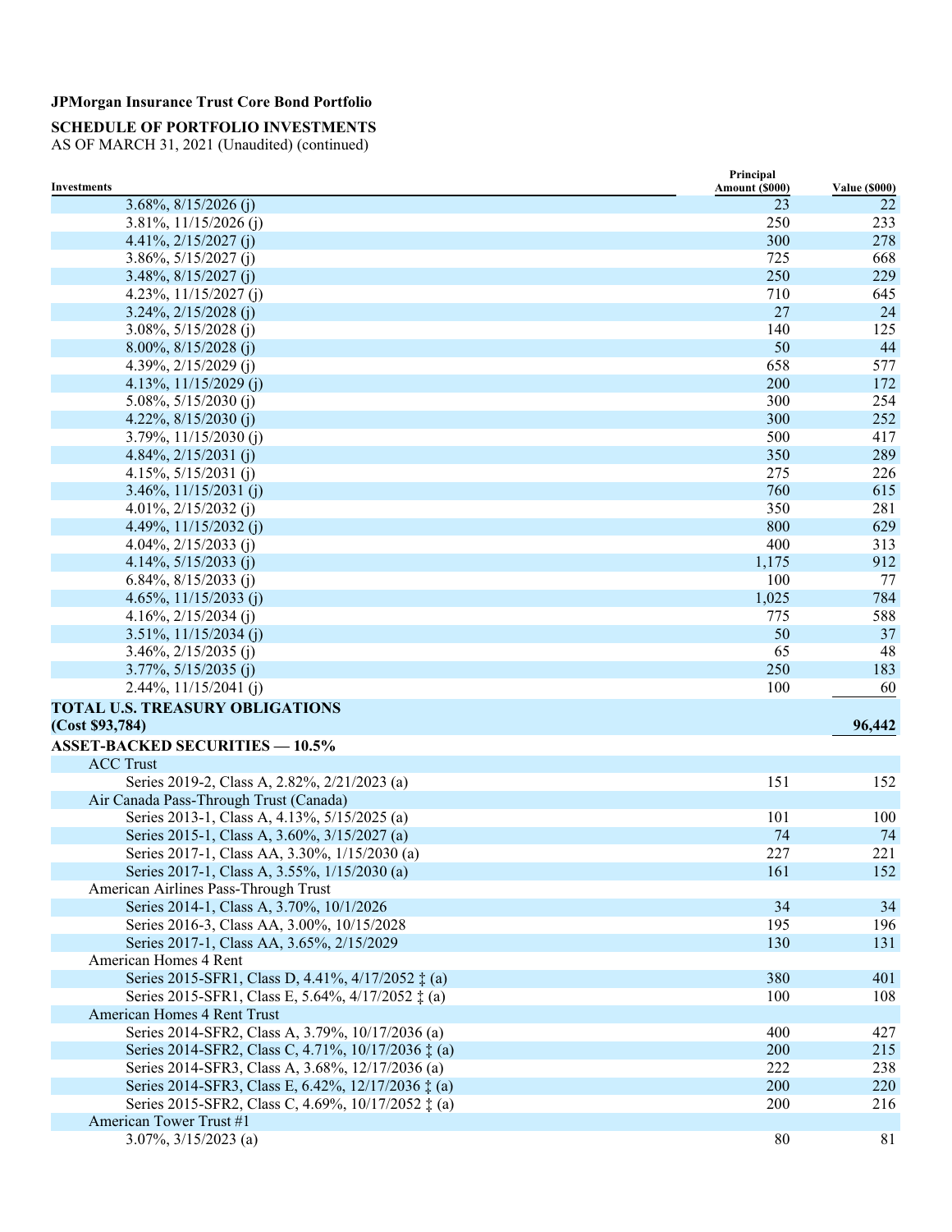**JPMorgan Insurance Trust Core Bond Portfolio**

**SCHEDULE OF PORTFOLIO INVESTMENTS**
AS OF MARCH 31, 2021 (Unaudited) (continued)

| Investments | Principal Amount ($000) | Value ($000) |
|---|---|---|
| 3.68%, 8/15/2026 (j) | 23 | 22 |
| 3.81%, 11/15/2026 (j) | 250 | 233 |
| 4.41%, 2/15/2027 (j) | 300 | 278 |
| 3.86%, 5/15/2027 (j) | 725 | 668 |
| 3.48%, 8/15/2027 (j) | 250 | 229 |
| 4.23%, 11/15/2027 (j) | 710 | 645 |
| 3.24%, 2/15/2028 (j) | 27 | 24 |
| 3.08%, 5/15/2028 (j) | 140 | 125 |
| 8.00%, 8/15/2028 (j) | 50 | 44 |
| 4.39%, 2/15/2029 (j) | 658 | 577 |
| 4.13%, 11/15/2029 (j) | 200 | 172 |
| 5.08%, 5/15/2030 (j) | 300 | 254 |
| 4.22%, 8/15/2030 (j) | 300 | 252 |
| 3.79%, 11/15/2030 (j) | 500 | 417 |
| 4.84%, 2/15/2031 (j) | 350 | 289 |
| 4.15%, 5/15/2031 (j) | 275 | 226 |
| 3.46%, 11/15/2031 (j) | 760 | 615 |
| 4.01%, 2/15/2032 (j) | 350 | 281 |
| 4.49%, 11/15/2032 (j) | 800 | 629 |
| 4.04%, 2/15/2033 (j) | 400 | 313 |
| 4.14%, 5/15/2033 (j) | 1,175 | 912 |
| 6.84%, 8/15/2033 (j) | 100 | 77 |
| 4.65%, 11/15/2033 (j) | 1,025 | 784 |
| 4.16%, 2/15/2034 (j) | 775 | 588 |
| 3.51%, 11/15/2034 (j) | 50 | 37 |
| 3.46%, 2/15/2035 (j) | 65 | 48 |
| 3.77%, 5/15/2035 (j) | 250 | 183 |
| 2.44%, 11/15/2041 (j) | 100 | 60 |
| **TOTAL U.S. TREASURY OBLIGATIONS (Cost $93,784)** | | **96,442** |
| **ASSET-BACKED SECURITIES — 10.5%** | | |
| ACC Trust | | |
| Series 2019-2, Class A, 2.82%, 2/21/2023 (a) | 151 | 152 |
| Air Canada Pass-Through Trust (Canada) | | |
| Series 2013-1, Class A, 4.13%, 5/15/2025 (a) | 101 | 100 |
| Series 2015-1, Class A, 3.60%, 3/15/2027 (a) | 74 | 74 |
| Series 2017-1, Class AA, 3.30%, 1/15/2030 (a) | 227 | 221 |
| Series 2017-1, Class A, 3.55%, 1/15/2030 (a) | 161 | 152 |
| American Airlines Pass-Through Trust | | |
| Series 2014-1, Class A, 3.70%, 10/1/2026 | 34 | 34 |
| Series 2016-3, Class AA, 3.00%, 10/15/2028 | 195 | 196 |
| Series 2017-1, Class AA, 3.65%, 2/15/2029 | 130 | 131 |
| American Homes 4 Rent | | |
| Series 2015-SFR1, Class D, 4.41%, 4/17/2052 ‡ (a) | 380 | 401 |
| Series 2015-SFR1, Class E, 5.64%, 4/17/2052 ‡ (a) | 100 | 108 |
| American Homes 4 Rent Trust | | |
| Series 2014-SFR2, Class A, 3.79%, 10/17/2036 (a) | 400 | 427 |
| Series 2014-SFR2, Class C, 4.71%, 10/17/2036 ‡ (a) | 200 | 215 |
| Series 2014-SFR3, Class A, 3.68%, 12/17/2036 (a) | 222 | 238 |
| Series 2014-SFR3, Class E, 6.42%, 12/17/2036 ‡ (a) | 200 | 220 |
| Series 2015-SFR2, Class C, 4.69%, 10/17/2052 ‡ (a) | 200 | 216 |
| American Tower Trust #1 | | |
| 3.07%, 3/15/2023 (a) | 80 | 81 |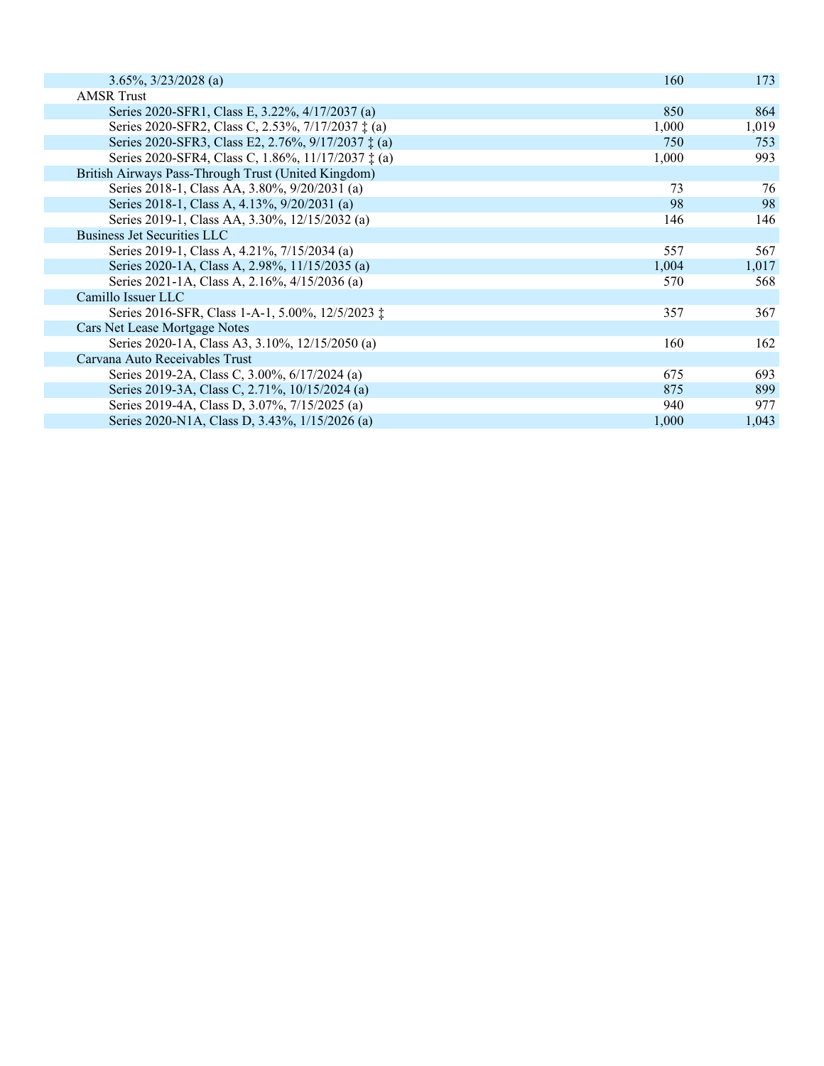| | | |
|---|---|---|
| 3.65%, 3/23/2028 (a) | 160 | 173 |
| AMSR Trust | | |
| Series 2020-SFR1, Class E, 3.22%, 4/17/2037 (a) | 850 | 864 |
| Series 2020-SFR2, Class C, 2.53%, 7/17/2037 ‡ (a) | 1,000 | 1,019 |
| Series 2020-SFR3, Class E2, 2.76%, 9/17/2037 ‡ (a) | 750 | 753 |
| Series 2020-SFR4, Class C, 1.86%, 11/17/2037 ‡ (a) | 1,000 | 993 |
| British Airways Pass-Through Trust (United Kingdom) | | |
| Series 2018-1, Class AA, 3.80%, 9/20/2031 (a) | 73 | 76 |
| Series 2018-1, Class A, 4.13%, 9/20/2031 (a) | 98 | 98 |
| Series 2019-1, Class AA, 3.30%, 12/15/2032 (a) | 146 | 146 |
| Business Jet Securities LLC | | |
| Series 2019-1, Class A, 4.21%, 7/15/2034 (a) | 557 | 567 |
| Series 2020-1A, Class A, 2.98%, 11/15/2035 (a) | 1,004 | 1,017 |
| Series 2021-1A, Class A, 2.16%, 4/15/2036 (a) | 570 | 568 |
| Camillo Issuer LLC | | |
| Series 2016-SFR, Class 1-A-1, 5.00%, 12/5/2023 ‡ | 357 | 367 |
| Cars Net Lease Mortgage Notes | | |
| Series 2020-1A, Class A3, 3.10%, 12/15/2050 (a) | 160 | 162 |
| Carvana Auto Receivables Trust | | |
| Series 2019-2A, Class C, 3.00%, 6/17/2024 (a) | 675 | 693 |
| Series 2019-3A, Class C, 2.71%, 10/15/2024 (a) | 875 | 899 |
| Series 2019-4A, Class D, 3.07%, 7/15/2025 (a) | 940 | 977 |
| Series 2020-N1A, Class D, 3.43%, 1/15/2026 (a) | 1,000 | 1,043 |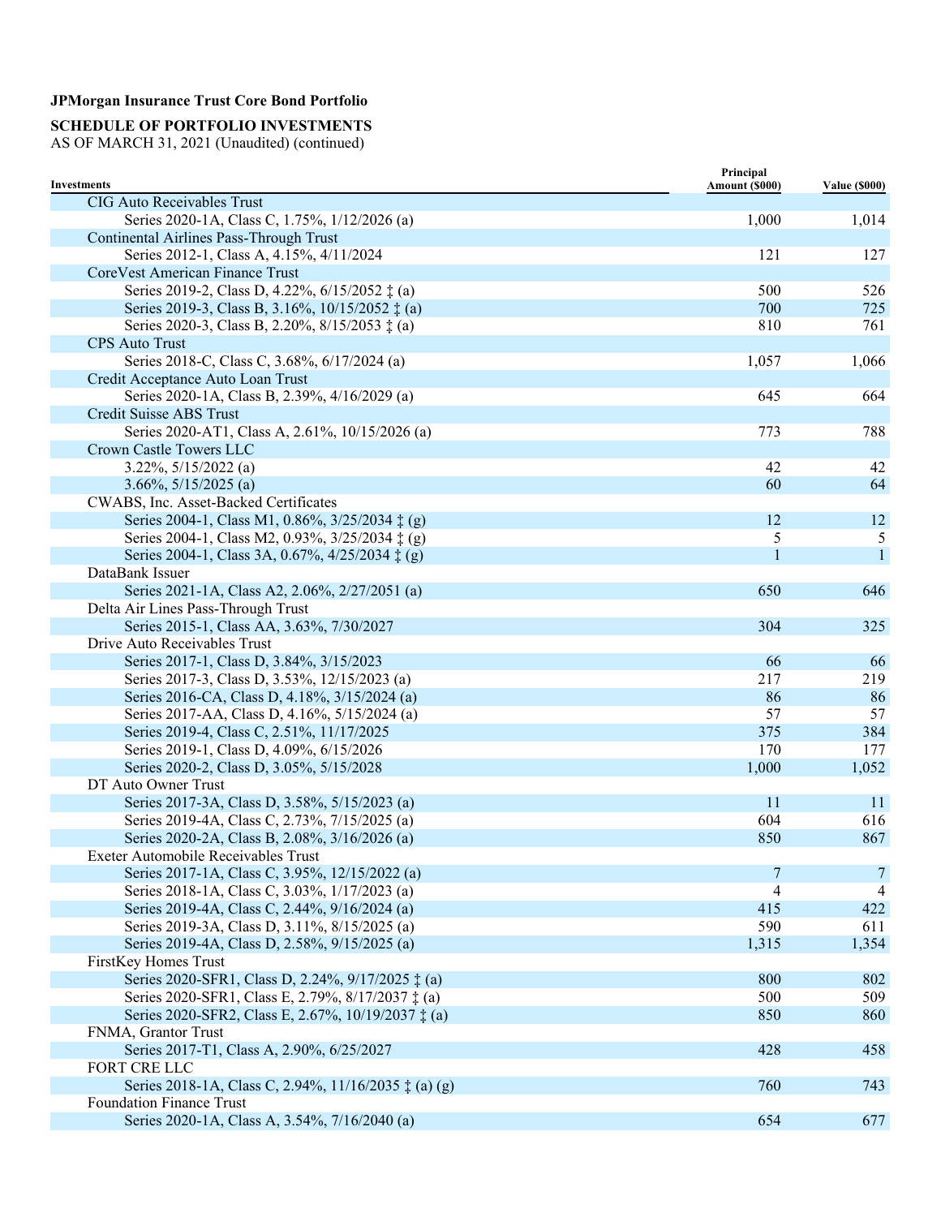**JPMorgan Insurance Trust Core Bond Portfolio**

**SCHEDULE OF PORTFOLIO INVESTMENTS**
AS OF MARCH 31, 2021 (Unaudited) (continued)

| Investments | Principal Amount ($000) | Value ($000) |
|---|---|---|
| CIG Auto Receivables Trust | | |
| Series 2020-1A, Class C, 1.75%, 1/12/2026 (a) | 1,000 | 1,014 |
| Continental Airlines Pass-Through Trust | | |
| Series 2012-1, Class A, 4.15%, 4/11/2024 | 121 | 127 |
| CoreVest American Finance Trust | | |
| Series 2019-2, Class D, 4.22%, 6/15/2052 ‡ (a) | 500 | 526 |
| Series 2019-3, Class B, 3.16%, 10/15/2052 ‡ (a) | 700 | 725 |
| Series 2020-3, Class B, 2.20%, 8/15/2053 ‡ (a) | 810 | 761 |
| CPS Auto Trust | | |
| Series 2018-C, Class C, 3.68%, 6/17/2024 (a) | 1,057 | 1,066 |
| Credit Acceptance Auto Loan Trust | | |
| Series 2020-1A, Class B, 2.39%, 4/16/2029 (a) | 645 | 664 |
| Credit Suisse ABS Trust | | |
| Series 2020-AT1, Class A, 2.61%, 10/15/2026 (a) | 773 | 788 |
| Crown Castle Towers LLC | | |
| 3.22%, 5/15/2022 (a) | 42 | 42 |
| 3.66%, 5/15/2025 (a) | 60 | 64 |
| CWABS, Inc. Asset-Backed Certificates | | |
| Series 2004-1, Class M1, 0.86%, 3/25/2034 ‡ (g) | 12 | 12 |
| Series 2004-1, Class M2, 0.93%, 3/25/2034 ‡ (g) | 5 | 5 |
| Series 2004-1, Class 3A, 0.67%, 4/25/2034 ‡ (g) | 1 | 1 |
| DataBank Issuer | | |
| Series 2021-1A, Class A2, 2.06%, 2/27/2051 (a) | 650 | 646 |
| Delta Air Lines Pass-Through Trust | | |
| Series 2015-1, Class AA, 3.63%, 7/30/2027 | 304 | 325 |
| Drive Auto Receivables Trust | | |
| Series 2017-1, Class D, 3.84%, 3/15/2023 | 66 | 66 |
| Series 2017-3, Class D, 3.53%, 12/15/2023 (a) | 217 | 219 |
| Series 2016-CA, Class D, 4.18%, 3/15/2024 (a) | 86 | 86 |
| Series 2017-AA, Class D, 4.16%, 5/15/2024 (a) | 57 | 57 |
| Series 2019-4, Class C, 2.51%, 11/17/2025 | 375 | 384 |
| Series 2019-1, Class D, 4.09%, 6/15/2026 | 170 | 177 |
| Series 2020-2, Class D, 3.05%, 5/15/2028 | 1,000 | 1,052 |
| DT Auto Owner Trust | | |
| Series 2017-3A, Class D, 3.58%, 5/15/2023 (a) | 11 | 11 |
| Series 2019-4A, Class C, 2.73%, 7/15/2025 (a) | 604 | 616 |
| Series 2020-2A, Class B, 2.08%, 3/16/2026 (a) | 850 | 867 |
| Exeter Automobile Receivables Trust | | |
| Series 2017-1A, Class C, 3.95%, 12/15/2022 (a) | 7 | 7 |
| Series 2018-1A, Class C, 3.03%, 1/17/2023 (a) | 4 | 4 |
| Series 2019-4A, Class C, 2.44%, 9/16/2024 (a) | 415 | 422 |
| Series 2019-3A, Class D, 3.11%, 8/15/2025 (a) | 590 | 611 |
| Series 2019-4A, Class D, 2.58%, 9/15/2025 (a) | 1,315 | 1,354 |
| FirstKey Homes Trust | | |
| Series 2020-SFR1, Class D, 2.24%, 9/17/2025 ‡ (a) | 800 | 802 |
| Series 2020-SFR1, Class E, 2.79%, 8/17/2037 ‡ (a) | 500 | 509 |
| Series 2020-SFR2, Class E, 2.67%, 10/19/2037 ‡ (a) | 850 | 860 |
| FNMA, Grantor Trust | | |
| Series 2017-T1, Class A, 2.90%, 6/25/2027 | 428 | 458 |
| FORT CRE LLC | | |
| Series 2018-1A, Class C, 2.94%, 11/16/2035 ‡ (a) (g) | 760 | 743 |
| Foundation Finance Trust | | |
| Series 2020-1A, Class A, 3.54%, 7/16/2040 (a) | 654 | 677 |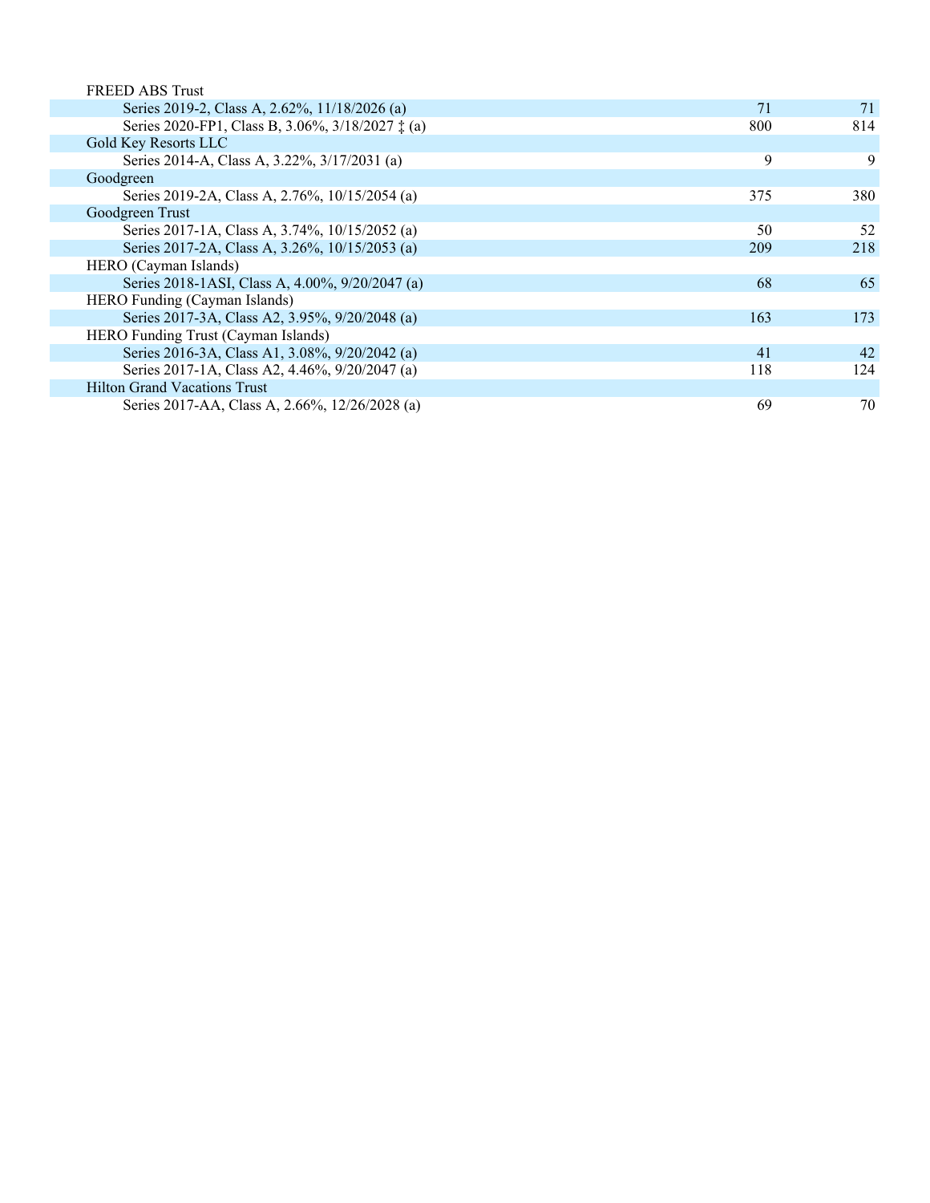| | | |
|---|---|---|
| FREED ABS Trust | | |
| Series 2019-2, Class A, 2.62%, 11/18/2026 (a) | 71 | 71 |
| Series 2020-FP1, Class B, 3.06%, 3/18/2027 ‡ (a) | 800 | 814 |
| Gold Key Resorts LLC | | |
| Series 2014-A, Class A, 3.22%, 3/17/2031 (a) | 9 | 9 |
| Goodgreen | | |
| Series 2019-2A, Class A, 2.76%, 10/15/2054 (a) | 375 | 380 |
| Goodgreen Trust | | |
| Series 2017-1A, Class A, 3.74%, 10/15/2052 (a) | 50 | 52 |
| Series 2017-2A, Class A, 3.26%, 10/15/2053 (a) | 209 | 218 |
| HERO (Cayman Islands) | | |
| Series 2018-1ASI, Class A, 4.00%, 9/20/2047 (a) | 68 | 65 |
| HERO Funding (Cayman Islands) | | |
| Series 2017-3A, Class A2, 3.95%, 9/20/2048 (a) | 163 | 173 |
| HERO Funding Trust (Cayman Islands) | | |
| Series 2016-3A, Class A1, 3.08%, 9/20/2042 (a) | 41 | 42 |
| Series 2017-1A, Class A2, 4.46%, 9/20/2047 (a) | 118 | 124 |
| Hilton Grand Vacations Trust | | |
| Series 2017-AA, Class A, 2.66%, 12/26/2028 (a) | 69 | 70 |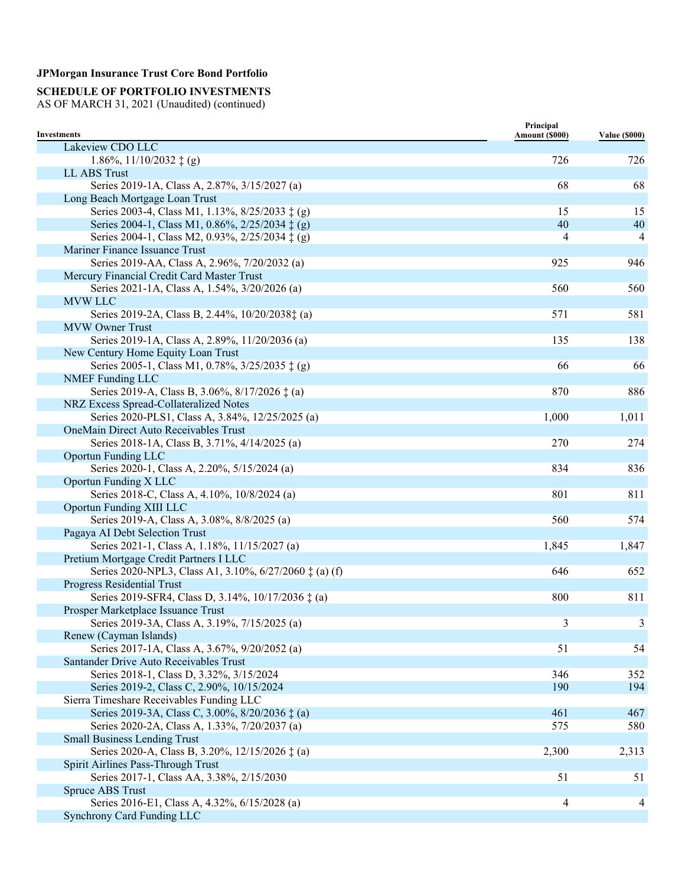**JPMorgan Insurance Trust Core Bond Portfolio**

**SCHEDULE OF PORTFOLIO INVESTMENTS**
AS OF MARCH 31, 2021 (Unaudited) (continued)

| Investments | Principal Amount ($000) | Value ($000) |
|---|---|---|
| Lakeview CDO LLC | | |
| 1.86%, 11/10/2032 ‡ (g) | 726 | 726 |
| LL ABS Trust | | |
| Series 2019-1A, Class A, 2.87%, 3/15/2027 (a) | 68 | 68 |
| Long Beach Mortgage Loan Trust | | |
| Series 2003-4, Class M1, 1.13%, 8/25/2033 ‡ (g) | 15 | 15 |
| Series 2004-1, Class M1, 0.86%, 2/25/2034 ‡ (g) | 40 | 40 |
| Series 2004-1, Class M2, 0.93%, 2/25/2034 ‡ (g) | 4 | 4 |
| Mariner Finance Issuance Trust | | |
| Series 2019-AA, Class A, 2.96%, 7/20/2032 (a) | 925 | 946 |
| Mercury Financial Credit Card Master Trust | | |
| Series 2021-1A, Class A, 1.54%, 3/20/2026 (a) | 560 | 560 |
| MVW LLC | | |
| Series 2019-2A, Class B, 2.44%, 10/20/2038‡ (a) | 571 | 581 |
| MVW Owner Trust | | |
| Series 2019-1A, Class A, 2.89%, 11/20/2036 (a) | 135 | 138 |
| New Century Home Equity Loan Trust | | |
| Series 2005-1, Class M1, 0.78%, 3/25/2035 ‡ (g) | 66 | 66 |
| NMEF Funding LLC | | |
| Series 2019-A, Class B, 3.06%, 8/17/2026 ‡ (a) | 870 | 886 |
| NRZ Excess Spread-Collateralized Notes | | |
| Series 2020-PLS1, Class A, 3.84%, 12/25/2025 (a) | 1,000 | 1,011 |
| OneMain Direct Auto Receivables Trust | | |
| Series 2018-1A, Class B, 3.71%, 4/14/2025 (a) | 270 | 274 |
| Oportun Funding LLC | | |
| Series 2020-1, Class A, 2.20%, 5/15/2024 (a) | 834 | 836 |
| Oportun Funding X LLC | | |
| Series 2018-C, Class A, 4.10%, 10/8/2024 (a) | 801 | 811 |
| Oportun Funding XIII LLC | | |
| Series 2019-A, Class A, 3.08%, 8/8/2025 (a) | 560 | 574 |
| Pagaya AI Debt Selection Trust | | |
| Series 2021-1, Class A, 1.18%, 11/15/2027 (a) | 1,845 | 1,847 |
| Pretium Mortgage Credit Partners I LLC | | |
| Series 2020-NPL3, Class A1, 3.10%, 6/27/2060 ‡ (a) (f) | 646 | 652 |
| Progress Residential Trust | | |
| Series 2019-SFR4, Class D, 3.14%, 10/17/2036 ‡ (a) | 800 | 811 |
| Prosper Marketplace Issuance Trust | | |
| Series 2019-3A, Class A, 3.19%, 7/15/2025 (a) | 3 | 3 |
| Renew (Cayman Islands) | | |
| Series 2017-1A, Class A, 3.67%, 9/20/2052 (a) | 51 | 54 |
| Santander Drive Auto Receivables Trust | | |
| Series 2018-1, Class D, 3.32%, 3/15/2024 | 346 | 352 |
| Series 2019-2, Class C, 2.90%, 10/15/2024 | 190 | 194 |
| Sierra Timeshare Receivables Funding LLC | | |
| Series 2019-3A, Class C, 3.00%, 8/20/2036 ‡ (a) | 461 | 467 |
| Series 2020-2A, Class A, 1.33%, 7/20/2037 (a) | 575 | 580 |
| Small Business Lending Trust | | |
| Series 2020-A, Class B, 3.20%, 12/15/2026 ‡ (a) | 2,300 | 2,313 |
| Spirit Airlines Pass-Through Trust | | |
| Series 2017-1, Class AA, 3.38%, 2/15/2030 | 51 | 51 |
| Spruce ABS Trust | | |
| Series 2016-E1, Class A, 4.32%, 6/15/2028 (a) | 4 | 4 |
| Synchrony Card Funding LLC | | |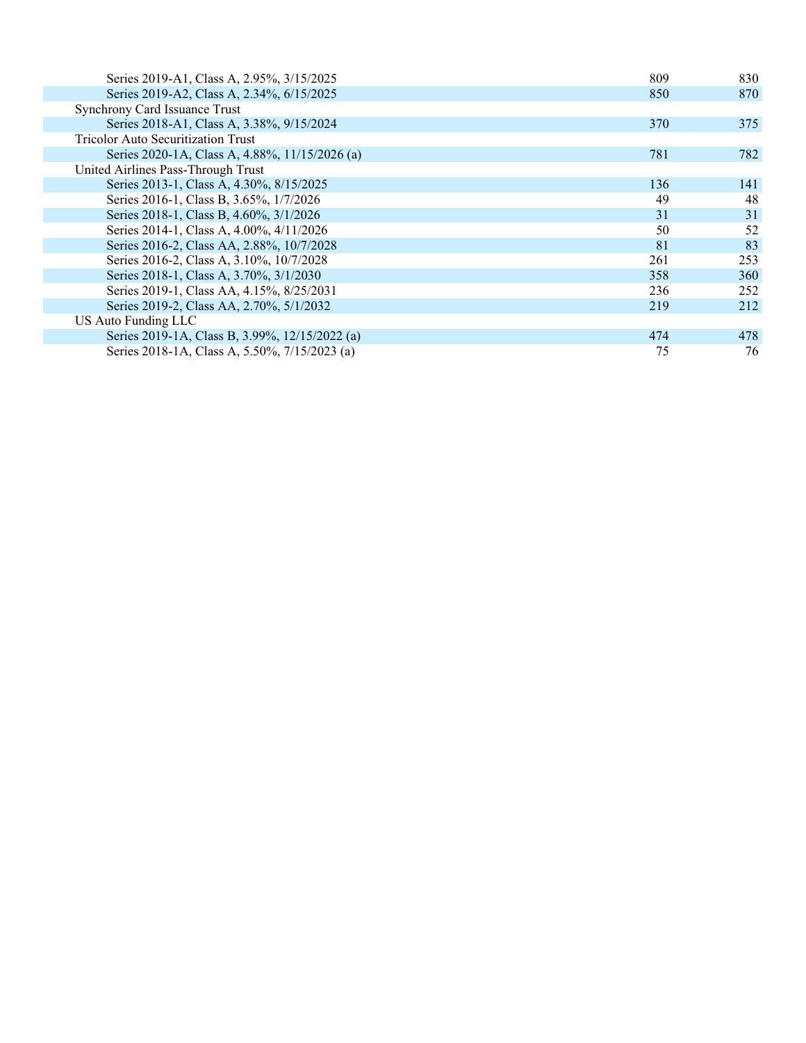| | | |
|---|---|---|
| Series 2019-A1, Class A, 2.95%, 3/15/2025 | 809 | 830 |
| Series 2019-A2, Class A, 2.34%, 6/15/2025 | 850 | 870 |
| Synchrony Card Issuance Trust | | |
| Series 2018-A1, Class A, 3.38%, 9/15/2024 | 370 | 375 |
| Tricolor Auto Securitization Trust | | |
| Series 2020-1A, Class A, 4.88%, 11/15/2026 (a) | 781 | 782 |
| United Airlines Pass-Through Trust | | |
| Series 2013-1, Class A, 4.30%, 8/15/2025 | 136 | 141 |
| Series 2016-1, Class B, 3.65%, 1/7/2026 | 49 | 48 |
| Series 2018-1, Class B, 4.60%, 3/1/2026 | 31 | 31 |
| Series 2014-1, Class A, 4.00%, 4/11/2026 | 50 | 52 |
| Series 2016-2, Class AA, 2.88%, 10/7/2028 | 81 | 83 |
| Series 2016-2, Class A, 3.10%, 10/7/2028 | 261 | 253 |
| Series 2018-1, Class A, 3.70%, 3/1/2030 | 358 | 360 |
| Series 2019-1, Class AA, 4.15%, 8/25/2031 | 236 | 252 |
| Series 2019-2, Class AA, 2.70%, 5/1/2032 | 219 | 212 |
| US Auto Funding LLC | | |
| Series 2019-1A, Class B, 3.99%, 12/15/2022 (a) | 474 | 478 |
| Series 2018-1A, Class A, 5.50%, 7/15/2023 (a) | 75 | 76 |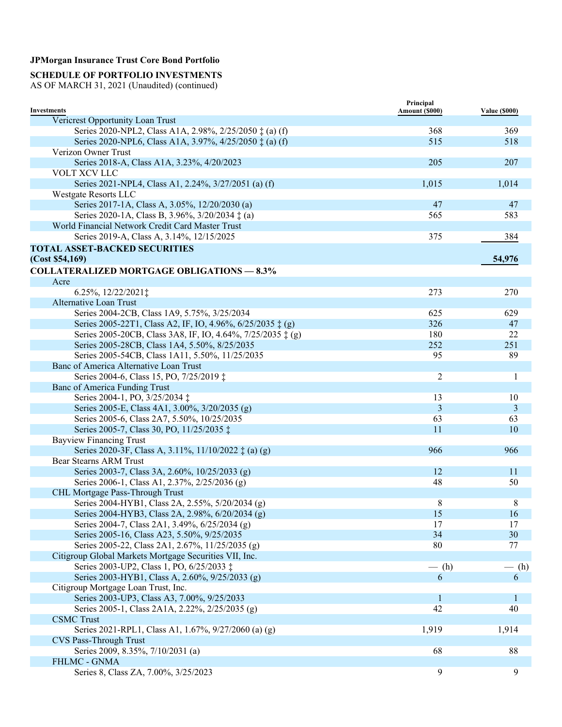**JPMorgan Insurance Trust Core Bond Portfolio**

**SCHEDULE OF PORTFOLIO INVESTMENTS**
AS OF MARCH 31, 2021 (Unaudited) (continued)

| Investments | Principal Amount ($000) | Value ($000) |
|---|---|---|
| Vericrest Opportunity Loan Trust | | |
| Series 2020-NPL2, Class A1A, 2.98%, 2/25/2050 ‡ (a) (f) | 368 | 369 |
| Series 2020-NPL6, Class A1A, 3.97%, 4/25/2050 ‡ (a) (f) | 515 | 518 |
| Verizon Owner Trust | | |
| Series 2018-A, Class A1A, 3.23%, 4/20/2023 | 205 | 207 |
| VOLT XCV LLC | | |
| Series 2021-NPL4, Class A1, 2.24%, 3/27/2051 (a) (f) | 1,015 | 1,014 |
| Westgate Resorts LLC | | |
| Series 2017-1A, Class A, 3.05%, 12/20/2030 (a) | 47 | 47 |
| Series 2020-1A, Class B, 3.96%, 3/20/2034 ‡ (a) | 565 | 583 |
| World Financial Network Credit Card Master Trust | | |
| Series 2019-A, Class A, 3.14%, 12/15/2025 | 375 | 384 |
| **TOTAL ASSET-BACKED SECURITIES (Cost $54,169)** | | **54,976** |
| **COLLATERALIZED MORTGAGE OBLIGATIONS — 8.3%** | | |
| Acre | | |
| 6.25%, 12/22/2021‡ | 273 | 270 |
| Alternative Loan Trust | | |
| Series 2004-2CB, Class 1A9, 5.75%, 3/25/2034 | 625 | 629 |
| Series 2005-22T1, Class A2, IF, IO, 4.96%, 6/25/2035 ‡ (g) | 326 | 47 |
| Series 2005-20CB, Class 3A8, IF, IO, 4.64%, 7/25/2035 ‡ (g) | 180 | 22 |
| Series 2005-28CB, Class 1A4, 5.50%, 8/25/2035 | 252 | 251 |
| Series 2005-54CB, Class 1A11, 5.50%, 11/25/2035 | 95 | 89 |
| Banc of America Alternative Loan Trust | | |
| Series 2004-6, Class 15, PO, 7/25/2019 ‡ | 2 | 1 |
| Banc of America Funding Trust | | |
| Series 2004-1, PO, 3/25/2034 ‡ | 13 | 10 |
| Series 2005-E, Class 4A1, 3.00%, 3/20/2035 (g) | 3 | 3 |
| Series 2005-6, Class 2A7, 5.50%, 10/25/2035 | 63 | 63 |
| Series 2005-7, Class 30, PO, 11/25/2035 ‡ | 11 | 10 |
| Bayview Financing Trust | | |
| Series 2020-3F, Class A, 3.11%, 11/10/2022 ‡ (a) (g) | 966 | 966 |
| Bear Stearns ARM Trust | | |
| Series 2003-7, Class 3A, 2.60%, 10/25/2033 (g) | 12 | 11 |
| Series 2006-1, Class A1, 2.37%, 2/25/2036 (g) | 48 | 50 |
| CHL Mortgage Pass-Through Trust | | |
| Series 2004-HYB1, Class 2A, 2.55%, 5/20/2034 (g) | 8 | 8 |
| Series 2004-HYB3, Class 2A, 2.98%, 6/20/2034 (g) | 15 | 16 |
| Series 2004-7, Class 2A1, 3.49%, 6/25/2034 (g) | 17 | 17 |
| Series 2005-16, Class A23, 5.50%, 9/25/2035 | 34 | 30 |
| Series 2005-22, Class 2A1, 2.67%, 11/25/2035 (g) | 80 | 77 |
| Citigroup Global Markets Mortgage Securities VII, Inc. | | |
| Series 2003-UP2, Class 1, PO, 6/25/2033 ‡ | — (h) | — (h) |
| Series 2003-HYB1, Class A, 2.60%, 9/25/2033 (g) | 6 | 6 |
| Citigroup Mortgage Loan Trust, Inc. | | |
| Series 2003-UP3, Class A3, 7.00%, 9/25/2033 | 1 | 1 |
| Series 2005-1, Class 2A1A, 2.22%, 2/25/2035 (g) | 42 | 40 |
| CSMC Trust | | |
| Series 2021-RPL1, Class A1, 1.67%, 9/27/2060 (a) (g) | 1,919 | 1,914 |
| CVS Pass-Through Trust | | |
| Series 2009, 8.35%, 7/10/2031 (a) | 68 | 88 |
| FHLMC - GNMA | | |
| Series 8, Class ZA, 7.00%, 3/25/2023 | 9 | 9 |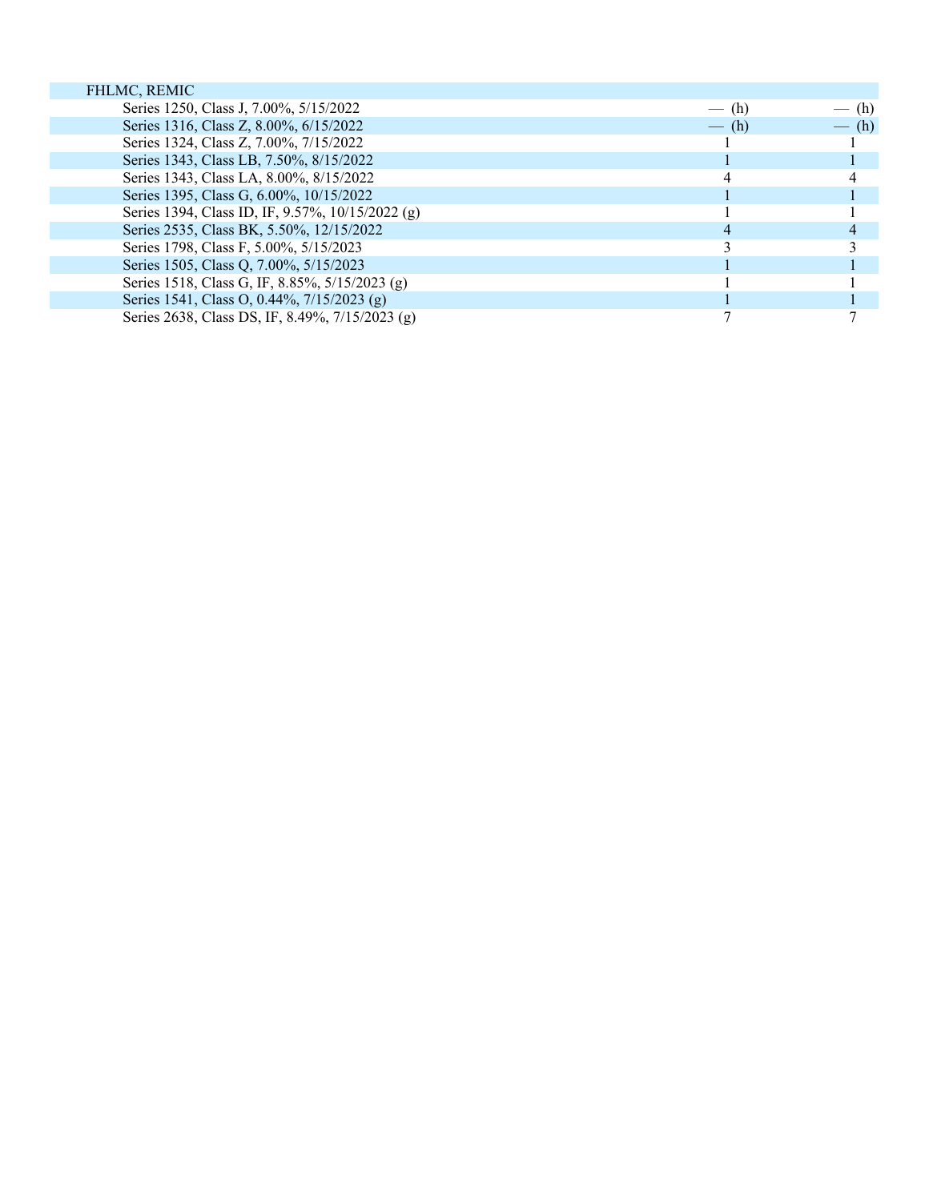| | | |
|---|---|---|
| FHLMC, REMIC | | |
| Series 1250, Class J, 7.00%, 5/15/2022 | — (h) | — (h) |
| Series 1316, Class Z, 8.00%, 6/15/2022 | — (h) | — (h) |
| Series 1324, Class Z, 7.00%, 7/15/2022 | 1 | 1 |
| Series 1343, Class LB, 7.50%, 8/15/2022 | 1 | 1 |
| Series 1343, Class LA, 8.00%, 8/15/2022 | 4 | 4 |
| Series 1395, Class G, 6.00%, 10/15/2022 | 1 | 1 |
| Series 1394, Class ID, IF, 9.57%, 10/15/2022 (g) | 1 | 1 |
| Series 2535, Class BK, 5.50%, 12/15/2022 | 4 | 4 |
| Series 1798, Class F, 5.00%, 5/15/2023 | 3 | 3 |
| Series 1505, Class Q, 7.00%, 5/15/2023 | 1 | 1 |
| Series 1518, Class G, IF, 8.85%, 5/15/2023 (g) | 1 | 1 |
| Series 1541, Class O, 0.44%, 7/15/2023 (g) | 1 | 1 |
| Series 2638, Class DS, IF, 8.49%, 7/15/2023 (g) | 7 | 7 |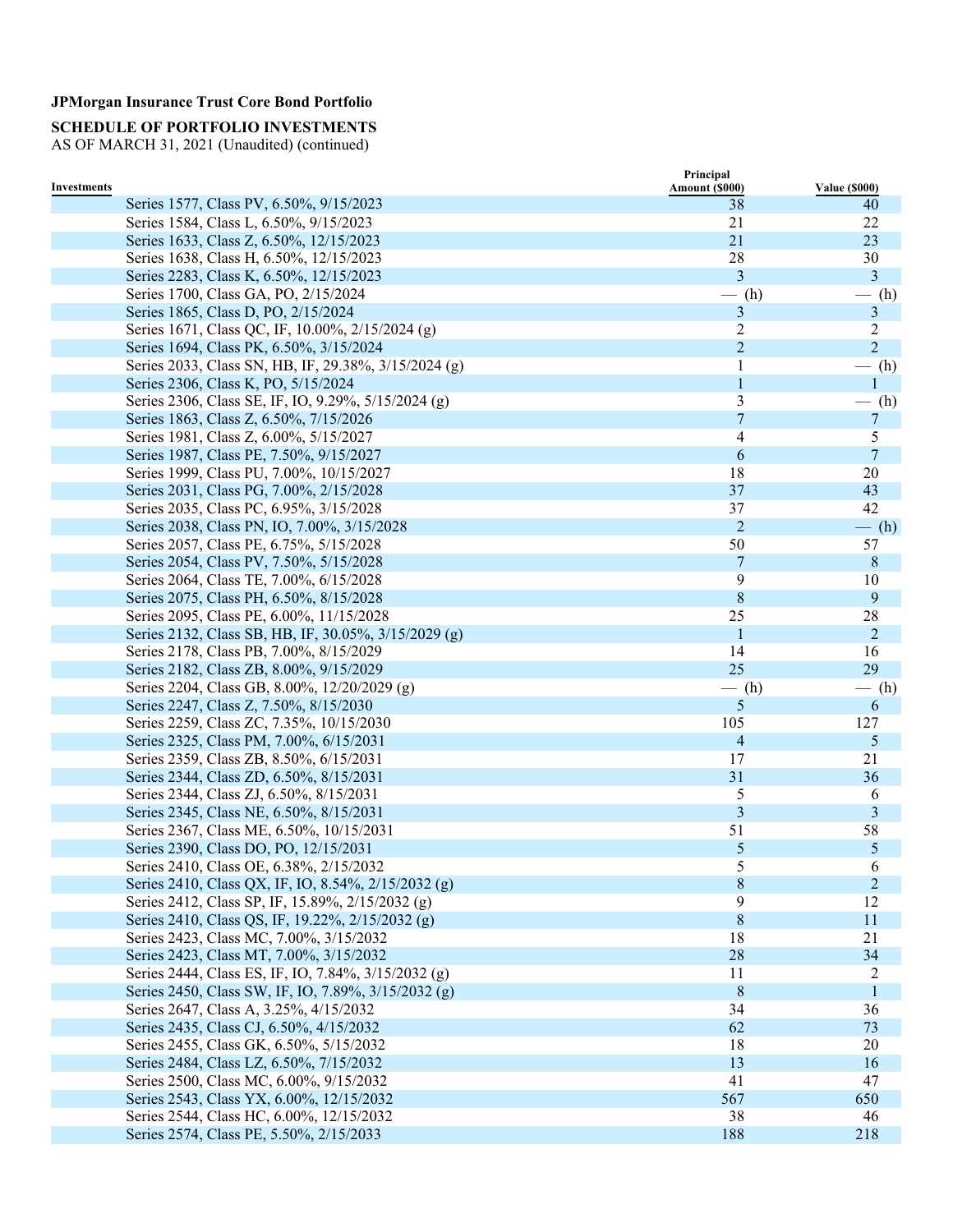**JPMorgan Insurance Trust Core Bond Portfolio**

**SCHEDULE OF PORTFOLIO INVESTMENTS**
AS OF MARCH 31, 2021 (Unaudited) (continued)

| Investments | Principal Amount ($000) | Value ($000) |
|---|---|---|
| Series 1577, Class PV, 6.50%, 9/15/2023 | 38 | 40 |
| Series 1584, Class L, 6.50%, 9/15/2023 | 21 | 22 |
| Series 1633, Class Z, 6.50%, 12/15/2023 | 21 | 23 |
| Series 1638, Class H, 6.50%, 12/15/2023 | 28 | 30 |
| Series 2283, Class K, 6.50%, 12/15/2023 | 3 | 3 |
| Series 1700, Class GA, PO, 2/15/2024 | — (h) | — (h) |
| Series 1865, Class D, PO, 2/15/2024 | 3 | 3 |
| Series 1671, Class QC, IF, 10.00%, 2/15/2024 (g) | 2 | 2 |
| Series 1694, Class PK, 6.50%, 3/15/2024 | 2 | 2 |
| Series 2033, Class SN, HB, IF, 29.38%, 3/15/2024 (g) | 1 | — (h) |
| Series 2306, Class K, PO, 5/15/2024 | 1 | 1 |
| Series 2306, Class SE, IF, IO, 9.29%, 5/15/2024 (g) | 3 | — (h) |
| Series 1863, Class Z, 6.50%, 7/15/2026 | 7 | 7 |
| Series 1981, Class Z, 6.00%, 5/15/2027 | 4 | 5 |
| Series 1987, Class PE, 7.50%, 9/15/2027 | 6 | 7 |
| Series 1999, Class PU, 7.00%, 10/15/2027 | 18 | 20 |
| Series 2031, Class PG, 7.00%, 2/15/2028 | 37 | 43 |
| Series 2035, Class PC, 6.95%, 3/15/2028 | 37 | 42 |
| Series 2038, Class PN, IO, 7.00%, 3/15/2028 | 2 | — (h) |
| Series 2057, Class PE, 6.75%, 5/15/2028 | 50 | 57 |
| Series 2054, Class PV, 7.50%, 5/15/2028 | 7 | 8 |
| Series 2064, Class TE, 7.00%, 6/15/2028 | 9 | 10 |
| Series 2075, Class PH, 6.50%, 8/15/2028 | 8 | 9 |
| Series 2095, Class PE, 6.00%, 11/15/2028 | 25 | 28 |
| Series 2132, Class SB, HB, IF, 30.05%, 3/15/2029 (g) | 1 | 2 |
| Series 2178, Class PB, 7.00%, 8/15/2029 | 14 | 16 |
| Series 2182, Class ZB, 8.00%, 9/15/2029 | 25 | 29 |
| Series 2204, Class GB, 8.00%, 12/20/2029 (g) | — (h) | — (h) |
| Series 2247, Class Z, 7.50%, 8/15/2030 | 5 | 6 |
| Series 2259, Class ZC, 7.35%, 10/15/2030 | 105 | 127 |
| Series 2325, Class PM, 7.00%, 6/15/2031 | 4 | 5 |
| Series 2359, Class ZB, 8.50%, 6/15/2031 | 17 | 21 |
| Series 2344, Class ZD, 6.50%, 8/15/2031 | 31 | 36 |
| Series 2344, Class ZJ, 6.50%, 8/15/2031 | 5 | 6 |
| Series 2345, Class NE, 6.50%, 8/15/2031 | 3 | 3 |
| Series 2367, Class ME, 6.50%, 10/15/2031 | 51 | 58 |
| Series 2390, Class DO, PO, 12/15/2031 | 5 | 5 |
| Series 2410, Class OE, 6.38%, 2/15/2032 | 5 | 6 |
| Series 2410, Class QX, IF, IO, 8.54%, 2/15/2032 (g) | 8 | 2 |
| Series 2412, Class SP, IF, 15.89%, 2/15/2032 (g) | 9 | 12 |
| Series 2410, Class QS, IF, 19.22%, 2/15/2032 (g) | 8 | 11 |
| Series 2423, Class MC, 7.00%, 3/15/2032 | 18 | 21 |
| Series 2423, Class MT, 7.00%, 3/15/2032 | 28 | 34 |
| Series 2444, Class ES, IF, IO, 7.84%, 3/15/2032 (g) | 11 | 2 |
| Series 2450, Class SW, IF, IO, 7.89%, 3/15/2032 (g) | 8 | 1 |
| Series 2647, Class A, 3.25%, 4/15/2032 | 34 | 36 |
| Series 2435, Class CJ, 6.50%, 4/15/2032 | 62 | 73 |
| Series 2455, Class GK, 6.50%, 5/15/2032 | 18 | 20 |
| Series 2484, Class LZ, 6.50%, 7/15/2032 | 13 | 16 |
| Series 2500, Class MC, 6.00%, 9/15/2032 | 41 | 47 |
| Series 2543, Class YX, 6.00%, 12/15/2032 | 567 | 650 |
| Series 2544, Class HC, 6.00%, 12/15/2032 | 38 | 46 |
| Series 2574, Class PE, 5.50%, 2/15/2033 | 188 | 218 |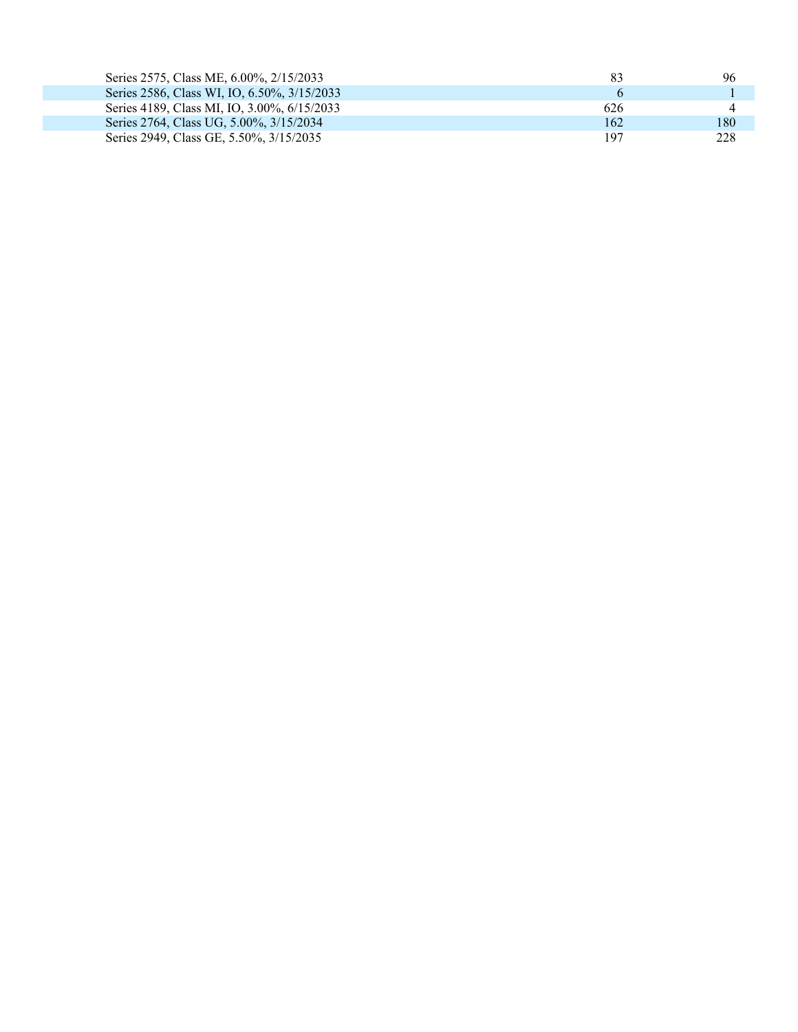| | | |
|---|---|---|
| Series 2575, Class ME, 6.00%, 2/15/2033 | 83 | 96 |
| Series 2586, Class WI, IO, 6.50%, 3/15/2033 | 6 | 1 |
| Series 4189, Class MI, IO, 3.00%, 6/15/2033 | 626 | 4 |
| Series 2764, Class UG, 5.00%, 3/15/2034 | 162 | 180 |
| Series 2949, Class GE, 5.50%, 3/15/2035 | 197 | 228 |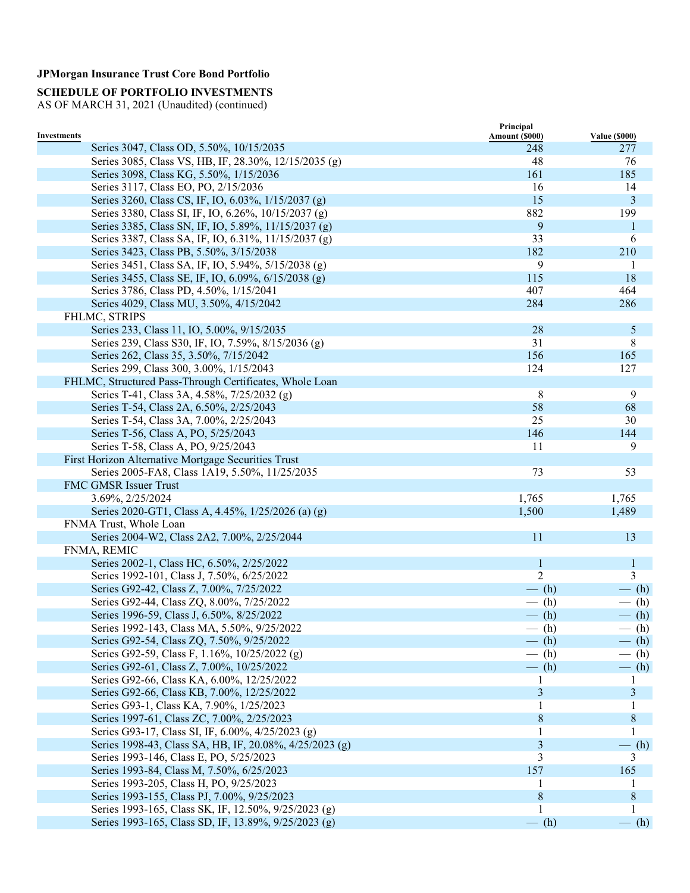**JPMorgan Insurance Trust Core Bond Portfolio**

**SCHEDULE OF PORTFOLIO INVESTMENTS**
AS OF MARCH 31, 2021 (Unaudited) (continued)

| Investments | Principal Amount ($000) | Value ($000) |
|---|---|---|
| Series 3047, Class OD, 5.50%, 10/15/2035 | 248 | 277 |
| Series 3085, Class VS, HB, IF, 28.30%, 12/15/2035 (g) | 48 | 76 |
| Series 3098, Class KG, 5.50%, 1/15/2036 | 161 | 185 |
| Series 3117, Class EO, PO, 2/15/2036 | 16 | 14 |
| Series 3260, Class CS, IF, IO, 6.03%, 1/15/2037 (g) | 15 | 3 |
| Series 3380, Class SI, IF, IO, 6.26%, 10/15/2037 (g) | 882 | 199 |
| Series 3385, Class SN, IF, IO, 5.89%, 11/15/2037 (g) | 9 | 1 |
| Series 3387, Class SA, IF, IO, 6.31%, 11/15/2037 (g) | 33 | 6 |
| Series 3423, Class PB, 5.50%, 3/15/2038 | 182 | 210 |
| Series 3451, Class SA, IF, IO, 5.94%, 5/15/2038 (g) | 9 | 1 |
| Series 3455, Class SE, IF, IO, 6.09%, 6/15/2038 (g) | 115 | 18 |
| Series 3786, Class PD, 4.50%, 1/15/2041 | 407 | 464 |
| Series 4029, Class MU, 3.50%, 4/15/2042 | 284 | 286 |
| FHLMC, STRIPS | | |
| Series 233, Class 11, IO, 5.00%, 9/15/2035 | 28 | 5 |
| Series 239, Class S30, IF, IO, 7.59%, 8/15/2036 (g) | 31 | 8 |
| Series 262, Class 35, 3.50%, 7/15/2042 | 156 | 165 |
| Series 299, Class 300, 3.00%, 1/15/2043 | 124 | 127 |
| FHLMC, Structured Pass-Through Certificates, Whole Loan | | |
| Series T-41, Class 3A, 4.58%, 7/25/2032 (g) | 8 | 9 |
| Series T-54, Class 2A, 6.50%, 2/25/2043 | 58 | 68 |
| Series T-54, Class 3A, 7.00%, 2/25/2043 | 25 | 30 |
| Series T-56, Class A, PO, 5/25/2043 | 146 | 144 |
| Series T-58, Class A, PO, 9/25/2043 | 11 | 9 |
| First Horizon Alternative Mortgage Securities Trust | | |
| Series 2005-FA8, Class 1A19, 5.50%, 11/25/2035 | 73 | 53 |
| FMC GMSR Issuer Trust | | |
| 3.69%, 2/25/2024 | 1,765 | 1,765 |
| Series 2020-GT1, Class A, 4.45%, 1/25/2026 (a) (g) | 1,500 | 1,489 |
| FNMA Trust, Whole Loan | | |
| Series 2004-W2, Class 2A2, 7.00%, 2/25/2044 | 11 | 13 |
| FNMA, REMIC | | |
| Series 2002-1, Class HC, 6.50%, 2/25/2022 | 1 | 1 |
| Series 1992-101, Class J, 7.50%, 6/25/2022 | 2 | 3 |
| Series G92-42, Class Z, 7.00%, 7/25/2022 | — (h) | — (h) |
| Series G92-44, Class ZQ, 8.00%, 7/25/2022 | — (h) | — (h) |
| Series 1996-59, Class J, 6.50%, 8/25/2022 | — (h) | — (h) |
| Series 1992-143, Class MA, 5.50%, 9/25/2022 | — (h) | — (h) |
| Series G92-54, Class ZQ, 7.50%, 9/25/2022 | — (h) | — (h) |
| Series G92-59, Class F, 1.16%, 10/25/2022 (g) | — (h) | — (h) |
| Series G92-61, Class Z, 7.00%, 10/25/2022 | — (h) | — (h) |
| Series G92-66, Class KA, 6.00%, 12/25/2022 | 1 | 1 |
| Series G92-66, Class KB, 7.00%, 12/25/2022 | 3 | 3 |
| Series G93-1, Class KA, 7.90%, 1/25/2023 | 1 | 1 |
| Series 1997-61, Class ZC, 7.00%, 2/25/2023 | 8 | 8 |
| Series G93-17, Class SI, IF, 6.00%, 4/25/2023 (g) | 1 | 1 |
| Series 1998-43, Class SA, HB, IF, 20.08%, 4/25/2023 (g) | 3 | — (h) |
| Series 1993-146, Class E, PO, 5/25/2023 | 3 | 3 |
| Series 1993-84, Class M, 7.50%, 6/25/2023 | 157 | 165 |
| Series 1993-205, Class H, PO, 9/25/2023 | 1 | 1 |
| Series 1993-155, Class PJ, 7.00%, 9/25/2023 | 8 | 8 |
| Series 1993-165, Class SK, IF, 12.50%, 9/25/2023 (g) | 1 | 1 |
| Series 1993-165, Class SD, IF, 13.89%, 9/25/2023 (g) | — (h) | — (h) |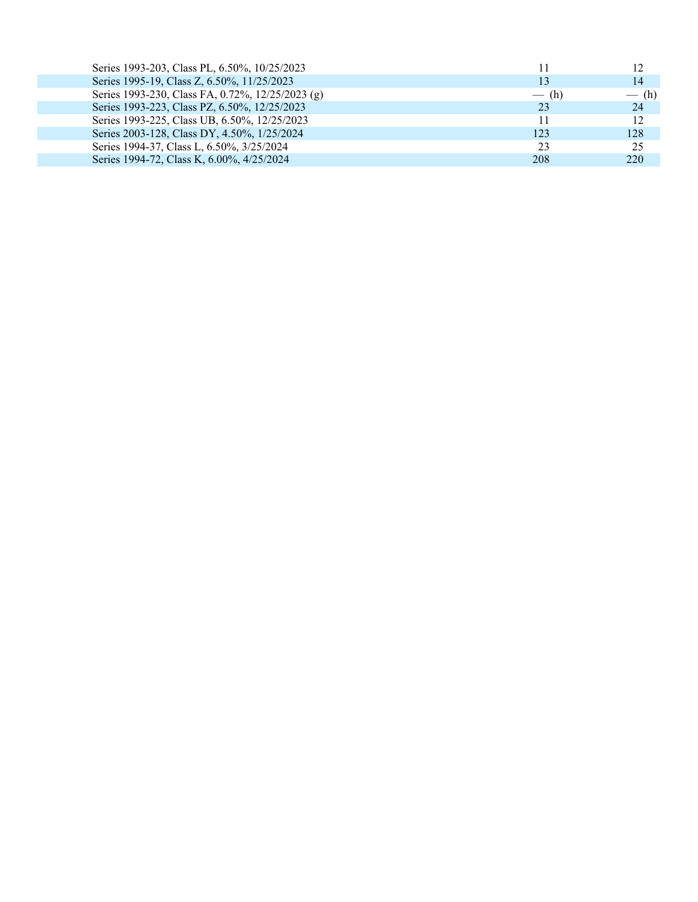| | | |
|---|---|---|
| Series 1993-203, Class PL, 6.50%, 10/25/2023 | 11 | 12 |
| Series 1995-19, Class Z, 6.50%, 11/25/2023 | 13 | 14 |
| Series 1993-230, Class FA, 0.72%, 12/25/2023 (g) | — (h) | — (h) |
| Series 1993-223, Class PZ, 6.50%, 12/25/2023 | 23 | 24 |
| Series 1993-225, Class UB, 6.50%, 12/25/2023 | 11 | 12 |
| Series 2003-128, Class DY, 4.50%, 1/25/2024 | 123 | 128 |
| Series 1994-37, Class L, 6.50%, 3/25/2024 | 23 | 25 |
| Series 1994-72, Class K, 6.00%, 4/25/2024 | 208 | 220 |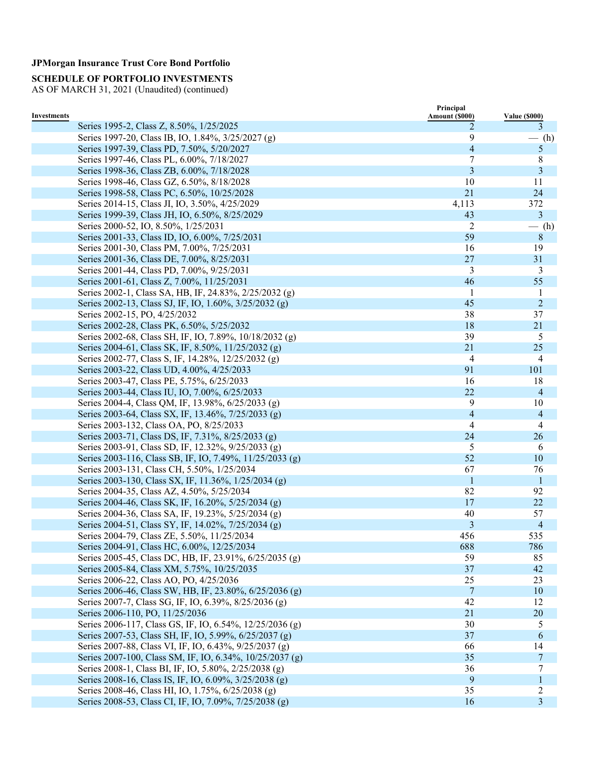**JPMorgan Insurance Trust Core Bond Portfolio**

**SCHEDULE OF PORTFOLIO INVESTMENTS**
AS OF MARCH 31, 2021 (Unaudited) (continued)

| Investments | Principal Amount ($000) | Value ($000) |
|---|---|---|
| Series 1995-2, Class Z, 8.50%, 1/25/2025 | 2 | 3 |
| Series 1997-20, Class IB, IO, 1.84%, 3/25/2027 (g) | 9 | — (h) |
| Series 1997-39, Class PD, 7.50%, 5/20/2027 | 4 | 5 |
| Series 1997-46, Class PL, 6.00%, 7/18/2027 | 7 | 8 |
| Series 1998-36, Class ZB, 6.00%, 7/18/2028 | 3 | 3 |
| Series 1998-46, Class GZ, 6.50%, 8/18/2028 | 10 | 11 |
| Series 1998-58, Class PC, 6.50%, 10/25/2028 | 21 | 24 |
| Series 2014-15, Class JI, IO, 3.50%, 4/25/2029 | 4,113 | 372 |
| Series 1999-39, Class JH, IO, 6.50%, 8/25/2029 | 43 | 3 |
| Series 2000-52, IO, 8.50%, 1/25/2031 | 2 | — (h) |
| Series 2001-33, Class ID, IO, 6.00%, 7/25/2031 | 59 | 8 |
| Series 2001-30, Class PM, 7.00%, 7/25/2031 | 16 | 19 |
| Series 2001-36, Class DE, 7.00%, 8/25/2031 | 27 | 31 |
| Series 2001-44, Class PD, 7.00%, 9/25/2031 | 3 | 3 |
| Series 2001-61, Class Z, 7.00%, 11/25/2031 | 46 | 55 |
| Series 2002-1, Class SA, HB, IF, 24.83%, 2/25/2032 (g) | 1 | 1 |
| Series 2002-13, Class SJ, IF, IO, 1.60%, 3/25/2032 (g) | 45 | 2 |
| Series 2002-15, PO, 4/25/2032 | 38 | 37 |
| Series 2002-28, Class PK, 6.50%, 5/25/2032 | 18 | 21 |
| Series 2002-68, Class SH, IF, IO, 7.89%, 10/18/2032 (g) | 39 | 5 |
| Series 2004-61, Class SK, IF, 8.50%, 11/25/2032 (g) | 21 | 25 |
| Series 2002-77, Class S, IF, 14.28%, 12/25/2032 (g) | 4 | 4 |
| Series 2003-22, Class UD, 4.00%, 4/25/2033 | 91 | 101 |
| Series 2003-47, Class PE, 5.75%, 6/25/2033 | 16 | 18 |
| Series 2003-44, Class IU, IO, 7.00%, 6/25/2033 | 22 | 4 |
| Series 2004-4, Class QM, IF, 13.98%, 6/25/2033 (g) | 9 | 10 |
| Series 2003-64, Class SX, IF, 13.46%, 7/25/2033 (g) | 4 | 4 |
| Series 2003-132, Class OA, PO, 8/25/2033 | 4 | 4 |
| Series 2003-71, Class DS, IF, 7.31%, 8/25/2033 (g) | 24 | 26 |
| Series 2003-91, Class SD, IF, 12.32%, 9/25/2033 (g) | 5 | 6 |
| Series 2003-116, Class SB, IF, IO, 7.49%, 11/25/2033 (g) | 52 | 10 |
| Series 2003-131, Class CH, 5.50%, 1/25/2034 | 67 | 76 |
| Series 2003-130, Class SX, IF, 11.36%, 1/25/2034 (g) | 1 | 1 |
| Series 2004-35, Class AZ, 4.50%, 5/25/2034 | 82 | 92 |
| Series 2004-46, Class SK, IF, 16.20%, 5/25/2034 (g) | 17 | 22 |
| Series 2004-36, Class SA, IF, 19.23%, 5/25/2034 (g) | 40 | 57 |
| Series 2004-51, Class SY, IF, 14.02%, 7/25/2034 (g) | 3 | 4 |
| Series 2004-79, Class ZE, 5.50%, 11/25/2034 | 456 | 535 |
| Series 2004-91, Class HC, 6.00%, 12/25/2034 | 688 | 786 |
| Series 2005-45, Class DC, HB, IF, 23.91%, 6/25/2035 (g) | 59 | 85 |
| Series 2005-84, Class XM, 5.75%, 10/25/2035 | 37 | 42 |
| Series 2006-22, Class AO, PO, 4/25/2036 | 25 | 23 |
| Series 2006-46, Class SW, HB, IF, 23.80%, 6/25/2036 (g) | 7 | 10 |
| Series 2007-7, Class SG, IF, IO, 6.39%, 8/25/2036 (g) | 42 | 12 |
| Series 2006-110, PO, 11/25/2036 | 21 | 20 |
| Series 2006-117, Class GS, IF, IO, 6.54%, 12/25/2036 (g) | 30 | 5 |
| Series 2007-53, Class SH, IF, IO, 5.99%, 6/25/2037 (g) | 37 | 6 |
| Series 2007-88, Class VI, IF, IO, 6.43%, 9/25/2037 (g) | 66 | 14 |
| Series 2007-100, Class SM, IF, IO, 6.34%, 10/25/2037 (g) | 35 | 7 |
| Series 2008-1, Class BI, IF, IO, 5.80%, 2/25/2038 (g) | 36 | 7 |
| Series 2008-16, Class IS, IF, IO, 6.09%, 3/25/2038 (g) | 9 | 1 |
| Series 2008-46, Class HI, IO, 1.75%, 6/25/2038 (g) | 35 | 2 |
| Series 2008-53, Class CI, IF, IO, 7.09%, 7/25/2038 (g) | 16 | 3 |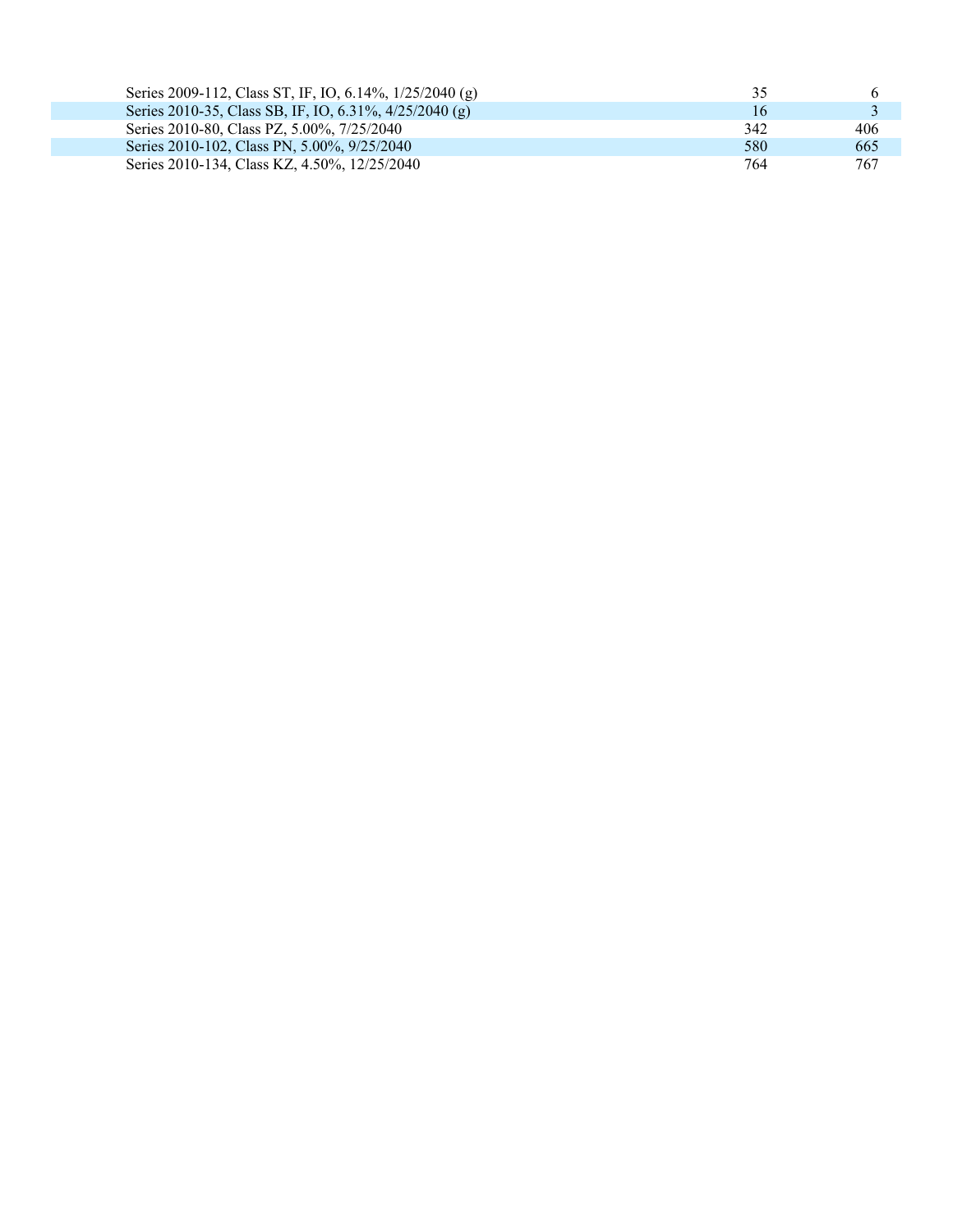| | | |
|---|---|---|
| Series 2009-112, Class ST, IF, IO, 6.14%, 1/25/2040 (g) | 35 | 6 |
| Series 2010-35, Class SB, IF, IO, 6.31%, 4/25/2040 (g) | 16 | 3 |
| Series 2010-80, Class PZ, 5.00%, 7/25/2040 | 342 | 406 |
| Series 2010-102, Class PN, 5.00%, 9/25/2040 | 580 | 665 |
| Series 2010-134, Class KZ, 4.50%, 12/25/2040 | 764 | 767 |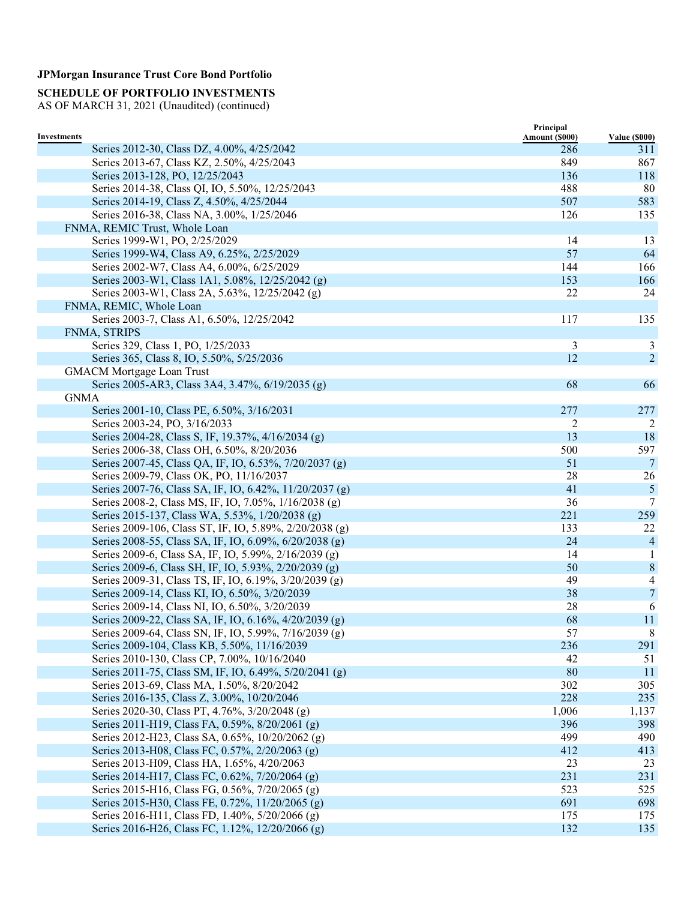**JPMorgan Insurance Trust Core Bond Portfolio**

**SCHEDULE OF PORTFOLIO INVESTMENTS**
AS OF MARCH 31, 2021 (Unaudited) (continued)

| Investments | Principal Amount ($000) | Value ($000) |
|---|---|---|
| Series 2012-30, Class DZ, 4.00%, 4/25/2042 | 286 | 311 |
| Series 2013-67, Class KZ, 2.50%, 4/25/2043 | 849 | 867 |
| Series 2013-128, PO, 12/25/2043 | 136 | 118 |
| Series 2014-38, Class QI, IO, 5.50%, 12/25/2043 | 488 | 80 |
| Series 2014-19, Class Z, 4.50%, 4/25/2044 | 507 | 583 |
| Series 2016-38, Class NA, 3.00%, 1/25/2046 | 126 | 135 |
| FNMA, REMIC Trust, Whole Loan | | |
| Series 1999-W1, PO, 2/25/2029 | 14 | 13 |
| Series 1999-W4, Class A9, 6.25%, 2/25/2029 | 57 | 64 |
| Series 2002-W7, Class A4, 6.00%, 6/25/2029 | 144 | 166 |
| Series 2003-W1, Class 1A1, 5.08%, 12/25/2042 (g) | 153 | 166 |
| Series 2003-W1, Class 2A, 5.63%, 12/25/2042 (g) | 22 | 24 |
| FNMA, REMIC, Whole Loan | | |
| Series 2003-7, Class A1, 6.50%, 12/25/2042 | 117 | 135 |
| FNMA, STRIPS | | |
| Series 329, Class 1, PO, 1/25/2033 | 3 | 3 |
| Series 365, Class 8, IO, 5.50%, 5/25/2036 | 12 | 2 |
| GMACM Mortgage Loan Trust | | |
| Series 2005-AR3, Class 3A4, 3.47%, 6/19/2035 (g) | 68 | 66 |
| GNMA | | |
| Series 2001-10, Class PE, 6.50%, 3/16/2031 | 277 | 277 |
| Series 2003-24, PO, 3/16/2033 | 2 | 2 |
| Series 2004-28, Class S, IF, 19.37%, 4/16/2034 (g) | 13 | 18 |
| Series 2006-38, Class OH, 6.50%, 8/20/2036 | 500 | 597 |
| Series 2007-45, Class QA, IF, IO, 6.53%, 7/20/2037 (g) | 51 | 7 |
| Series 2009-79, Class OK, PO, 11/16/2037 | 28 | 26 |
| Series 2007-76, Class SA, IF, IO, 6.42%, 11/20/2037 (g) | 41 | 5 |
| Series 2008-2, Class MS, IF, IO, 7.05%, 1/16/2038 (g) | 36 | 7 |
| Series 2015-137, Class WA, 5.53%, 1/20/2038 (g) | 221 | 259 |
| Series 2009-106, Class ST, IF, IO, 5.89%, 2/20/2038 (g) | 133 | 22 |
| Series 2008-55, Class SA, IF, IO, 6.09%, 6/20/2038 (g) | 24 | 4 |
| Series 2009-6, Class SA, IF, IO, 5.99%, 2/16/2039 (g) | 14 | 1 |
| Series 2009-6, Class SH, IF, IO, 5.93%, 2/20/2039 (g) | 50 | 8 |
| Series 2009-31, Class TS, IF, IO, 6.19%, 3/20/2039 (g) | 49 | 4 |
| Series 2009-14, Class KI, IO, 6.50%, 3/20/2039 | 38 | 7 |
| Series 2009-14, Class NI, IO, 6.50%, 3/20/2039 | 28 | 6 |
| Series 2009-22, Class SA, IF, IO, 6.16%, 4/20/2039 (g) | 68 | 11 |
| Series 2009-64, Class SN, IF, IO, 5.99%, 7/16/2039 (g) | 57 | 8 |
| Series 2009-104, Class KB, 5.50%, 11/16/2039 | 236 | 291 |
| Series 2010-130, Class CP, 7.00%, 10/16/2040 | 42 | 51 |
| Series 2011-75, Class SM, IF, IO, 6.49%, 5/20/2041 (g) | 80 | 11 |
| Series 2013-69, Class MA, 1.50%, 8/20/2042 | 302 | 305 |
| Series 2016-135, Class Z, 3.00%, 10/20/2046 | 228 | 235 |
| Series 2020-30, Class PT, 4.76%, 3/20/2048 (g) | 1,006 | 1,137 |
| Series 2011-H19, Class FA, 0.59%, 8/20/2061 (g) | 396 | 398 |
| Series 2012-H23, Class SA, 0.65%, 10/20/2062 (g) | 499 | 490 |
| Series 2013-H08, Class FC, 0.57%, 2/20/2063 (g) | 412 | 413 |
| Series 2013-H09, Class HA, 1.65%, 4/20/2063 | 23 | 23 |
| Series 2014-H17, Class FC, 0.62%, 7/20/2064 (g) | 231 | 231 |
| Series 2015-H16, Class FG, 0.56%, 7/20/2065 (g) | 523 | 525 |
| Series 2015-H30, Class FE, 0.72%, 11/20/2065 (g) | 691 | 698 |
| Series 2016-H11, Class FD, 1.40%, 5/20/2066 (g) | 175 | 175 |
| Series 2016-H26, Class FC, 1.12%, 12/20/2066 (g) | 132 | 135 |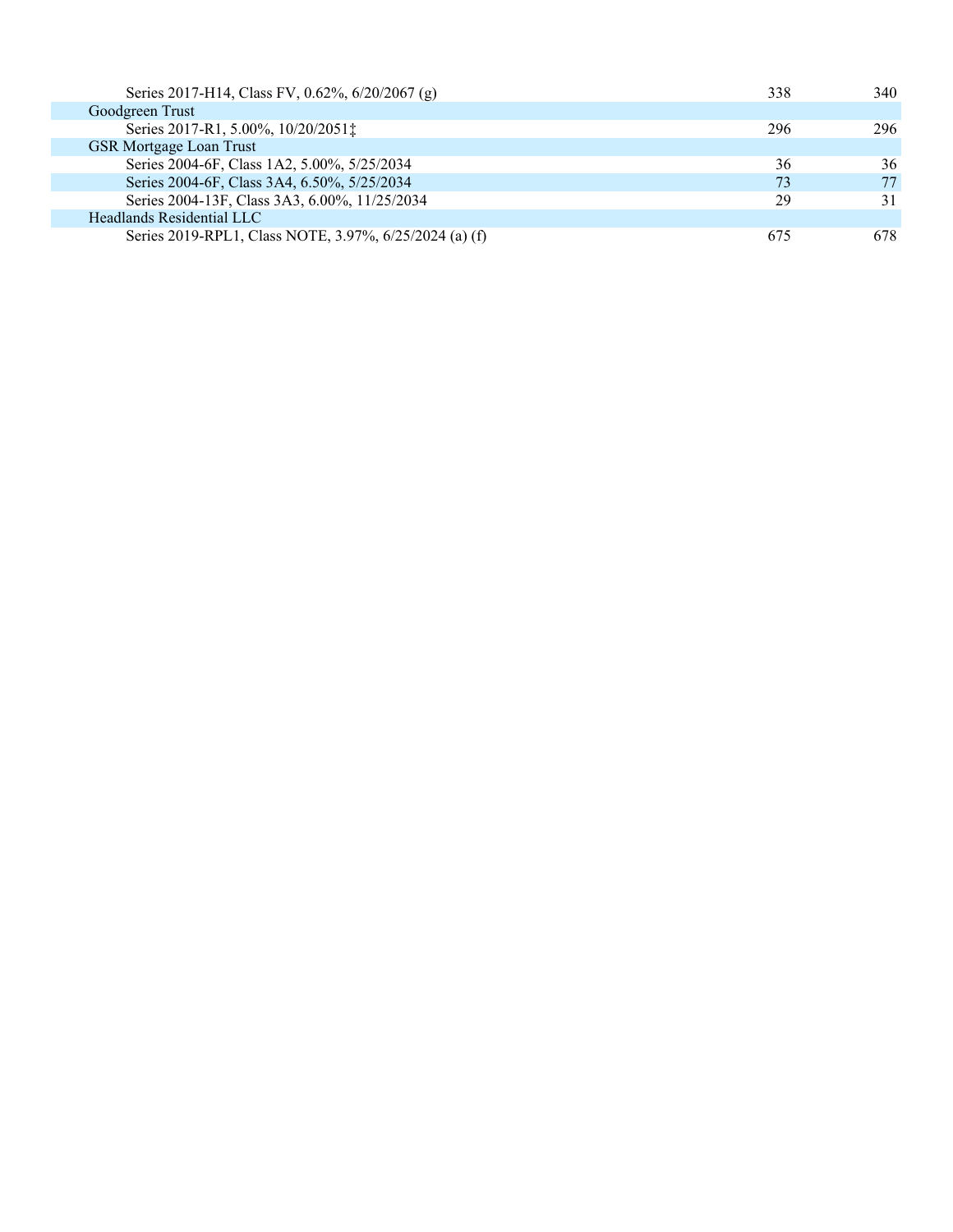| | | |
|---|---|---|
| Series 2017-H14, Class FV, 0.62%, 6/20/2067 (g) | 338 | 340 |
| Goodgreen Trust | | |
| Series 2017-R1, 5.00%, 10/20/2051‡ | 296 | 296 |
| GSR Mortgage Loan Trust | | |
| Series 2004-6F, Class 1A2, 5.00%, 5/25/2034 | 36 | 36 |
| Series 2004-6F, Class 3A4, 6.50%, 5/25/2034 | 73 | 77 |
| Series 2004-13F, Class 3A3, 6.00%, 11/25/2034 | 29 | 31 |
| Headlands Residential LLC | | |
| Series 2019-RPL1, Class NOTE, 3.97%, 6/25/2024 (a) (f) | 675 | 678 |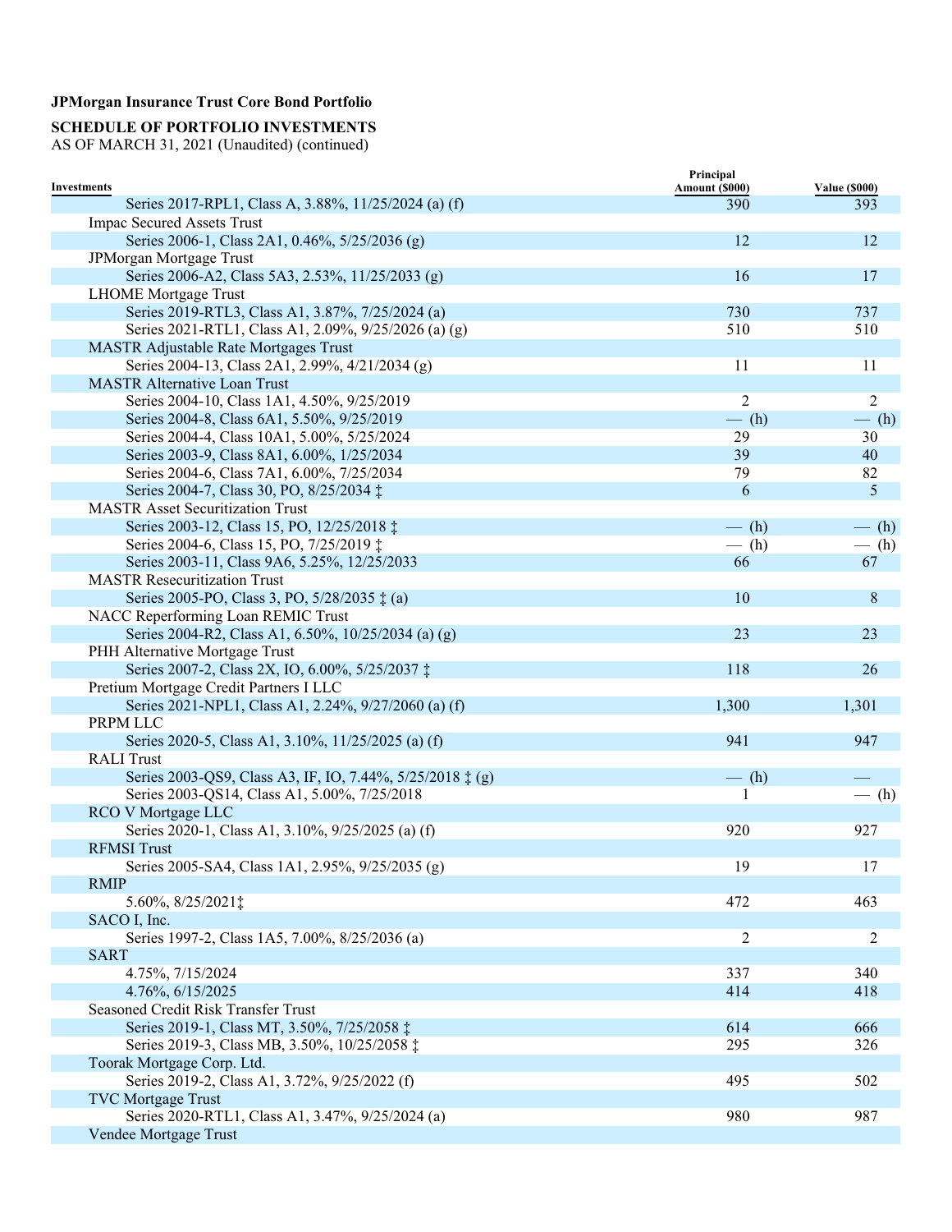**JPMorgan Insurance Trust Core Bond Portfolio**

**SCHEDULE OF PORTFOLIO INVESTMENTS**
AS OF MARCH 31, 2021 (Unaudited) (continued)

| Investments | Principal Amount ($000) | Value ($000) |
|---|---|---|
| Series 2017-RPL1, Class A, 3.88%, 11/25/2024 (a) (f) | 390 | 393 |
| Impac Secured Assets Trust | | |
| Series 2006-1, Class 2A1, 0.46%, 5/25/2036 (g) | 12 | 12 |
| JPMorgan Mortgage Trust | | |
| Series 2006-A2, Class 5A3, 2.53%, 11/25/2033 (g) | 16 | 17 |
| LHOME Mortgage Trust | | |
| Series 2019-RTL3, Class A1, 3.87%, 7/25/2024 (a) | 730 | 737 |
| Series 2021-RTL1, Class A1, 2.09%, 9/25/2026 (a) (g) | 510 | 510 |
| MASTR Adjustable Rate Mortgages Trust | | |
| Series 2004-13, Class 2A1, 2.99%, 4/21/2034 (g) | 11 | 11 |
| MASTR Alternative Loan Trust | | |
| Series 2004-10, Class 1A1, 4.50%, 9/25/2019 | 2 | 2 |
| Series 2004-8, Class 6A1, 5.50%, 9/25/2019 | — (h) | — (h) |
| Series 2004-4, Class 10A1, 5.00%, 5/25/2024 | 29 | 30 |
| Series 2003-9, Class 8A1, 6.00%, 1/25/2034 | 39 | 40 |
| Series 2004-6, Class 7A1, 6.00%, 7/25/2034 | 79 | 82 |
| Series 2004-7, Class 30, PO, 8/25/2034 ‡ | 6 | 5 |
| MASTR Asset Securitization Trust | | |
| Series 2003-12, Class 15, PO, 12/25/2018 ‡ | — (h) | — (h) |
| Series 2004-6, Class 15, PO, 7/25/2019 ‡ | — (h) | — (h) |
| Series 2003-11, Class 9A6, 5.25%, 12/25/2033 | 66 | 67 |
| MASTR Resecuritization Trust | | |
| Series 2005-PO, Class 3, PO, 5/28/2035 ‡ (a) | 10 | 8 |
| NACC Reperforming Loan REMIC Trust | | |
| Series 2004-R2, Class A1, 6.50%, 10/25/2034 (a) (g) | 23 | 23 |
| PHH Alternative Mortgage Trust | | |
| Series 2007-2, Class 2X, IO, 6.00%, 5/25/2037 ‡ | 118 | 26 |
| Pretium Mortgage Credit Partners I LLC | | |
| Series 2021-NPL1, Class A1, 2.24%, 9/27/2060 (a) (f) | 1,300 | 1,301 |
| PRPM LLC | | |
| Series 2020-5, Class A1, 3.10%, 11/25/2025 (a) (f) | 941 | 947 |
| RALI Trust | | |
| Series 2003-QS9, Class A3, IF, IO, 7.44%, 5/25/2018 ‡ (g) | — (h) | — |
| Series 2003-QS14, Class A1, 5.00%, 7/25/2018 | 1 | — (h) |
| RCO V Mortgage LLC | | |
| Series 2020-1, Class A1, 3.10%, 9/25/2025 (a) (f) | 920 | 927 |
| RFMSI Trust | | |
| Series 2005-SA4, Class 1A1, 2.95%, 9/25/2035 (g) | 19 | 17 |
| RMIP | | |
| 5.60%, 8/25/2021‡ | 472 | 463 |
| SACO I, Inc. | | |
| Series 1997-2, Class 1A5, 7.00%, 8/25/2036 (a) | 2 | 2 |
| SART | | |
| 4.75%, 7/15/2024 | 337 | 340 |
| 4.76%, 6/15/2025 | 414 | 418 |
| Seasoned Credit Risk Transfer Trust | | |
| Series 2019-1, Class MT, 3.50%, 7/25/2058 ‡ | 614 | 666 |
| Series 2019-3, Class MB, 3.50%, 10/25/2058 ‡ | 295 | 326 |
| Toorak Mortgage Corp. Ltd. | | |
| Series 2019-2, Class A1, 3.72%, 9/25/2022 (f) | 495 | 502 |
| TVC Mortgage Trust | | |
| Series 2020-RTL1, Class A1, 3.47%, 9/25/2024 (a) | 980 | 987 |
| Vendee Mortgage Trust | | |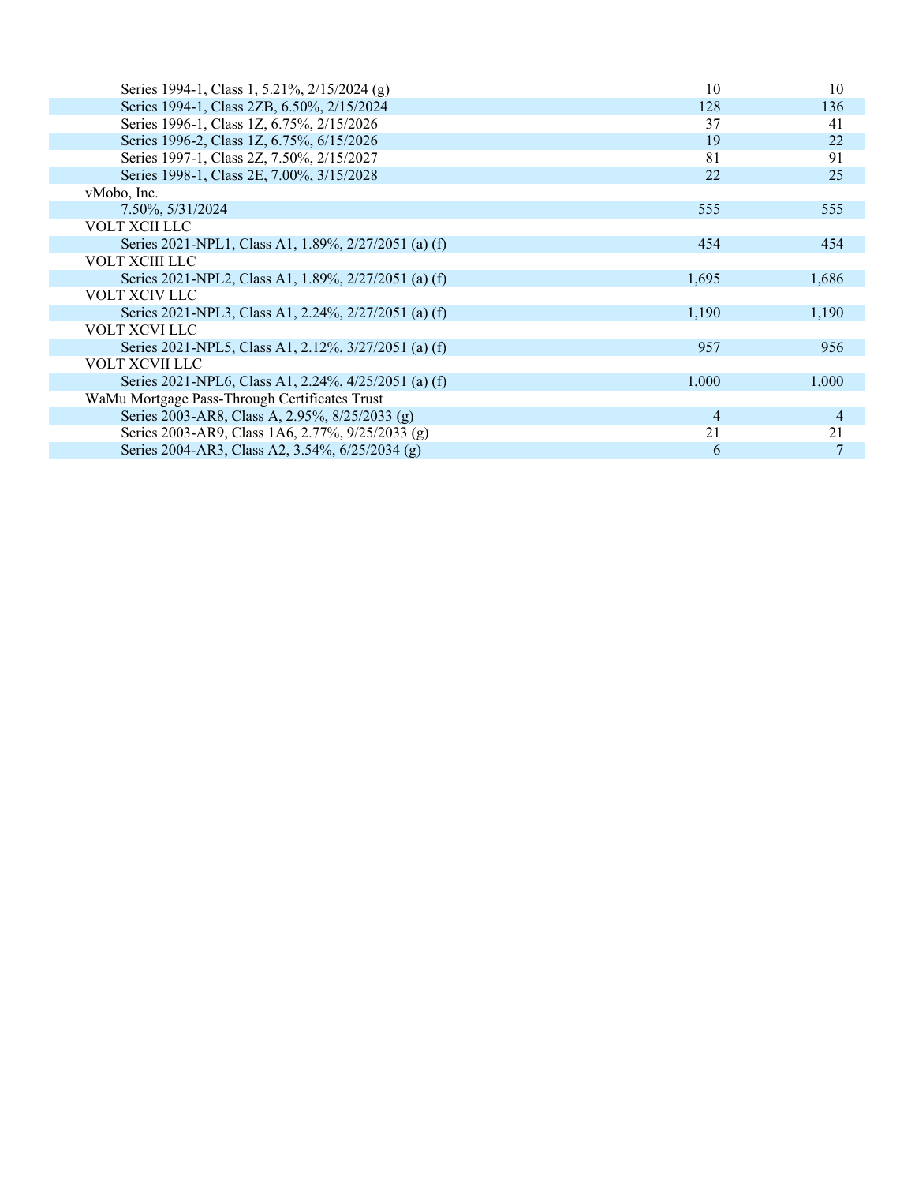| | | |
|---|---|---|
| Series 1994-1, Class 1, 5.21%, 2/15/2024 (g) | 10 | 10 |
| Series 1994-1, Class 2ZB, 6.50%, 2/15/2024 | 128 | 136 |
| Series 1996-1, Class 1Z, 6.75%, 2/15/2026 | 37 | 41 |
| Series 1996-2, Class 1Z, 6.75%, 6/15/2026 | 19 | 22 |
| Series 1997-1, Class 2Z, 7.50%, 2/15/2027 | 81 | 91 |
| Series 1998-1, Class 2E, 7.00%, 3/15/2028 | 22 | 25 |
| vMobo, Inc. | | |
| 7.50%, 5/31/2024 | 555 | 555 |
| VOLT XCII LLC | | |
| Series 2021-NPL1, Class A1, 1.89%, 2/27/2051 (a) (f) | 454 | 454 |
| VOLT XCIII LLC | | |
| Series 2021-NPL2, Class A1, 1.89%, 2/27/2051 (a) (f) | 1,695 | 1,686 |
| VOLT XCIV LLC | | |
| Series 2021-NPL3, Class A1, 2.24%, 2/27/2051 (a) (f) | 1,190 | 1,190 |
| VOLT XCVI LLC | | |
| Series 2021-NPL5, Class A1, 2.12%, 3/27/2051 (a) (f) | 957 | 956 |
| VOLT XCVII LLC | | |
| Series 2021-NPL6, Class A1, 2.24%, 4/25/2051 (a) (f) | 1,000 | 1,000 |
| WaMu Mortgage Pass-Through Certificates Trust | | |
| Series 2003-AR8, Class A, 2.95%, 8/25/2033 (g) | 4 | 4 |
| Series 2003-AR9, Class 1A6, 2.77%, 9/25/2033 (g) | 21 | 21 |
| Series 2004-AR3, Class A2, 3.54%, 6/25/2034 (g) | 6 | 7 |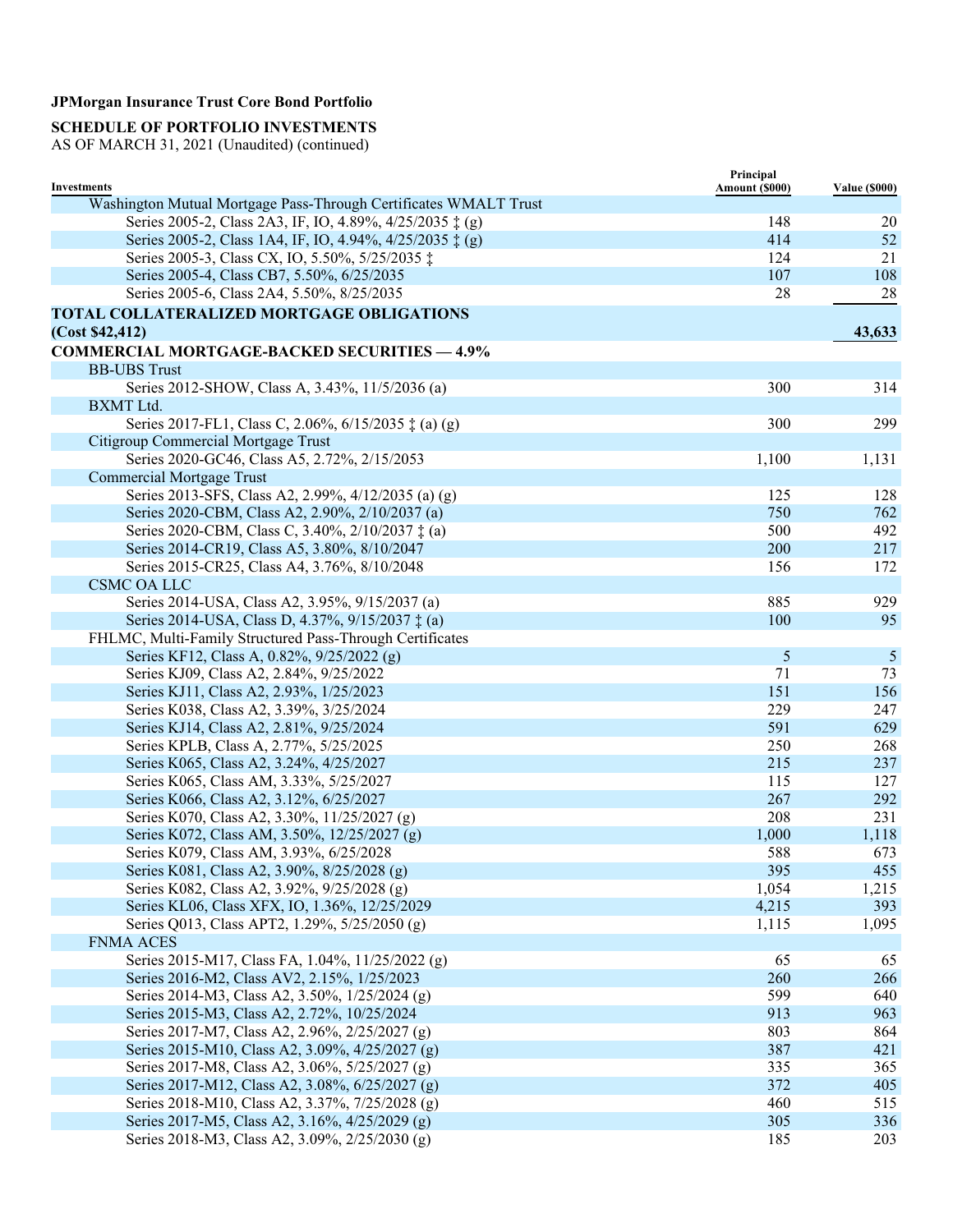**JPMorgan Insurance Trust Core Bond Portfolio**

**SCHEDULE OF PORTFOLIO INVESTMENTS**
AS OF MARCH 31, 2021 (Unaudited) (continued)

| Investments | Principal Amount ($000) | Value ($000) |
|---|---|---|
| Washington Mutual Mortgage Pass-Through Certificates WMALT Trust | | |
| Series 2005-2, Class 2A3, IF, IO, 4.89%, 4/25/2035 ‡ (g) | 148 | 20 |
| Series 2005-2, Class 1A4, IF, IO, 4.94%, 4/25/2035 ‡ (g) | 414 | 52 |
| Series 2005-3, Class CX, IO, 5.50%, 5/25/2035 ‡ | 124 | 21 |
| Series 2005-4, Class CB7, 5.50%, 6/25/2035 | 107 | 108 |
| Series 2005-6, Class 2A4, 5.50%, 8/25/2035 | 28 | 28 |
| **TOTAL COLLATERALIZED MORTGAGE OBLIGATIONS (Cost $42,412)** | | **43,633** |
| **COMMERCIAL MORTGAGE-BACKED SECURITIES — 4.9%** | | |
| BB-UBS Trust | | |
| Series 2012-SHOW, Class A, 3.43%, 11/5/2036 (a) | 300 | 314 |
| BXMT Ltd. | | |
| Series 2017-FL1, Class C, 2.06%, 6/15/2035 ‡ (a) (g) | 300 | 299 |
| Citigroup Commercial Mortgage Trust | | |
| Series 2020-GC46, Class A5, 2.72%, 2/15/2053 | 1,100 | 1,131 |
| Commercial Mortgage Trust | | |
| Series 2013-SFS, Class A2, 2.99%, 4/12/2035 (a) (g) | 125 | 128 |
| Series 2020-CBM, Class A2, 2.90%, 2/10/2037 (a) | 750 | 762 |
| Series 2020-CBM, Class C, 3.40%, 2/10/2037 ‡ (a) | 500 | 492 |
| Series 2014-CR19, Class A5, 3.80%, 8/10/2047 | 200 | 217 |
| Series 2015-CR25, Class A4, 3.76%, 8/10/2048 | 156 | 172 |
| CSMC OA LLC | | |
| Series 2014-USA, Class A2, 3.95%, 9/15/2037 (a) | 885 | 929 |
| Series 2014-USA, Class D, 4.37%, 9/15/2037 ‡ (a) | 100 | 95 |
| FHLMC, Multi-Family Structured Pass-Through Certificates | | |
| Series KF12, Class A, 0.82%, 9/25/2022 (g) | 5 | 5 |
| Series KJ09, Class A2, 2.84%, 9/25/2022 | 71 | 73 |
| Series KJ11, Class A2, 2.93%, 1/25/2023 | 151 | 156 |
| Series K038, Class A2, 3.39%, 3/25/2024 | 229 | 247 |
| Series KJ14, Class A2, 2.81%, 9/25/2024 | 591 | 629 |
| Series KPLB, Class A, 2.77%, 5/25/2025 | 250 | 268 |
| Series K065, Class A2, 3.24%, 4/25/2027 | 215 | 237 |
| Series K065, Class AM, 3.33%, 5/25/2027 | 115 | 127 |
| Series K066, Class A2, 3.12%, 6/25/2027 | 267 | 292 |
| Series K070, Class A2, 3.30%, 11/25/2027 (g) | 208 | 231 |
| Series K072, Class AM, 3.50%, 12/25/2027 (g) | 1,000 | 1,118 |
| Series K079, Class AM, 3.93%, 6/25/2028 | 588 | 673 |
| Series K081, Class A2, 3.90%, 8/25/2028 (g) | 395 | 455 |
| Series K082, Class A2, 3.92%, 9/25/2028 (g) | 1,054 | 1,215 |
| Series KL06, Class XFX, IO, 1.36%, 12/25/2029 | 4,215 | 393 |
| Series Q013, Class APT2, 1.29%, 5/25/2050 (g) | 1,115 | 1,095 |
| FNMA ACES | | |
| Series 2015-M17, Class FA, 1.04%, 11/25/2022 (g) | 65 | 65 |
| Series 2016-M2, Class AV2, 2.15%, 1/25/2023 | 260 | 266 |
| Series 2014-M3, Class A2, 3.50%, 1/25/2024 (g) | 599 | 640 |
| Series 2015-M3, Class A2, 2.72%, 10/25/2024 | 913 | 963 |
| Series 2017-M7, Class A2, 2.96%, 2/25/2027 (g) | 803 | 864 |
| Series 2015-M10, Class A2, 3.09%, 4/25/2027 (g) | 387 | 421 |
| Series 2017-M8, Class A2, 3.06%, 5/25/2027 (g) | 335 | 365 |
| Series 2017-M12, Class A2, 3.08%, 6/25/2027 (g) | 372 | 405 |
| Series 2018-M10, Class A2, 3.37%, 7/25/2028 (g) | 460 | 515 |
| Series 2017-M5, Class A2, 3.16%, 4/25/2029 (g) | 305 | 336 |
| Series 2018-M3, Class A2, 3.09%, 2/25/2030 (g) | 185 | 203 |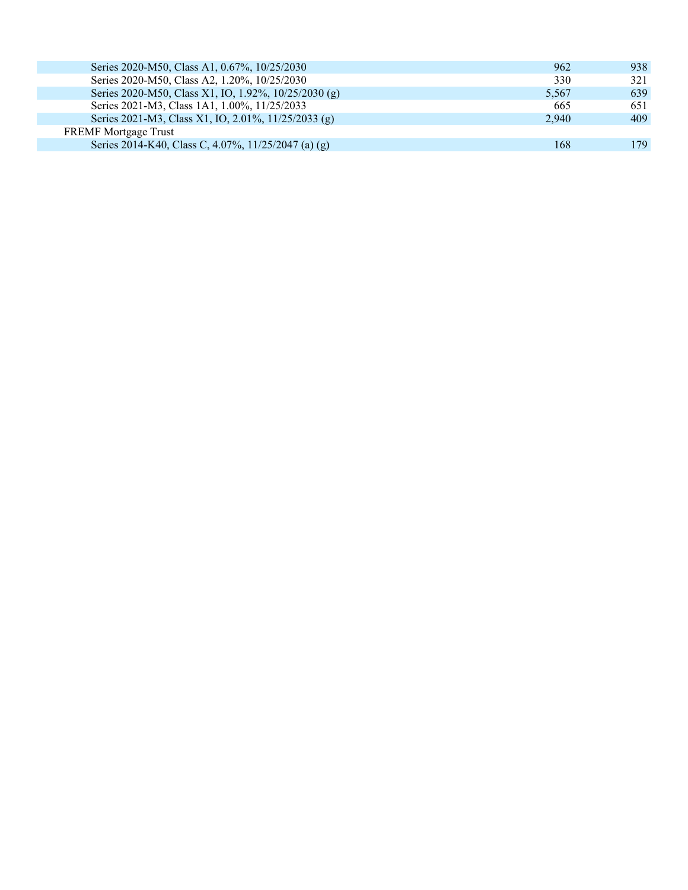| | | |
|---|---|---|
| Series 2020-M50, Class A1, 0.67%, 10/25/2030 | 962 | 938 |
| Series 2020-M50, Class A2, 1.20%, 10/25/2030 | 330 | 321 |
| Series 2020-M50, Class X1, IO, 1.92%, 10/25/2030 (g) | 5,567 | 639 |
| Series 2021-M3, Class 1A1, 1.00%, 11/25/2033 | 665 | 651 |
| Series 2021-M3, Class X1, IO, 2.01%, 11/25/2033 (g) | 2,940 | 409 |
| FREMF Mortgage Trust | | |
| Series 2014-K40, Class C, 4.07%, 11/25/2047 (a) (g) | 168 | 179 |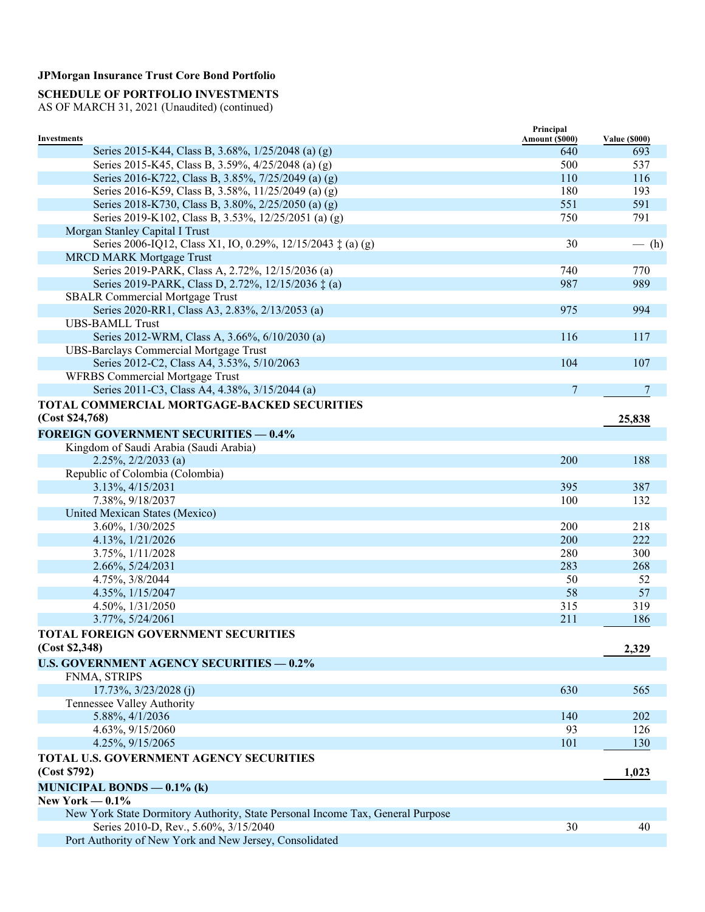**JPMorgan Insurance Trust Core Bond Portfolio**

**SCHEDULE OF PORTFOLIO INVESTMENTS**
AS OF MARCH 31, 2021 (Unaudited) (continued)

| Investments | Principal Amount ($000) | Value ($000) |
|---|---|---|
| Series 2015-K44, Class B, 3.68%, 1/25/2048 (a) (g) | 640 | 693 |
| Series 2015-K45, Class B, 3.59%, 4/25/2048 (a) (g) | 500 | 537 |
| Series 2016-K722, Class B, 3.85%, 7/25/2049 (a) (g) | 110 | 116 |
| Series 2016-K59, Class B, 3.58%, 11/25/2049 (a) (g) | 180 | 193 |
| Series 2018-K730, Class B, 3.80%, 2/25/2050 (a) (g) | 551 | 591 |
| Series 2019-K102, Class B, 3.53%, 12/25/2051 (a) (g) | 750 | 791 |
| Morgan Stanley Capital I Trust | | |
| Series 2006-IQ12, Class X1, IO, 0.29%, 12/15/2043 ‡ (a) (g) | 30 | — (h) |
| MRCD MARK Mortgage Trust | | |
| Series 2019-PARK, Class A, 2.72%, 12/15/2036 (a) | 740 | 770 |
| Series 2019-PARK, Class D, 2.72%, 12/15/2036 ‡ (a) | 987 | 989 |
| SBALR Commercial Mortgage Trust | | |
| Series 2020-RR1, Class A3, 2.83%, 2/13/2053 (a) | 975 | 994 |
| UBS-BAMLL Trust | | |
| Series 2012-WRM, Class A, 3.66%, 6/10/2030 (a) | 116 | 117 |
| UBS-Barclays Commercial Mortgage Trust | | |
| Series 2012-C2, Class A4, 3.53%, 5/10/2063 | 104 | 107 |
| WFRBS Commercial Mortgage Trust | | |
| Series 2011-C3, Class A4, 4.38%, 3/15/2044 (a) | 7 | 7 |
| **TOTAL COMMERCIAL MORTGAGE-BACKED SECURITIES (Cost $24,768)** | | **25,838** |
| **FOREIGN GOVERNMENT SECURITIES — 0.4%** | | |
| Kingdom of Saudi Arabia (Saudi Arabia) | | |
| 2.25%, 2/2/2033 (a) | 200 | 188 |
| Republic of Colombia (Colombia) | | |
| 3.13%, 4/15/2031 | 395 | 387 |
| 7.38%, 9/18/2037 | 100 | 132 |
| United Mexican States (Mexico) | | |
| 3.60%, 1/30/2025 | 200 | 218 |
| 4.13%, 1/21/2026 | 200 | 222 |
| 3.75%, 1/11/2028 | 280 | 300 |
| 2.66%, 5/24/2031 | 283 | 268 |
| 4.75%, 3/8/2044 | 50 | 52 |
| 4.35%, 1/15/2047 | 58 | 57 |
| 4.50%, 1/31/2050 | 315 | 319 |
| 3.77%, 5/24/2061 | 211 | 186 |
| **TOTAL FOREIGN GOVERNMENT SECURITIES (Cost $2,348)** | | **2,329** |
| **U.S. GOVERNMENT AGENCY SECURITIES — 0.2%** | | |
| FNMA, STRIPS | | |
| 17.73%, 3/23/2028 (j) | 630 | 565 |
| Tennessee Valley Authority | | |
| 5.88%, 4/1/2036 | 140 | 202 |
| 4.63%, 9/15/2060 | 93 | 126 |
| 4.25%, 9/15/2065 | 101 | 130 |
| **TOTAL U.S. GOVERNMENT AGENCY SECURITIES (Cost $792)** | | **1,023** |
| **MUNICIPAL BONDS — 0.1% (k)** | | |
| **New York — 0.1%** | | |
| New York State Dormitory Authority, State Personal Income Tax, General Purpose | | |
| Series 2010-D, Rev., 5.60%, 3/15/2040 | 30 | 40 |
| Port Authority of New York and New Jersey, Consolidated | | |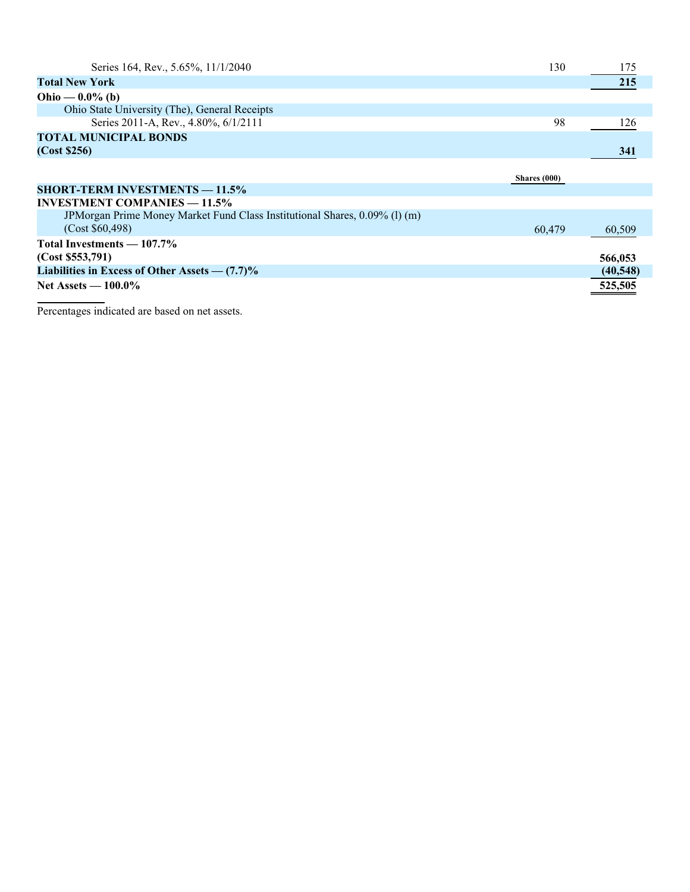| | | |
|---|---|---|
| Series 164, Rev., 5.65%, 11/1/2040 | 130 | 175 |
| **Total New York** | | **215** |
| **Ohio — 0.0% (b)** | | |
| Ohio State University (The), General Receipts | | |
| Series 2011-A, Rev., 4.80%, 6/1/2111 | 98 | 126 |
| **TOTAL MUNICIPAL BONDS** | | |
| **(Cost $256)** | | **341** |
| | **Shares (000)** | |
| **SHORT-TERM INVESTMENTS — 11.5%** | | |
| **INVESTMENT COMPANIES — 11.5%** | | |
| JPMorgan Prime Money Market Fund Class Institutional Shares, 0.09% (l) (m) (Cost $60,498) | 60,479 | 60,509 |
| **Total Investments — 107.7%** | | |
| **(Cost $553,791)** | | **566,053** |
| **Liabilities in Excess of Other Assets — (7.7)%** | | **(40,548)** |
| **Net Assets — 100.0%** | | **525,505** |

Percentages indicated are based on net assets.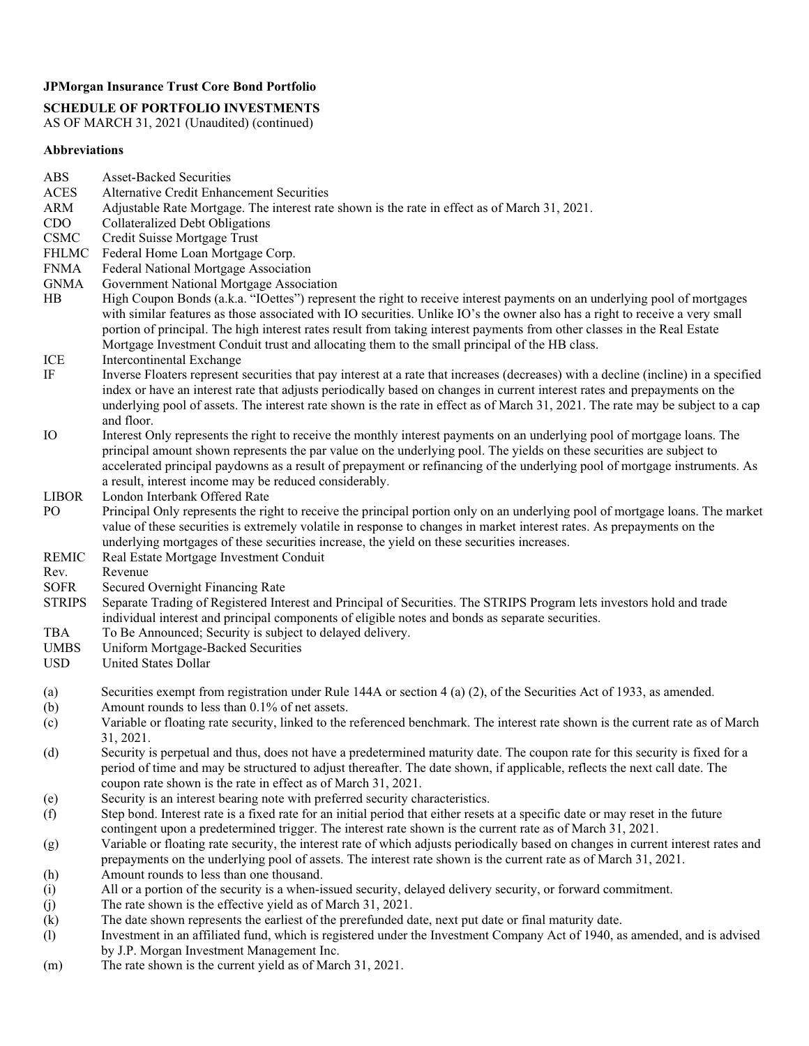**JPMorgan Insurance Trust Core Bond Portfolio**

**SCHEDULE OF PORTFOLIO INVESTMENTS**

AS OF MARCH 31, 2021 (Unaudited) (continued)

**Abbreviations**

| | |
|---|---|
| ABS | Asset-Backed Securities |
| ACES | Alternative Credit Enhancement Securities |
| ARM | Adjustable Rate Mortgage. The interest rate shown is the rate in effect as of March 31, 2021. |
| CDO | Collateralized Debt Obligations |
| CSMC | Credit Suisse Mortgage Trust |
| FHLMC | Federal Home Loan Mortgage Corp. |
| FNMA | Federal National Mortgage Association |
| GNMA | Government National Mortgage Association |
| HB | High Coupon Bonds (a.k.a. "IOettes") represent the right to receive interest payments on an underlying pool of mortgages with similar features as those associated with IO securities. Unlike IO's the owner also has a right to receive a very small portion of principal. The high interest rates result from taking interest payments from other classes in the Real Estate Mortgage Investment Conduit trust and allocating them to the small principal of the HB class. |
| ICE | Intercontinental Exchange |
| IF | Inverse Floaters represent securities that pay interest at a rate that increases (decreases) with a decline (incline) in a specified index or have an interest rate that adjusts periodically based on changes in current interest rates and prepayments on the underlying pool of assets. The interest rate shown is the rate in effect as of March 31, 2021. The rate may be subject to a cap and floor. |
| IO | Interest Only represents the right to receive the monthly interest payments on an underlying pool of mortgage loans. The principal amount shown represents the par value on the underlying pool. The yields on these securities are subject to accelerated principal paydowns as a result of prepayment or refinancing of the underlying pool of mortgage instruments. As a result, interest income may be reduced considerably. |
| LIBOR | London Interbank Offered Rate |
| PO | Principal Only represents the right to receive the principal portion only on an underlying pool of mortgage loans. The market value of these securities is extremely volatile in response to changes in market interest rates. As prepayments on the underlying mortgages of these securities increase, the yield on these securities increases. |
| REMIC | Real Estate Mortgage Investment Conduit |
| Rev. | Revenue |
| SOFR | Secured Overnight Financing Rate |
| STRIPS | Separate Trading of Registered Interest and Principal of Securities. The STRIPS Program lets investors hold and trade individual interest and principal components of eligible notes and bonds as separate securities. |
| TBA | To Be Announced; Security is subject to delayed delivery. |
| UMBS | Uniform Mortgage-Backed Securities |
| USD | United States Dollar |

| | |
|---|---|
| (a) | Securities exempt from registration under Rule 144A or section 4 (a) (2), of the Securities Act of 1933, as amended. |
| (b) | Amount rounds to less than 0.1% of net assets. |
| (c) | Variable or floating rate security, linked to the referenced benchmark. The interest rate shown is the current rate as of March 31, 2021. |
| (d) | Security is perpetual and thus, does not have a predetermined maturity date. The coupon rate for this security is fixed for a period of time and may be structured to adjust thereafter. The date shown, if applicable, reflects the next call date. The coupon rate shown is the rate in effect as of March 31, 2021. |
| (e) | Security is an interest bearing note with preferred security characteristics. |
| (f) | Step bond. Interest rate is a fixed rate for an initial period that either resets at a specific date or may reset in the future contingent upon a predetermined trigger. The interest rate shown is the current rate as of March 31, 2021. |
| (g) | Variable or floating rate security, the interest rate of which adjusts periodically based on changes in current interest rates and prepayments on the underlying pool of assets. The interest rate shown is the current rate as of March 31, 2021. |
| (h) | Amount rounds to less than one thousand. |
| (i) | All or a portion of the security is a when-issued security, delayed delivery security, or forward commitment. |
| (j) | The rate shown is the effective yield as of March 31, 2021. |
| (k) | The date shown represents the earliest of the prerefunded date, next put date or final maturity date. |
| (l) | Investment in an affiliated fund, which is registered under the Investment Company Act of 1940, as amended, and is advised by J.P. Morgan Investment Management Inc. |
| (m) | The rate shown is the current yield as of March 31, 2021. |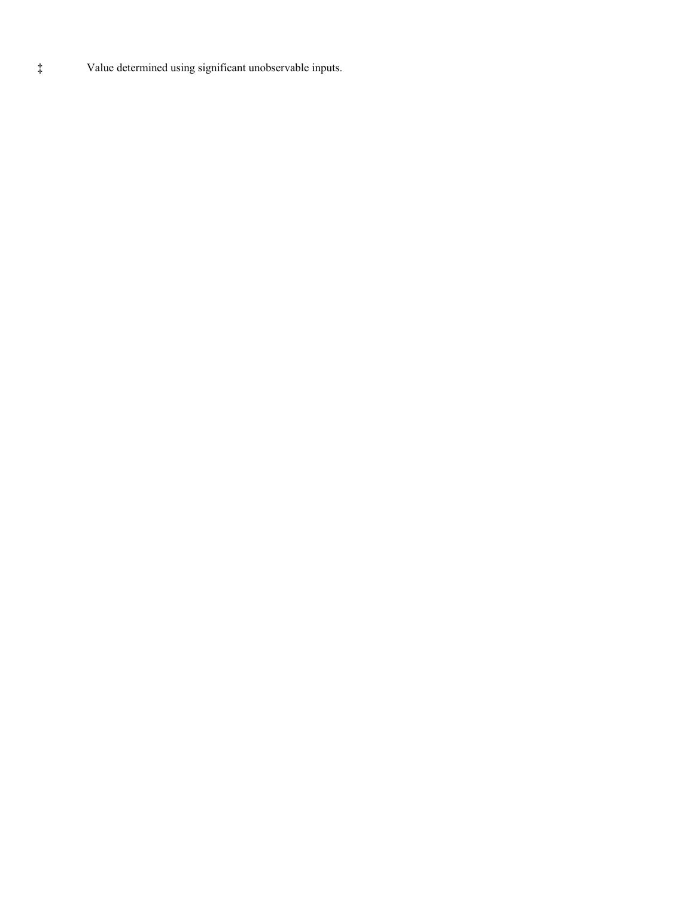‡ Value determined using significant unobservable inputs.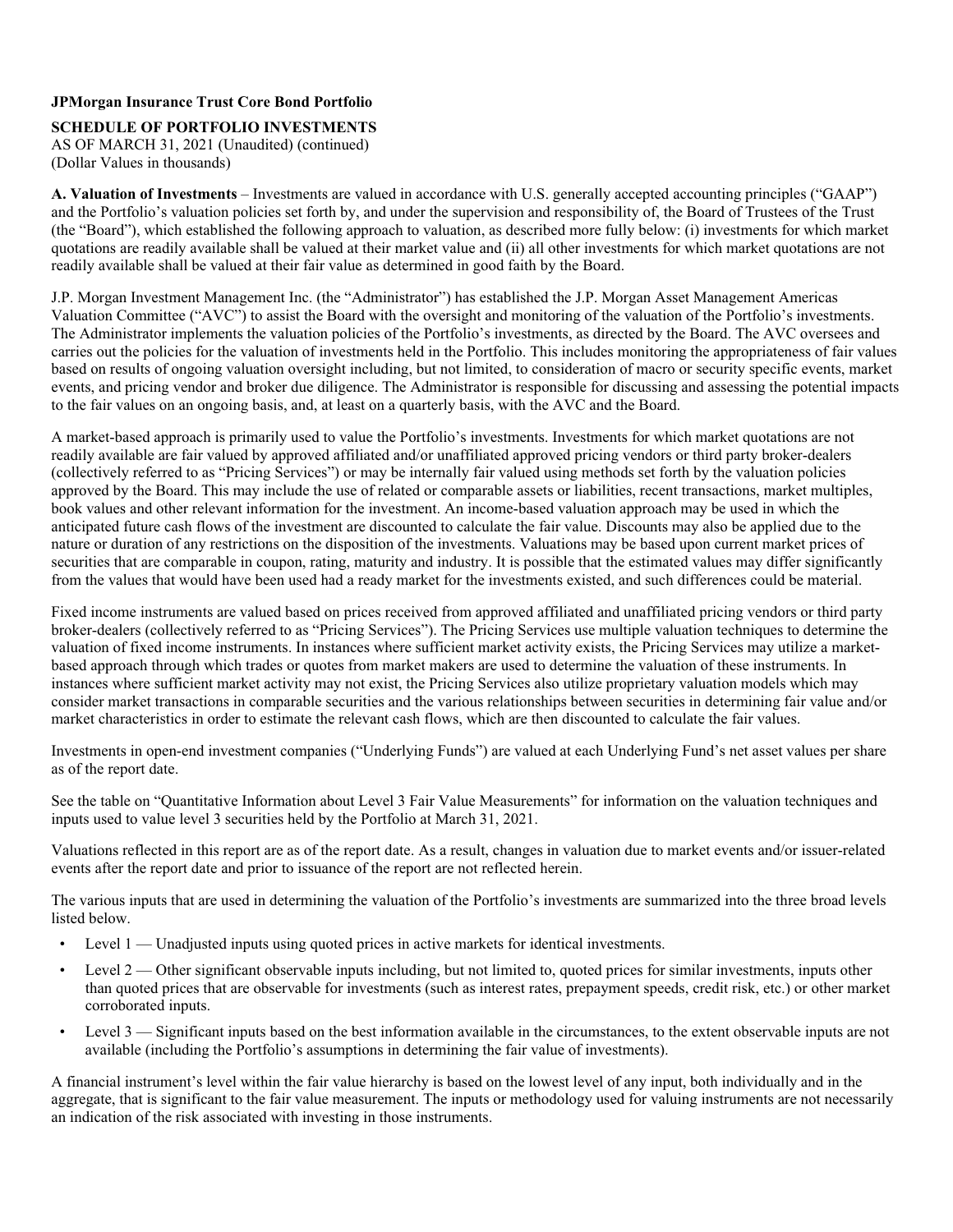**JPMorgan Insurance Trust Core Bond Portfolio**

**SCHEDULE OF PORTFOLIO INVESTMENTS**

AS OF MARCH 31, 2021 (Unaudited) (continued)

(Dollar Values in thousands)

**A. Valuation of Investments** – Investments are valued in accordance with U.S. generally accepted accounting principles ("GAAP") and the Portfolio's valuation policies set forth by, and under the supervision and responsibility of, the Board of Trustees of the Trust (the "Board"), which established the following approach to valuation, as described more fully below: (i) investments for which market quotations are readily available shall be valued at their market value and (ii) all other investments for which market quotations are not readily available shall be valued at their fair value as determined in good faith by the Board.

J.P. Morgan Investment Management Inc. (the "Administrator") has established the J.P. Morgan Asset Management Americas Valuation Committee ("AVC") to assist the Board with the oversight and monitoring of the valuation of the Portfolio's investments. The Administrator implements the valuation policies of the Portfolio's investments, as directed by the Board. The AVC oversees and carries out the policies for the valuation of investments held in the Portfolio. This includes monitoring the appropriateness of fair values based on results of ongoing valuation oversight including, but not limited, to consideration of macro or security specific events, market events, and pricing vendor and broker due diligence. The Administrator is responsible for discussing and assessing the potential impacts to the fair values on an ongoing basis, and, at least on a quarterly basis, with the AVC and the Board.

A market-based approach is primarily used to value the Portfolio's investments. Investments for which market quotations are not readily available are fair valued by approved affiliated and/or unaffiliated approved pricing vendors or third party broker-dealers (collectively referred to as "Pricing Services") or may be internally fair valued using methods set forth by the valuation policies approved by the Board. This may include the use of related or comparable assets or liabilities, recent transactions, market multiples, book values and other relevant information for the investment. An income-based valuation approach may be used in which the anticipated future cash flows of the investment are discounted to calculate the fair value. Discounts may also be applied due to the nature or duration of any restrictions on the disposition of the investments. Valuations may be based upon current market prices of securities that are comparable in coupon, rating, maturity and industry. It is possible that the estimated values may differ significantly from the values that would have been used had a ready market for the investments existed, and such differences could be material.

Fixed income instruments are valued based on prices received from approved affiliated and unaffiliated pricing vendors or third party broker-dealers (collectively referred to as "Pricing Services"). The Pricing Services use multiple valuation techniques to determine the valuation of fixed income instruments. In instances where sufficient market activity exists, the Pricing Services may utilize a market-based approach through which trades or quotes from market makers are used to determine the valuation of these instruments. In instances where sufficient market activity may not exist, the Pricing Services also utilize proprietary valuation models which may consider market transactions in comparable securities and the various relationships between securities in determining fair value and/or market characteristics in order to estimate the relevant cash flows, which are then discounted to calculate the fair values.

Investments in open-end investment companies ("Underlying Funds") are valued at each Underlying Fund's net asset values per share as of the report date.

See the table on "Quantitative Information about Level 3 Fair Value Measurements" for information on the valuation techniques and inputs used to value level 3 securities held by the Portfolio at March 31, 2021.

Valuations reflected in this report are as of the report date. As a result, changes in valuation due to market events and/or issuer-related events after the report date and prior to issuance of the report are not reflected herein.

The various inputs that are used in determining the valuation of the Portfolio's investments are summarized into the three broad levels listed below.

- Level 1 — Unadjusted inputs using quoted prices in active markets for identical investments.
- Level 2 — Other significant observable inputs including, but not limited to, quoted prices for similar investments, inputs other than quoted prices that are observable for investments (such as interest rates, prepayment speeds, credit risk, etc.) or other market corroborated inputs.
- Level 3 — Significant inputs based on the best information available in the circumstances, to the extent observable inputs are not available (including the Portfolio's assumptions in determining the fair value of investments).

A financial instrument's level within the fair value hierarchy is based on the lowest level of any input, both individually and in the aggregate, that is significant to the fair value measurement. The inputs or methodology used for valuing instruments are not necessarily an indication of the risk associated with investing in those instruments.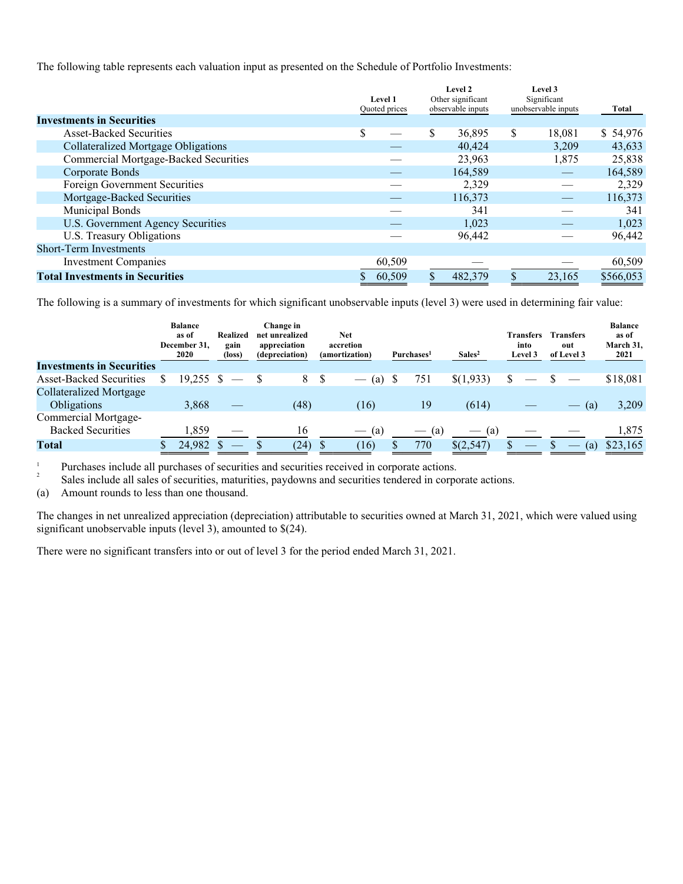The following table represents each valuation input as presented on the Schedule of Portfolio Investments:

| | Level 1 Quoted prices | Level 2 Other significant observable inputs | Level 3 Significant unobservable inputs | Total |
|---|---|---|---|---|
| **Investments in Securities** | | | | |
| Asset-Backed Securities | $ — | $ 36,895 | $ 18,081 | $ 54,976 |
| Collateralized Mortgage Obligations | — | 40,424 | 3,209 | 43,633 |
| Commercial Mortgage-Backed Securities | — | 23,963 | 1,875 | 25,838 |
| Corporate Bonds | — | 164,589 | — | 164,589 |
| Foreign Government Securities | — | 2,329 | — | 2,329 |
| Mortgage-Backed Securities | — | 116,373 | — | 116,373 |
| Municipal Bonds | — | 341 | — | 341 |
| U.S. Government Agency Securities | — | 1,023 | — | 1,023 |
| U.S. Treasury Obligations | — | 96,442 | — | 96,442 |
| Short-Term Investments | | | | |
| Investment Companies | 60,509 | — | — | 60,509 |
| **Total Investments in Securities** | $ 60,509 | $ 482,379 | $ 23,165 | $566,053 |

The following is a summary of investments for which significant unobservable inputs (level 3) were used in determining fair value:

| | Balance as of December 31, 2020 | Realized gain (loss) | Change in net unrealized appreciation (depreciation) | Net accretion (amortization) | Purchases[1] | Sales[2] | Transfers into Level 3 | Transfers out of Level 3 | Balance as of March 31, 2021 |
|---|---|---|---|---|---|---|---|---|---|
| **Investments in Securities** | | | | | | | | | |
| Asset-Backed Securities | $ 19,255 | $ — | $ 8 | $ — (a) | $ 751 | $(1,933) | $ — | $ — | $18,081 |
| Collateralized Mortgage Obligations | 3,868 | — | (48) | (16) | 19 | (614) | — | — (a) | 3,209 |
| Commercial Mortgage-Backed Securities | 1,859 | — | 16 | — (a) | — (a) | — (a) | — | — | 1,875 |
| **Total** | $ 24,982 | $ — | $ (24) | $ (16) | $ 770 | $(2,547) | $ — | $ — (a) | $23,165 |

[1] Purchases include all purchases of securities and securities received in corporate actions.

[2] Sales include all sales of securities, maturities, paydowns and securities tendered in corporate actions.

(a) Amount rounds to less than one thousand.

The changes in net unrealized appreciation (depreciation) attributable to securities owned at March 31, 2021, which were valued using significant unobservable inputs (level 3), amounted to $(24).

There were no significant transfers into or out of level 3 for the period ended March 31, 2021.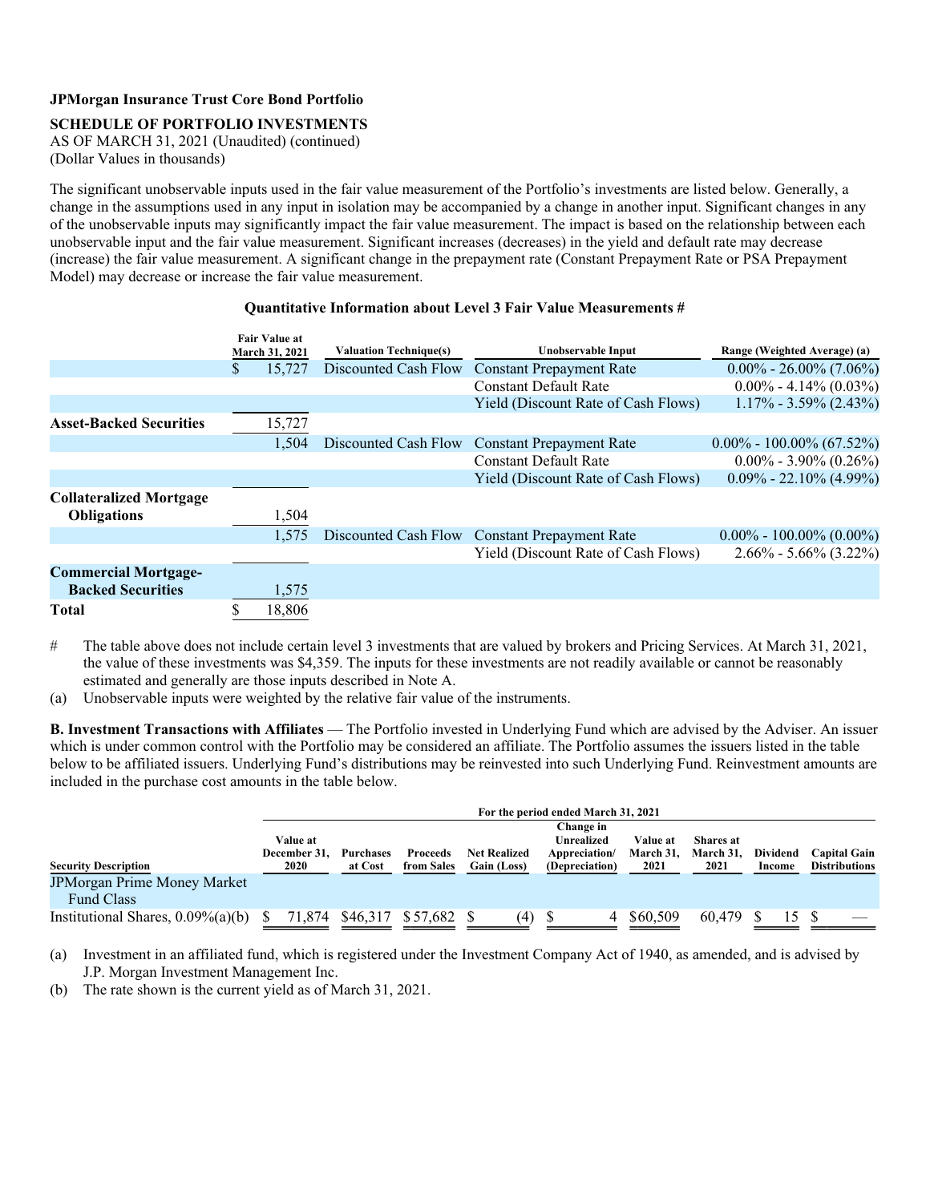**JPMorgan Insurance Trust Core Bond Portfolio**

**SCHEDULE OF PORTFOLIO INVESTMENTS**

AS OF MARCH 31, 2021 (Unaudited) (continued)

(Dollar Values in thousands)

The significant unobservable inputs used in the fair value measurement of the Portfolio's investments are listed below. Generally, a change in the assumptions used in any input in isolation may be accompanied by a change in another input. Significant changes in any of the unobservable inputs may significantly impact the fair value measurement. The impact is based on the relationship between each unobservable input and the fair value measurement. Significant increases (decreases) in the yield and default rate may decrease (increase) the fair value measurement. A significant change in the prepayment rate (Constant Prepayment Rate or PSA Prepayment Model) may decrease or increase the fair value measurement.

**Quantitative Information about Level 3 Fair Value Measurements #**

| | Fair Value at March 31, 2021 | Valuation Technique(s) | Unobservable Input | Range (Weighted Average) (a) |
|---|---|---|---|---|
| | $ 15,727 | Discounted Cash Flow | Constant Prepayment Rate | 0.00% - 26.00% (7.06%) |
| | | | Constant Default Rate | 0.00% - 4.14% (0.03%) |
| | | | Yield (Discount Rate of Cash Flows) | 1.17% - 3.59% (2.43%) |
| **Asset-Backed Securities** | 15,727 | | | |
| | 1,504 | Discounted Cash Flow | Constant Prepayment Rate | 0.00% - 100.00% (67.52%) |
| | | | Constant Default Rate | 0.00% - 3.90% (0.26%) |
| | | | Yield (Discount Rate of Cash Flows) | 0.09% - 22.10% (4.99%) |
| **Collateralized Mortgage Obligations** | 1,504 | | | |
| | 1,575 | Discounted Cash Flow | Constant Prepayment Rate | 0.00% - 100.00% (0.00%) |
| | | | Yield (Discount Rate of Cash Flows) | 2.66% - 5.66% (3.22%) |
| **Commercial Mortgage-Backed Securities** | 1,575 | | | |
| **Total** | $ 18,806 | | | |

\# The table above does not include certain level 3 investments that are valued by brokers and Pricing Services. At March 31, 2021, the value of these investments was $4,359. The inputs for these investments are not readily available or cannot be reasonably estimated and generally are those inputs described in Note A.

(a) Unobservable inputs were weighted by the relative fair value of the instruments.

**B. Investment Transactions with Affiliates** — The Portfolio invested in Underlying Fund which are advised by the Adviser. An issuer which is under common control with the Portfolio may be considered an affiliate. The Portfolio assumes the issuers listed in the table below to be affiliated issuers. Underlying Fund's distributions may be reinvested into such Underlying Fund. Reinvestment amounts are included in the purchase cost amounts in the table below.

| | For the period ended March 31, 2021 | | | | | | | | |
|---|---|---|---|---|---|---|---|---|---|
| Security Description | Value at December 31, 2020 | Purchases at Cost | Proceeds from Sales | Net Realized Gain (Loss) | Change in Unrealized Appreciation/ (Depreciation) | Value at March 31, 2021 | Shares at March 31, 2021 | Dividend Income | Capital Gain Distributions |
| JPMorgan Prime Money Market Fund Class Institutional Shares, 0.09%(a)(b) | $ 71,874 | $46,317 | $57,682 | $ (4) | $ 4 | $60,509 | 60,479 | $ 15 | $ — |

(a) Investment in an affiliated fund, which is registered under the Investment Company Act of 1940, as amended, and is advised by J.P. Morgan Investment Management Inc.

(b) The rate shown is the current yield as of March 31, 2021.